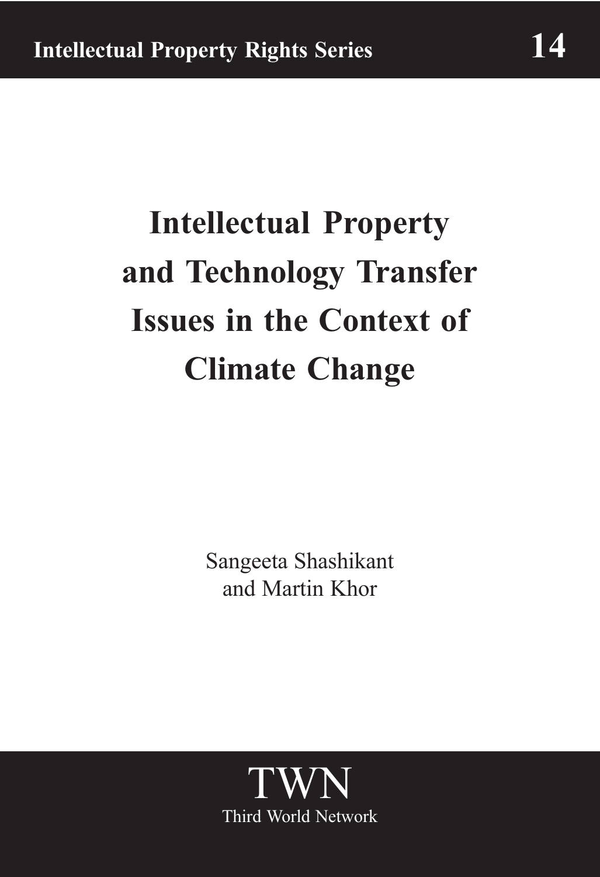Intellectual Property Rights Series **14**

# Intellectual Property and Technology Transfer Issues in the Context of Climate Change

Sangeeta Shashikant
and Martin Khor

TWN
Third World Network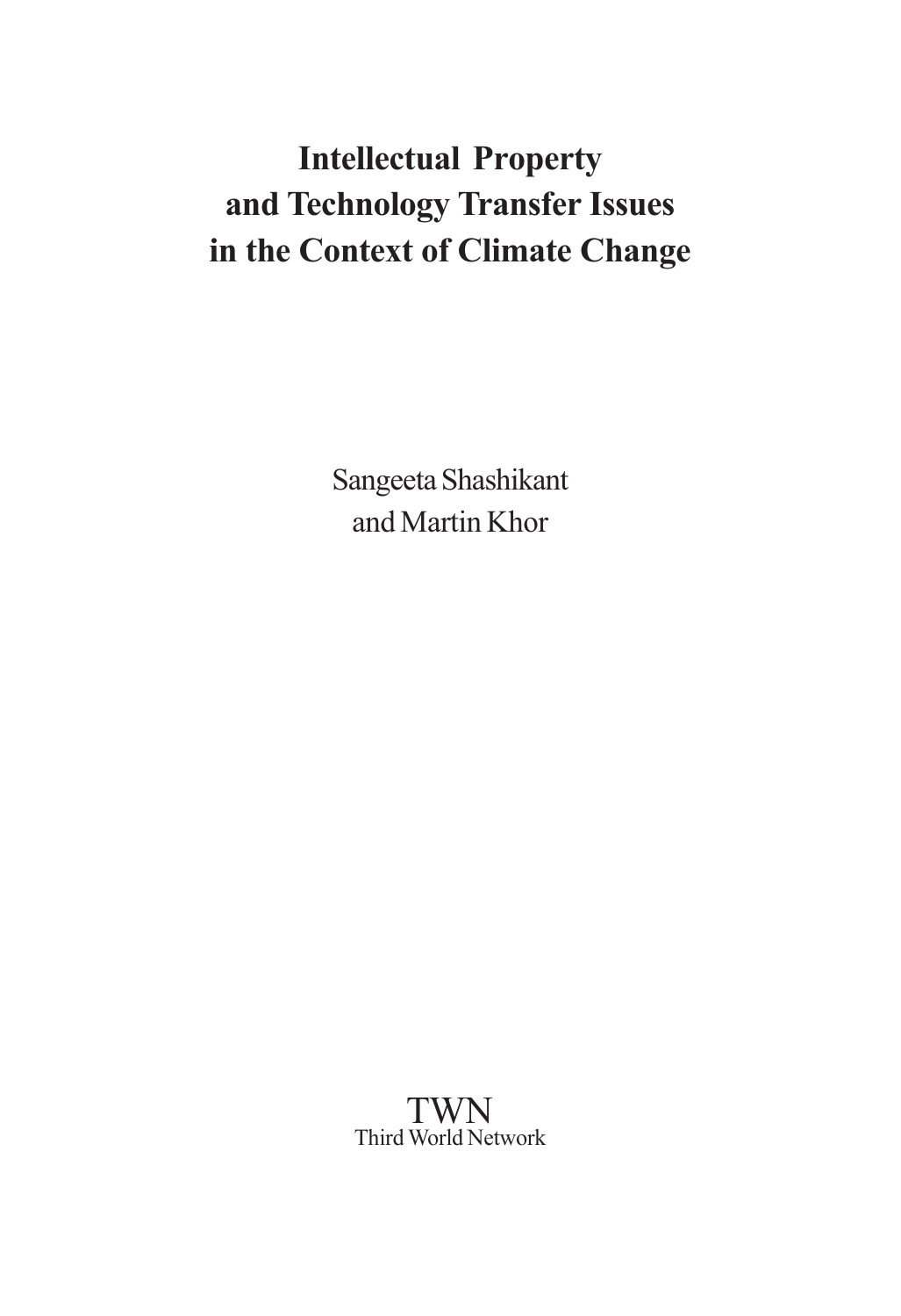# Intellectual Property and Technology Transfer Issues in the Context of Climate Change

Sangeeta Shashikant
and Martin Khor

TWN
Third World Network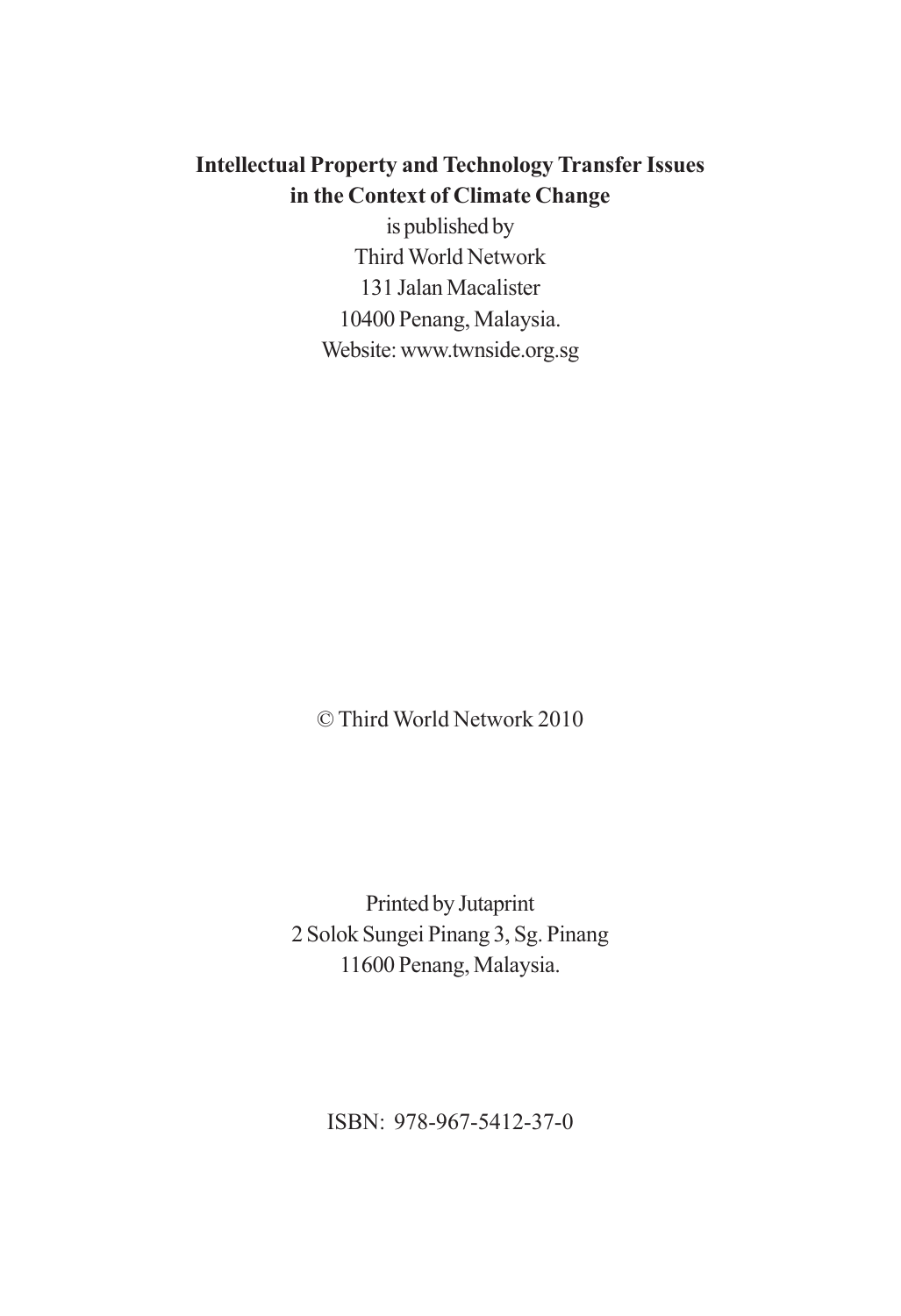**Intellectual Property and Technology Transfer Issues in the Context of Climate Change**
is published by
Third World Network
131 Jalan Macalister
10400 Penang, Malaysia.
Website: www.twnside.org.sg

© Third World Network 2010

Printed by Jutaprint
2 Solok Sungei Pinang 3, Sg. Pinang
11600 Penang, Malaysia.

ISBN: 978-967-5412-37-0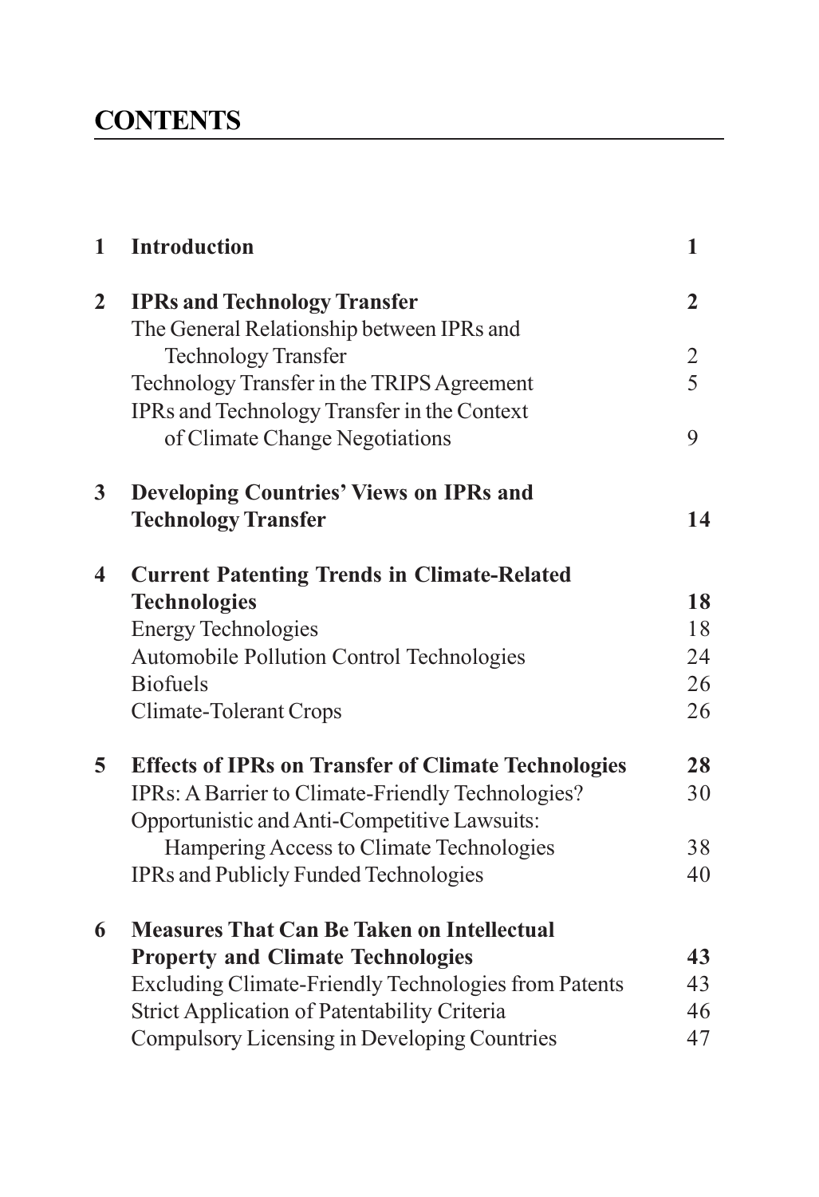# CONTENTS

| | | |
|---|---|---|
| **1** | **Introduction** | **1** |
| **2** | **IPRs and Technology Transfer** | **2** |
| | The General Relationship between IPRs and Technology Transfer | 2 |
| | Technology Transfer in the TRIPS Agreement | 5 |
| | IPRs and Technology Transfer in the Context of Climate Change Negotiations | 9 |
| **3** | **Developing Countries' Views on IPRs and Technology Transfer** | **14** |
| **4** | **Current Patenting Trends in Climate-Related Technologies** | **18** |
| | Energy Technologies | 18 |
| | Automobile Pollution Control Technologies | 24 |
| | Biofuels | 26 |
| | Climate-Tolerant Crops | 26 |
| **5** | **Effects of IPRs on Transfer of Climate Technologies** | **28** |
| | IPRs: A Barrier to Climate-Friendly Technologies? | 30 |
| | Opportunistic and Anti-Competitive Lawsuits: Hampering Access to Climate Technologies | 38 |
| | IPRs and Publicly Funded Technologies | 40 |
| **6** | **Measures That Can Be Taken on Intellectual Property and Climate Technologies** | **43** |
| | Excluding Climate-Friendly Technologies from Patents | 43 |
| | Strict Application of Patentability Criteria | 46 |
| | Compulsory Licensing in Developing Countries | 47 |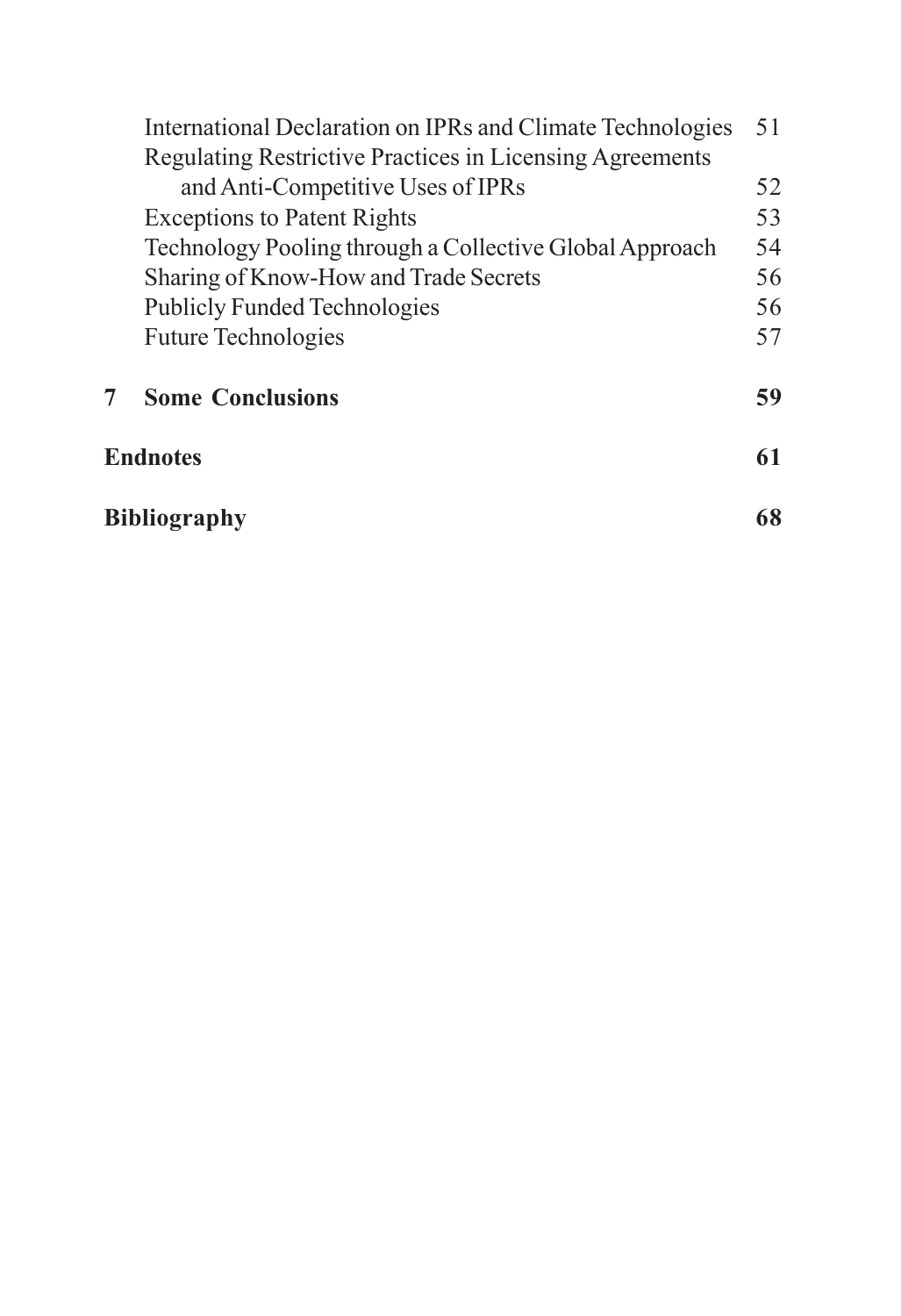| | |
|---|---|
| International Declaration on IPRs and Climate Technologies | 51 |
| Regulating Restrictive Practices in Licensing Agreements and Anti-Competitive Uses of IPRs | 52 |
| Exceptions to Patent Rights | 53 |
| Technology Pooling through a Collective Global Approach | 54 |
| Sharing of Know-How and Trade Secrets | 56 |
| Publicly Funded Technologies | 56 |
| Future Technologies | 57 |
| **7 Some Conclusions** | **59** |
| **Endnotes** | **61** |
| **Bibliography** | **68** |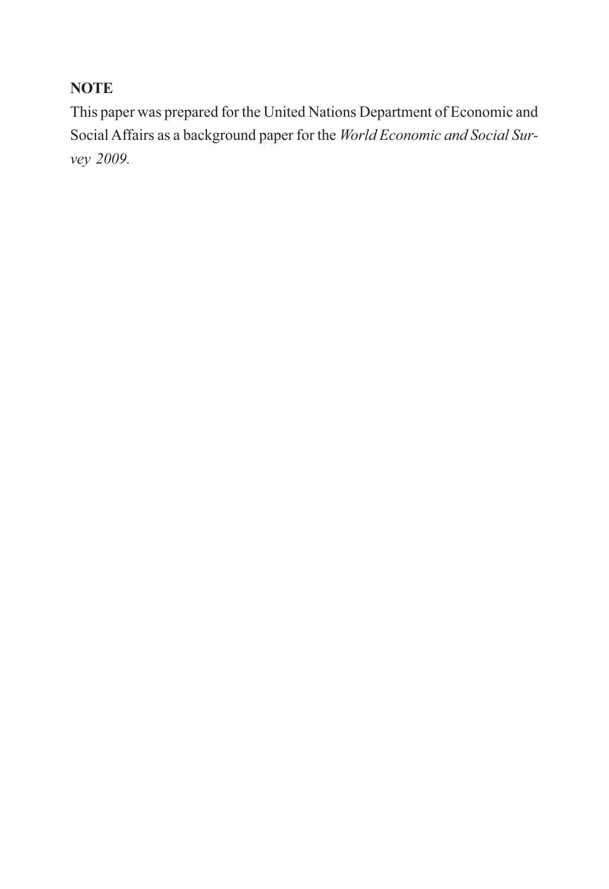**NOTE**

This paper was prepared for the United Nations Department of Economic and Social Affairs as a background paper for the *World Economic and Social Survey 2009.*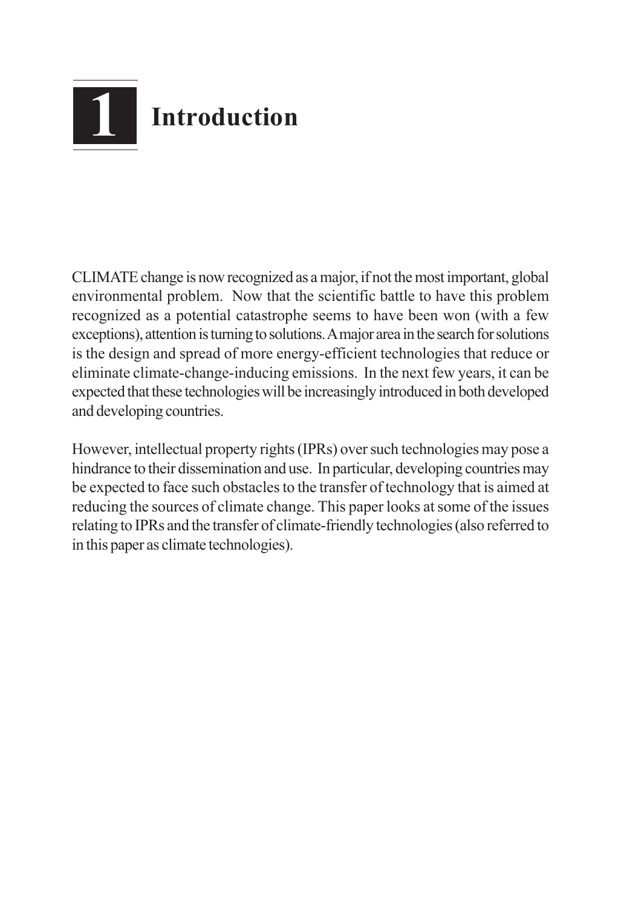# 1 Introduction

CLIMATE change is now recognized as a major, if not the most important, global environmental problem. Now that the scientific battle to have this problem recognized as a potential catastrophe seems to have been won (with a few exceptions), attention is turning to solutions. A major area in the search for solutions is the design and spread of more energy-efficient technologies that reduce or eliminate climate-change-inducing emissions. In the next few years, it can be expected that these technologies will be increasingly introduced in both developed and developing countries.

However, intellectual property rights (IPRs) over such technologies may pose a hindrance to their dissemination and use. In particular, developing countries may be expected to face such obstacles to the transfer of technology that is aimed at reducing the sources of climate change. This paper looks at some of the issues relating to IPRs and the transfer of climate-friendly technologies (also referred to in this paper as climate technologies).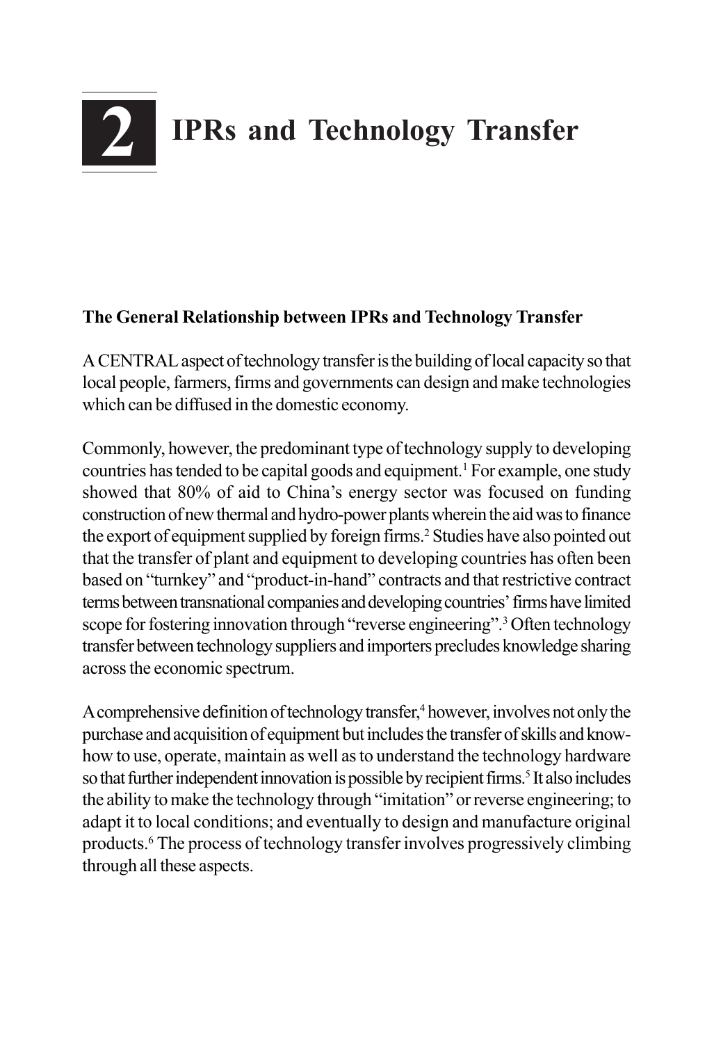# 2 IPRs and Technology Transfer

## The General Relationship between IPRs and Technology Transfer

A CENTRAL aspect of technology transfer is the building of local capacity so that local people, farmers, firms and governments can design and make technologies which can be diffused in the domestic economy.

Commonly, however, the predominant type of technology supply to developing countries has tended to be capital goods and equipment.[1] For example, one study showed that 80% of aid to China's energy sector was focused on funding construction of new thermal and hydro-power plants wherein the aid was to finance the export of equipment supplied by foreign firms.[2] Studies have also pointed out that the transfer of plant and equipment to developing countries has often been based on "turnkey" and "product-in-hand" contracts and that restrictive contract terms between transnational companies and developing countries' firms have limited scope for fostering innovation through "reverse engineering".[3] Often technology transfer between technology suppliers and importers precludes knowledge sharing across the economic spectrum.

A comprehensive definition of technology transfer,[4] however, involves not only the purchase and acquisition of equipment but includes the transfer of skills and know-how to use, operate, maintain as well as to understand the technology hardware so that further independent innovation is possible by recipient firms.[5] It also includes the ability to make the technology through "imitation" or reverse engineering; to adapt it to local conditions; and eventually to design and manufacture original products.[6] The process of technology transfer involves progressively climbing through all these aspects.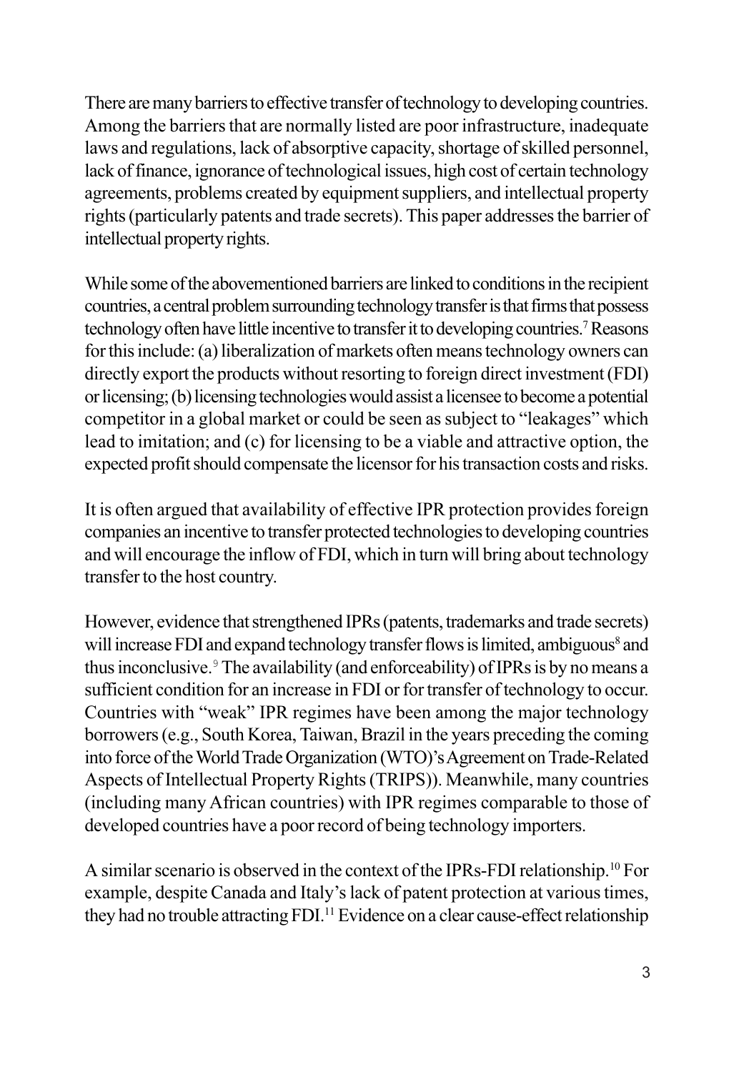There are many barriers to effective transfer of technology to developing countries. Among the barriers that are normally listed are poor infrastructure, inadequate laws and regulations, lack of absorptive capacity, shortage of skilled personnel, lack of finance, ignorance of technological issues, high cost of certain technology agreements, problems created by equipment suppliers, and intellectual property rights (particularly patents and trade secrets). This paper addresses the barrier of intellectual property rights.

While some of the abovementioned barriers are linked to conditions in the recipient countries, a central problem surrounding technology transfer is that firms that possess technology often have little incentive to transfer it to developing countries.[7] Reasons for this include: (a) liberalization of markets often means technology owners can directly export the products without resorting to foreign direct investment (FDI) or licensing; (b) licensing technologies would assist a licensee to become a potential competitor in a global market or could be seen as subject to "leakages" which lead to imitation; and (c) for licensing to be a viable and attractive option, the expected profit should compensate the licensor for his transaction costs and risks.

It is often argued that availability of effective IPR protection provides foreign companies an incentive to transfer protected technologies to developing countries and will encourage the inflow of FDI, which in turn will bring about technology transfer to the host country.

However, evidence that strengthened IPRs (patents, trademarks and trade secrets) will increase FDI and expand technology transfer flows is limited, ambiguous[8] and thus inconclusive.[9] The availability (and enforceability) of IPRs is by no means a sufficient condition for an increase in FDI or for transfer of technology to occur. Countries with "weak" IPR regimes have been among the major technology borrowers (e.g., South Korea, Taiwan, Brazil in the years preceding the coming into force of the World Trade Organization (WTO)'s Agreement on Trade-Related Aspects of Intellectual Property Rights (TRIPS)). Meanwhile, many countries (including many African countries) with IPR regimes comparable to those of developed countries have a poor record of being technology importers.

A similar scenario is observed in the context of the IPRs-FDI relationship.[10] For example, despite Canada and Italy's lack of patent protection at various times, they had no trouble attracting FDI.[11] Evidence on a clear cause-effect relationship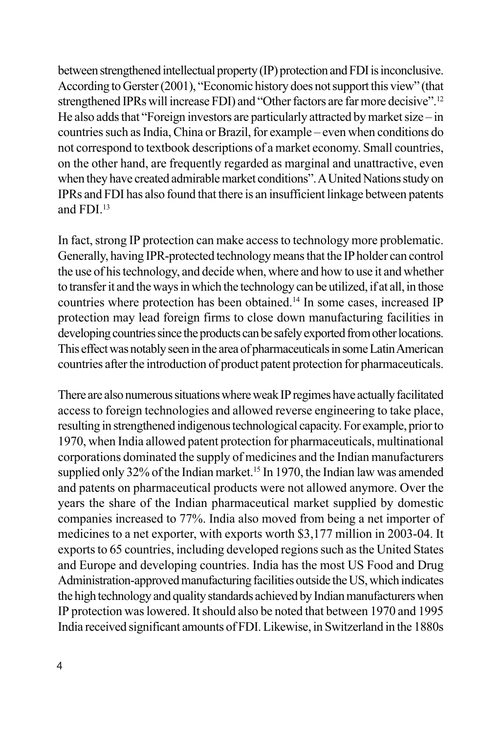between strengthened intellectual property (IP) protection and FDI is inconclusive. According to Gerster (2001), "Economic history does not support this view" (that strengthened IPRs will increase FDI) and "Other factors are far more decisive".[12] He also adds that "Foreign investors are particularly attracted by market size – in countries such as India, China or Brazil, for example – even when conditions do not correspond to textbook descriptions of a market economy. Small countries, on the other hand, are frequently regarded as marginal and unattractive, even when they have created admirable market conditions". A United Nations study on IPRs and FDI has also found that there is an insufficient linkage between patents and FDI.[13]

In fact, strong IP protection can make access to technology more problematic. Generally, having IPR-protected technology means that the IP holder can control the use of his technology, and decide when, where and how to use it and whether to transfer it and the ways in which the technology can be utilized, if at all, in those countries where protection has been obtained.[14] In some cases, increased IP protection may lead foreign firms to close down manufacturing facilities in developing countries since the products can be safely exported from other locations. This effect was notably seen in the area of pharmaceuticals in some Latin American countries after the introduction of product patent protection for pharmaceuticals.

There are also numerous situations where weak IP regimes have actually facilitated access to foreign technologies and allowed reverse engineering to take place, resulting in strengthened indigenous technological capacity. For example, prior to 1970, when India allowed patent protection for pharmaceuticals, multinational corporations dominated the supply of medicines and the Indian manufacturers supplied only 32% of the Indian market.[15] In 1970, the Indian law was amended and patents on pharmaceutical products were not allowed anymore. Over the years the share of the Indian pharmaceutical market supplied by domestic companies increased to 77%. India also moved from being a net importer of medicines to a net exporter, with exports worth $3,177 million in 2003-04. It exports to 65 countries, including developed regions such as the United States and Europe and developing countries. India has the most US Food and Drug Administration-approved manufacturing facilities outside the US, which indicates the high technology and quality standards achieved by Indian manufacturers when IP protection was lowered. It should also be noted that between 1970 and 1995 India received significant amounts of FDI. Likewise, in Switzerland in the 1880s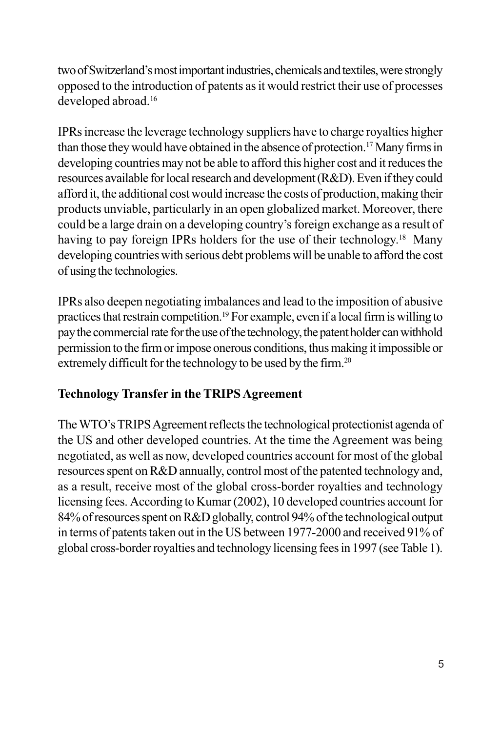two of Switzerland's most important industries, chemicals and textiles, were strongly opposed to the introduction of patents as it would restrict their use of processes developed abroad.[16]

IPRs increase the leverage technology suppliers have to charge royalties higher than those they would have obtained in the absence of protection.[17] Many firms in developing countries may not be able to afford this higher cost and it reduces the resources available for local research and development (R&D). Even if they could afford it, the additional cost would increase the costs of production, making their products unviable, particularly in an open globalized market. Moreover, there could be a large drain on a developing country's foreign exchange as a result of having to pay foreign IPRs holders for the use of their technology.[18] Many developing countries with serious debt problems will be unable to afford the cost of using the technologies.

IPRs also deepen negotiating imbalances and lead to the imposition of abusive practices that restrain competition.[19] For example, even if a local firm is willing to pay the commercial rate for the use of the technology, the patent holder can withhold permission to the firm or impose onerous conditions, thus making it impossible or extremely difficult for the technology to be used by the firm.[20]

**Technology Transfer in the TRIPS Agreement**

The WTO's TRIPS Agreement reflects the technological protectionist agenda of the US and other developed countries. At the time the Agreement was being negotiated, as well as now, developed countries account for most of the global resources spent on R&D annually, control most of the patented technology and, as a result, receive most of the global cross-border royalties and technology licensing fees. According to Kumar (2002), 10 developed countries account for 84% of resources spent on R&D globally, control 94% of the technological output in terms of patents taken out in the US between 1977-2000 and received 91% of global cross-border royalties and technology licensing fees in 1997 (see Table 1).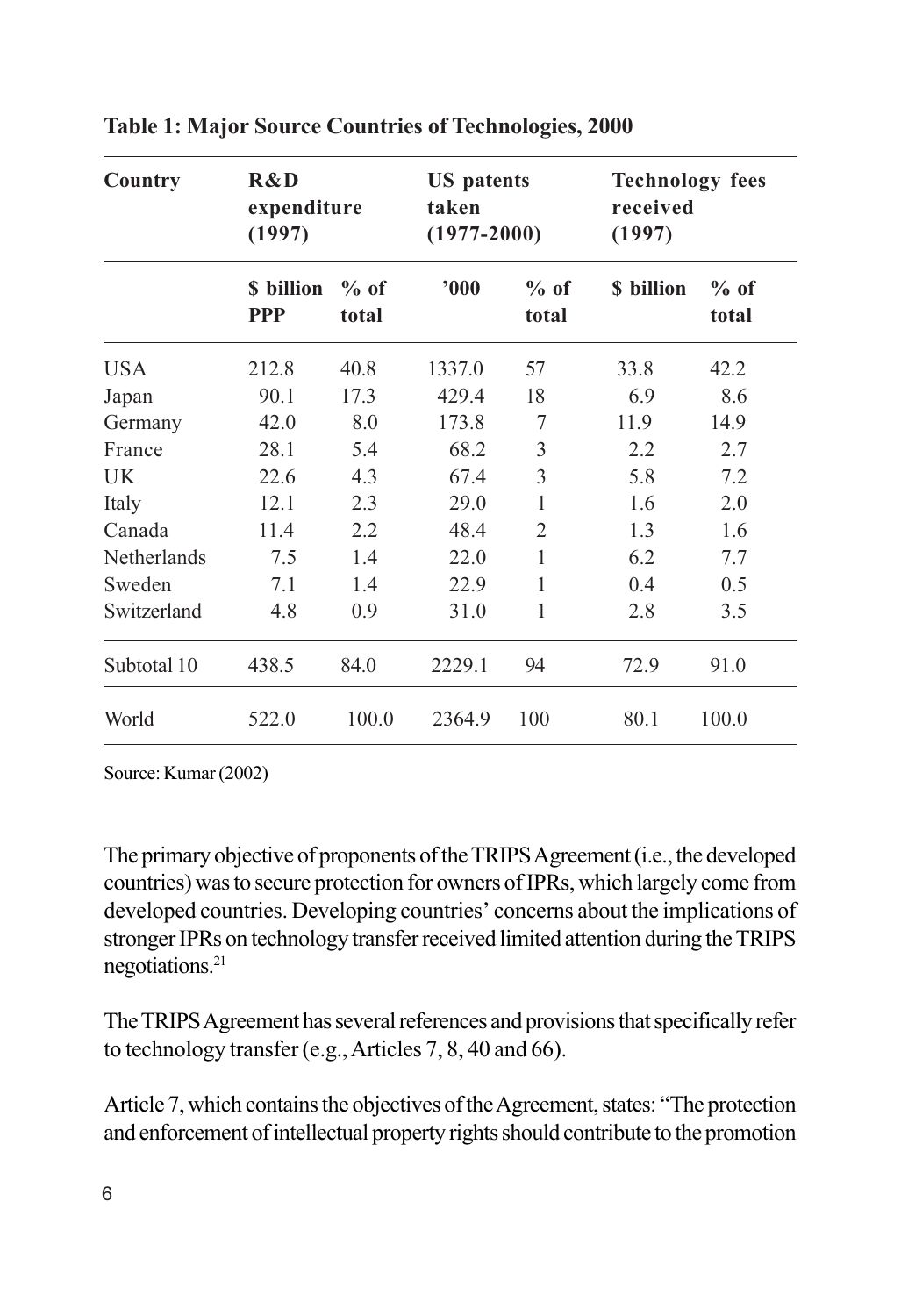**Table 1: Major Source Countries of Technologies, 2000**

| Country | R&D expenditure (1997) | | US patents taken (1977-2000) | | Technology fees received (1997) | |
|---|---|---|---|---|---|---|
| | $ billion PPP | % of total | '000 | % of total | $ billion | % of total |
| USA | 212.8 | 40.8 | 1337.0 | 57 | 33.8 | 42.2 |
| Japan | 90.1 | 17.3 | 429.4 | 18 | 6.9 | 8.6 |
| Germany | 42.0 | 8.0 | 173.8 | 7 | 11.9 | 14.9 |
| France | 28.1 | 5.4 | 68.2 | 3 | 2.2 | 2.7 |
| UK | 22.6 | 4.3 | 67.4 | 3 | 5.8 | 7.2 |
| Italy | 12.1 | 2.3 | 29.0 | 1 | 1.6 | 2.0 |
| Canada | 11.4 | 2.2 | 48.4 | 2 | 1.3 | 1.6 |
| Netherlands | 7.5 | 1.4 | 22.0 | 1 | 6.2 | 7.7 |
| Sweden | 7.1 | 1.4 | 22.9 | 1 | 0.4 | 0.5 |
| Switzerland | 4.8 | 0.9 | 31.0 | 1 | 2.8 | 3.5 |
| Subtotal 10 | 438.5 | 84.0 | 2229.1 | 94 | 72.9 | 91.0 |
| World | 522.0 | 100.0 | 2364.9 | 100 | 80.1 | 100.0 |

Source: Kumar (2002)

The primary objective of proponents of the TRIPS Agreement (i.e., the developed countries) was to secure protection for owners of IPRs, which largely come from developed countries. Developing countries' concerns about the implications of stronger IPRs on technology transfer received limited attention during the TRIPS negotiations.[21]

The TRIPS Agreement has several references and provisions that specifically refer to technology transfer (e.g., Articles 7, 8, 40 and 66).

Article 7, which contains the objectives of the Agreement, states: "The protection and enforcement of intellectual property rights should contribute to the promotion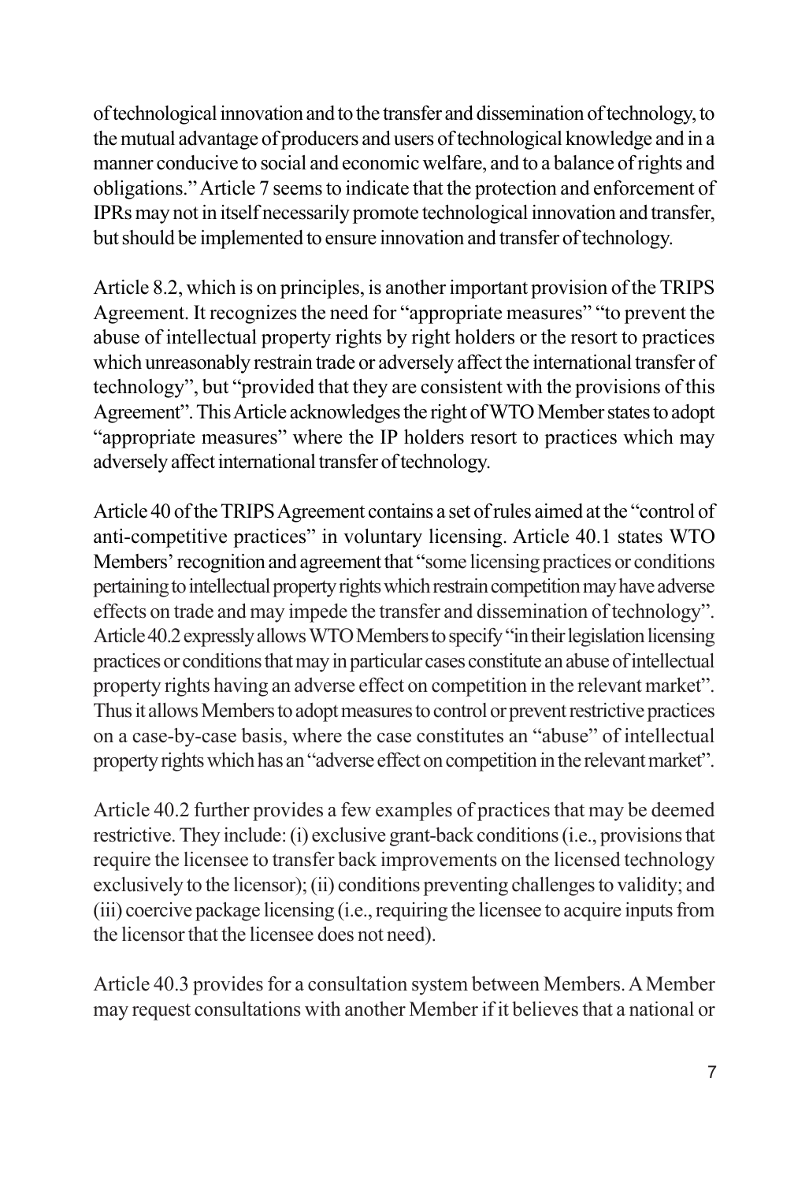of technological innovation and to the transfer and dissemination of technology, to the mutual advantage of producers and users of technological knowledge and in a manner conducive to social and economic welfare, and to a balance of rights and obligations." Article 7 seems to indicate that the protection and enforcement of IPRs may not in itself necessarily promote technological innovation and transfer, but should be implemented to ensure innovation and transfer of technology.

Article 8.2, which is on principles, is another important provision of the TRIPS Agreement. It recognizes the need for "appropriate measures" "to prevent the abuse of intellectual property rights by right holders or the resort to practices which unreasonably restrain trade or adversely affect the international transfer of technology", but "provided that they are consistent with the provisions of this Agreement". This Article acknowledges the right of WTO Member states to adopt "appropriate measures" where the IP holders resort to practices which may adversely affect international transfer of technology.

Article 40 of the TRIPS Agreement contains a set of rules aimed at the "control of anti-competitive practices" in voluntary licensing. Article 40.1 states WTO Members' recognition and agreement that "some licensing practices or conditions pertaining to intellectual property rights which restrain competition may have adverse effects on trade and may impede the transfer and dissemination of technology". Article 40.2 expressly allows WTO Members to specify "in their legislation licensing practices or conditions that may in particular cases constitute an abuse of intellectual property rights having an adverse effect on competition in the relevant market". Thus it allows Members to adopt measures to control or prevent restrictive practices on a case-by-case basis, where the case constitutes an "abuse" of intellectual property rights which has an "adverse effect on competition in the relevant market".

Article 40.2 further provides a few examples of practices that may be deemed restrictive. They include: (i) exclusive grant-back conditions (i.e., provisions that require the licensee to transfer back improvements on the licensed technology exclusively to the licensor); (ii) conditions preventing challenges to validity; and (iii) coercive package licensing (i.e., requiring the licensee to acquire inputs from the licensor that the licensee does not need).

Article 40.3 provides for a consultation system between Members. A Member may request consultations with another Member if it believes that a national or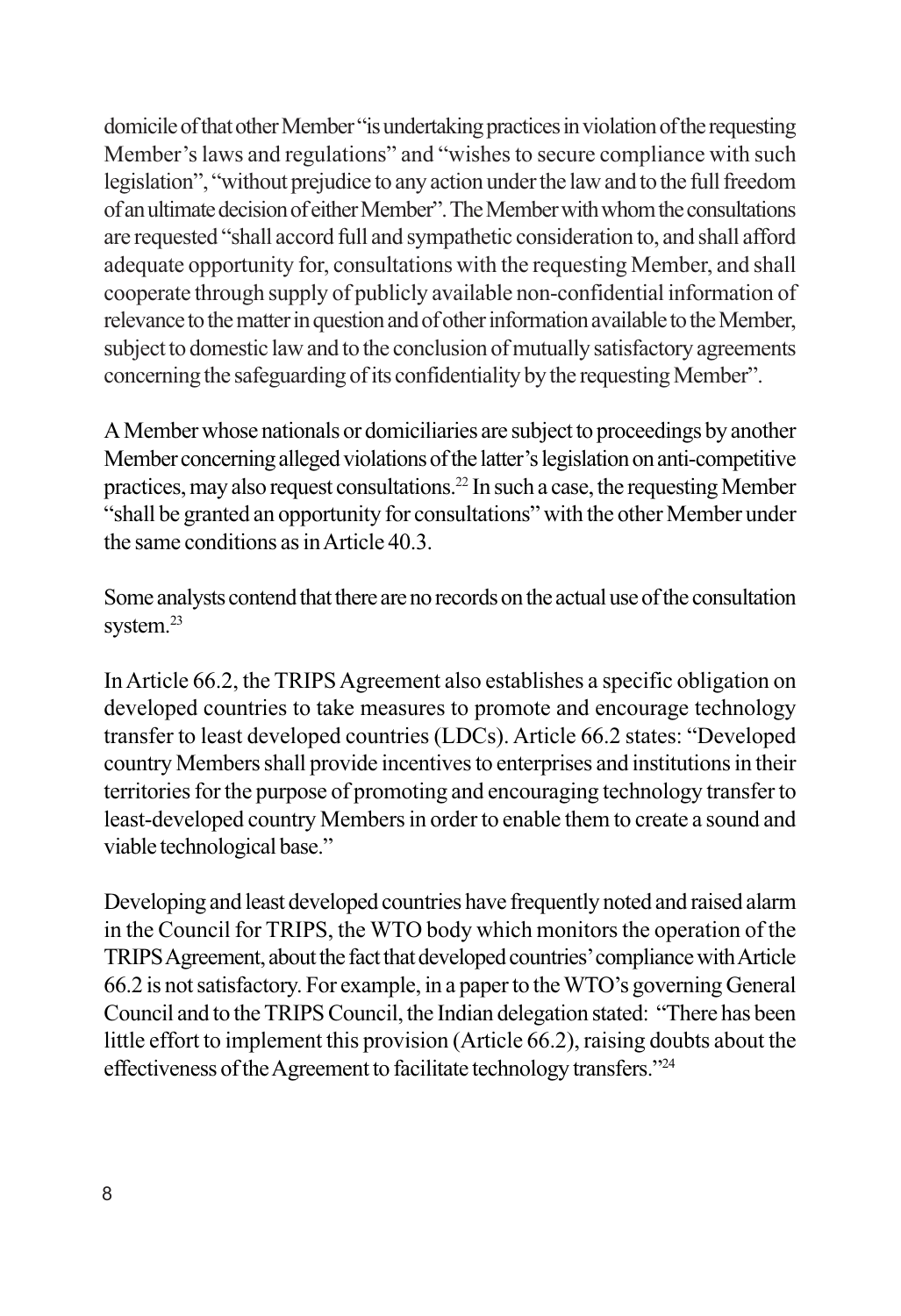domicile of that other Member "is undertaking practices in violation of the requesting Member's laws and regulations" and "wishes to secure compliance with such legislation", "without prejudice to any action under the law and to the full freedom of an ultimate decision of either Member". The Member with whom the consultations are requested "shall accord full and sympathetic consideration to, and shall afford adequate opportunity for, consultations with the requesting Member, and shall cooperate through supply of publicly available non-confidential information of relevance to the matter in question and of other information available to the Member, subject to domestic law and to the conclusion of mutually satisfactory agreements concerning the safeguarding of its confidentiality by the requesting Member".

A Member whose nationals or domiciliaries are subject to proceedings by another Member concerning alleged violations of the latter's legislation on anti-competitive practices, may also request consultations.[22] In such a case, the requesting Member "shall be granted an opportunity for consultations" with the other Member under the same conditions as in Article 40.3.

Some analysts contend that there are no records on the actual use of the consultation system.[23]

In Article 66.2, the TRIPS Agreement also establishes a specific obligation on developed countries to take measures to promote and encourage technology transfer to least developed countries (LDCs). Article 66.2 states: "Developed country Members shall provide incentives to enterprises and institutions in their territories for the purpose of promoting and encouraging technology transfer to least-developed country Members in order to enable them to create a sound and viable technological base."

Developing and least developed countries have frequently noted and raised alarm in the Council for TRIPS, the WTO body which monitors the operation of the TRIPS Agreement, about the fact that developed countries' compliance with Article 66.2 is not satisfactory. For example, in a paper to the WTO's governing General Council and to the TRIPS Council, the Indian delegation stated: "There has been little effort to implement this provision (Article 66.2), raising doubts about the effectiveness of the Agreement to facilitate technology transfers."[24]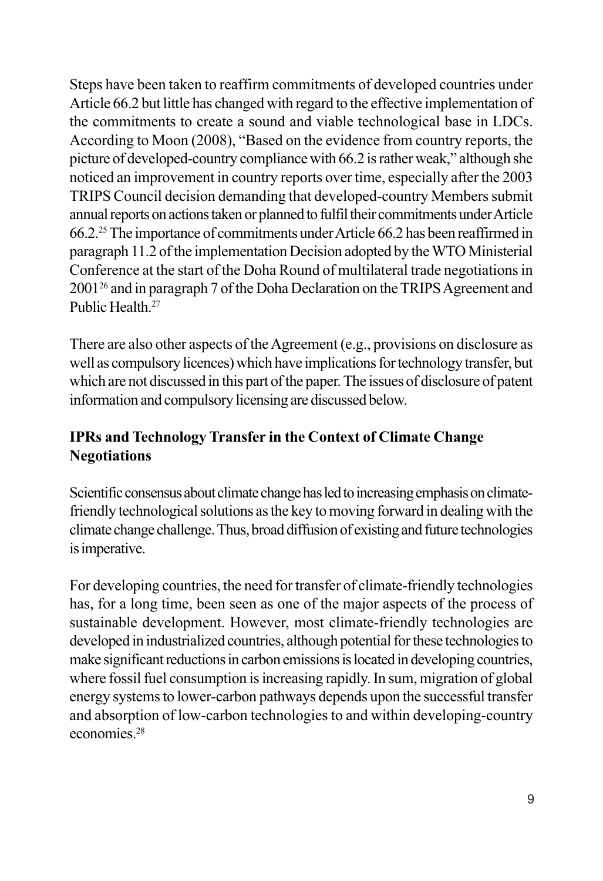Steps have been taken to reaffirm commitments of developed countries under Article 66.2 but little has changed with regard to the effective implementation of the commitments to create a sound and viable technological base in LDCs. According to Moon (2008), "Based on the evidence from country reports, the picture of developed-country compliance with 66.2 is rather weak," although she noticed an improvement in country reports over time, especially after the 2003 TRIPS Council decision demanding that developed-country Members submit annual reports on actions taken or planned to fulfil their commitments under Article 66.2.[25] The importance of commitments under Article 66.2 has been reaffirmed in paragraph 11.2 of the implementation Decision adopted by the WTO Ministerial Conference at the start of the Doha Round of multilateral trade negotiations in 2001[26] and in paragraph 7 of the Doha Declaration on the TRIPS Agreement and Public Health.[27]

There are also other aspects of the Agreement (e.g., provisions on disclosure as well as compulsory licences) which have implications for technology transfer, but which are not discussed in this part of the paper. The issues of disclosure of patent information and compulsory licensing are discussed below.

## IPRs and Technology Transfer in the Context of Climate Change Negotiations

Scientific consensus about climate change has led to increasing emphasis on climate-friendly technological solutions as the key to moving forward in dealing with the climate change challenge. Thus, broad diffusion of existing and future technologies is imperative.

For developing countries, the need for transfer of climate-friendly technologies has, for a long time, been seen as one of the major aspects of the process of sustainable development. However, most climate-friendly technologies are developed in industrialized countries, although potential for these technologies to make significant reductions in carbon emissions is located in developing countries, where fossil fuel consumption is increasing rapidly. In sum, migration of global energy systems to lower-carbon pathways depends upon the successful transfer and absorption of low-carbon technologies to and within developing-country economies.[28]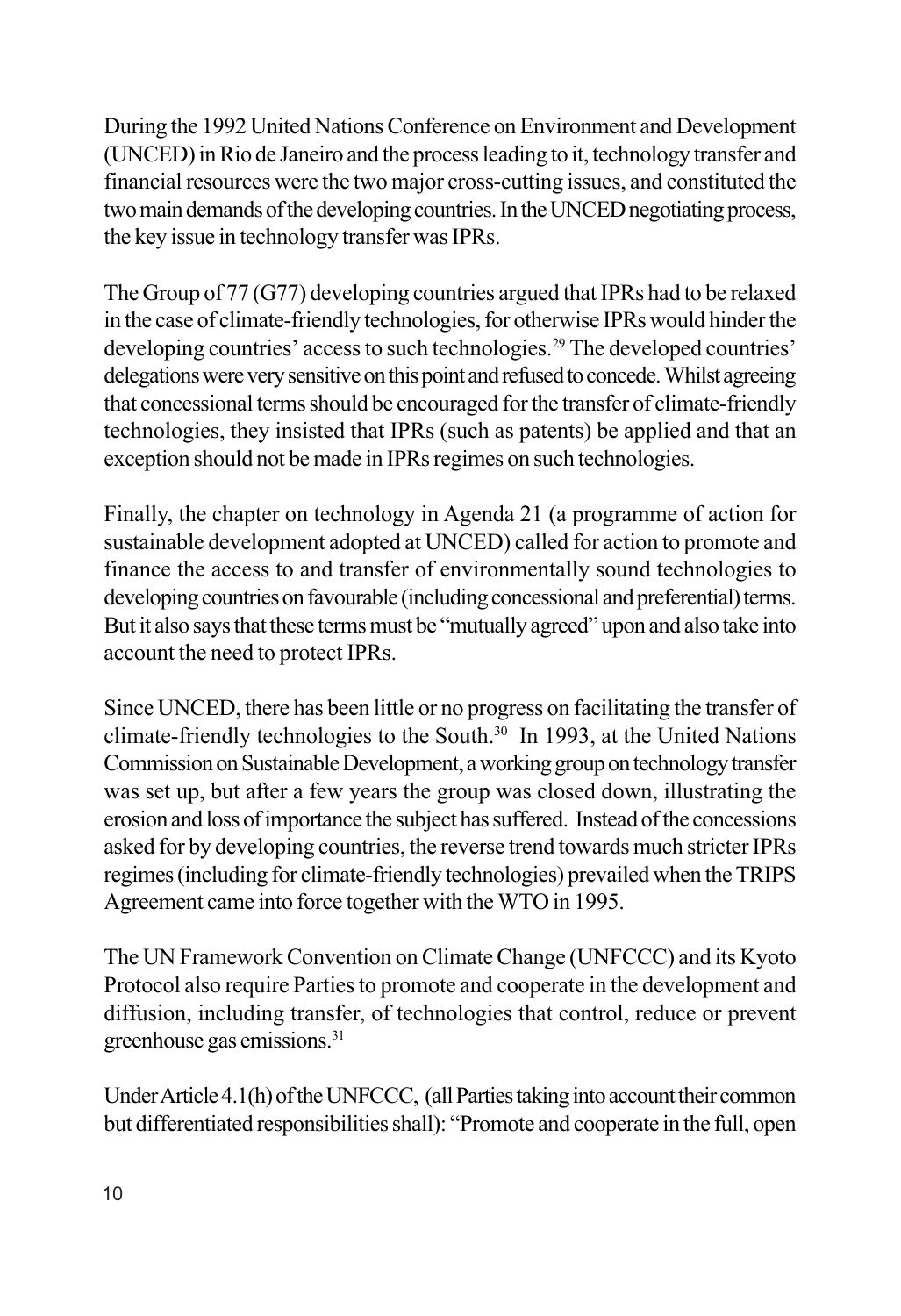During the 1992 United Nations Conference on Environment and Development (UNCED) in Rio de Janeiro and the process leading to it, technology transfer and financial resources were the two major cross-cutting issues, and constituted the two main demands of the developing countries. In the UNCED negotiating process, the key issue in technology transfer was IPRs.

The Group of 77 (G77) developing countries argued that IPRs had to be relaxed in the case of climate-friendly technologies, for otherwise IPRs would hinder the developing countries' access to such technologies.[29] The developed countries' delegations were very sensitive on this point and refused to concede. Whilst agreeing that concessional terms should be encouraged for the transfer of climate-friendly technologies, they insisted that IPRs (such as patents) be applied and that an exception should not be made in IPRs regimes on such technologies.

Finally, the chapter on technology in Agenda 21 (a programme of action for sustainable development adopted at UNCED) called for action to promote and finance the access to and transfer of environmentally sound technologies to developing countries on favourable (including concessional and preferential) terms. But it also says that these terms must be "mutually agreed" upon and also take into account the need to protect IPRs.

Since UNCED, there has been little or no progress on facilitating the transfer of climate-friendly technologies to the South.[30] In 1993, at the United Nations Commission on Sustainable Development, a working group on technology transfer was set up, but after a few years the group was closed down, illustrating the erosion and loss of importance the subject has suffered. Instead of the concessions asked for by developing countries, the reverse trend towards much stricter IPRs regimes (including for climate-friendly technologies) prevailed when the TRIPS Agreement came into force together with the WTO in 1995.

The UN Framework Convention on Climate Change (UNFCCC) and its Kyoto Protocol also require Parties to promote and cooperate in the development and diffusion, including transfer, of technologies that control, reduce or prevent greenhouse gas emissions.[31]

Under Article 4.1(h) of the UNFCCC, (all Parties taking into account their common but differentiated responsibilities shall): "Promote and cooperate in the full, open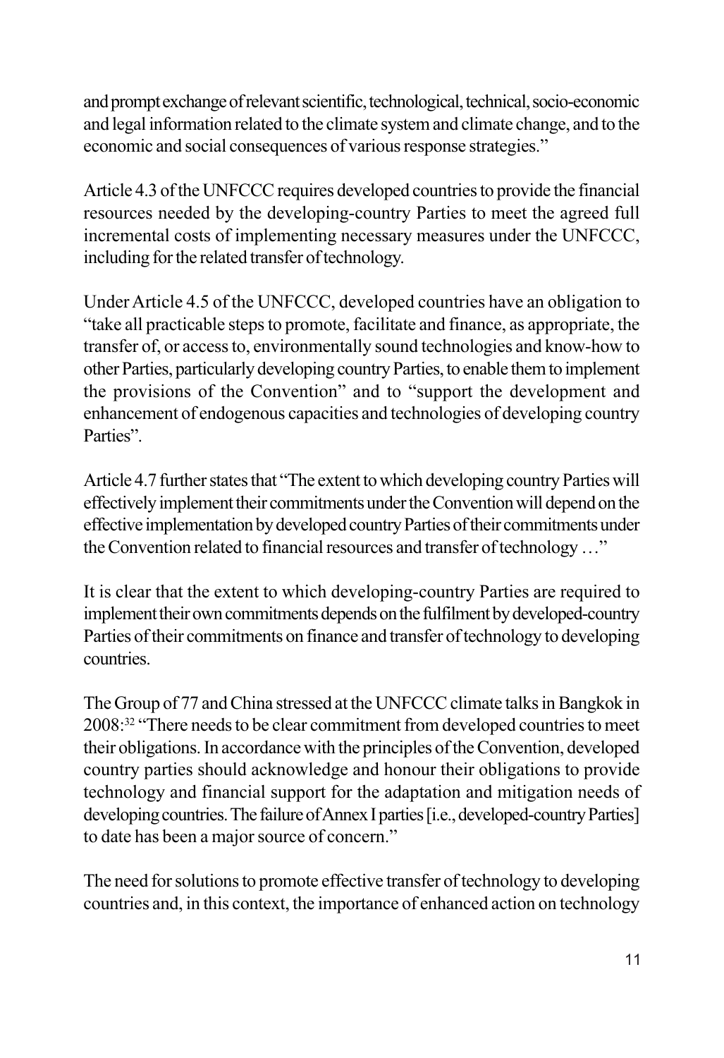and prompt exchange of relevant scientific, technological, technical, socio-economic and legal information related to the climate system and climate change, and to the economic and social consequences of various response strategies."

Article 4.3 of the UNFCCC requires developed countries to provide the financial resources needed by the developing-country Parties to meet the agreed full incremental costs of implementing necessary measures under the UNFCCC, including for the related transfer of technology.

Under Article 4.5 of the UNFCCC, developed countries have an obligation to "take all practicable steps to promote, facilitate and finance, as appropriate, the transfer of, or access to, environmentally sound technologies and know-how to other Parties, particularly developing country Parties, to enable them to implement the provisions of the Convention" and to "support the development and enhancement of endogenous capacities and technologies of developing country Parties".

Article 4.7 further states that "The extent to which developing country Parties will effectively implement their commitments under the Convention will depend on the effective implementation by developed country Parties of their commitments under the Convention related to financial resources and transfer of technology …"

It is clear that the extent to which developing-country Parties are required to implement their own commitments depends on the fulfilment by developed-country Parties of their commitments on finance and transfer of technology to developing countries.

The Group of 77 and China stressed at the UNFCCC climate talks in Bangkok in 2008:[32] "There needs to be clear commitment from developed countries to meet their obligations. In accordance with the principles of the Convention, developed country parties should acknowledge and honour their obligations to provide technology and financial support for the adaptation and mitigation needs of developing countries. The failure of Annex I parties [i.e., developed-country Parties] to date has been a major source of concern."

The need for solutions to promote effective transfer of technology to developing countries and, in this context, the importance of enhanced action on technology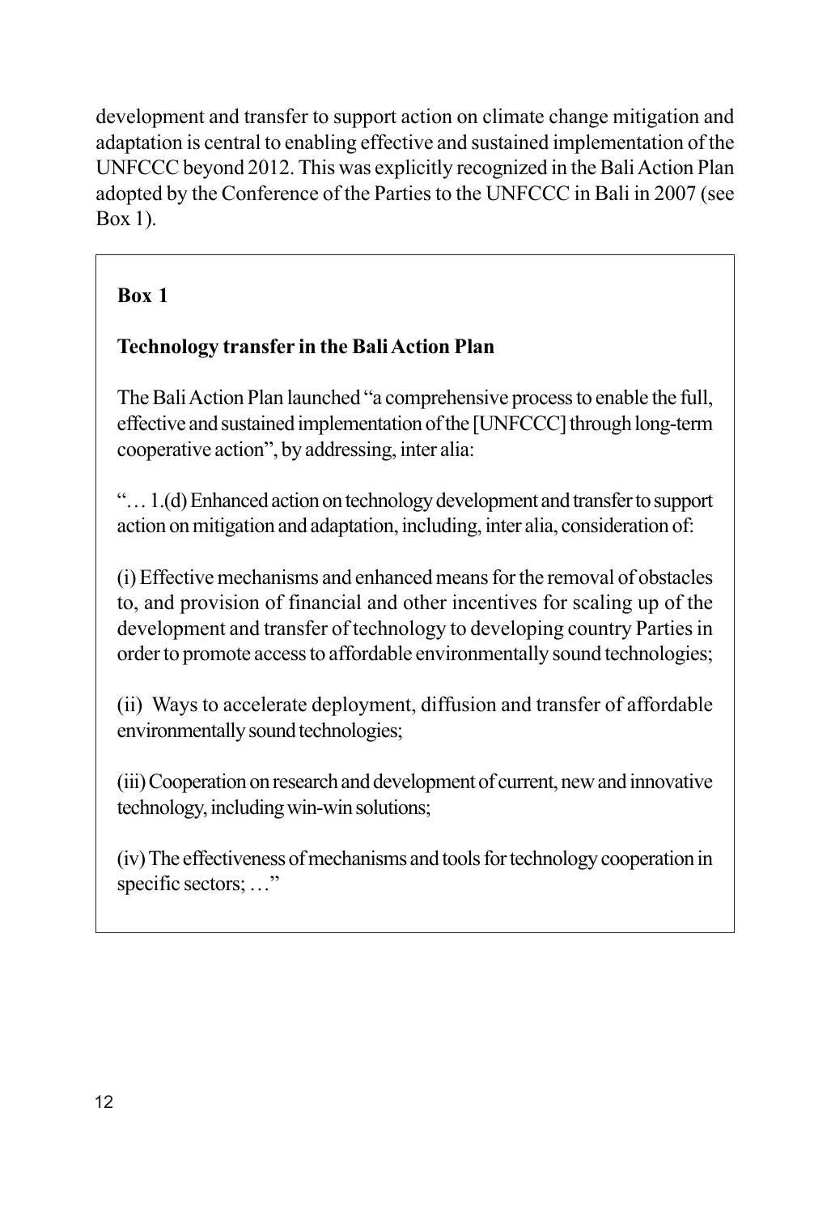development and transfer to support action on climate change mitigation and adaptation is central to enabling effective and sustained implementation of the UNFCCC beyond 2012. This was explicitly recognized in the Bali Action Plan adopted by the Conference of the Parties to the UNFCCC in Bali in 2007 (see Box 1).

**Box 1**

**Technology transfer in the Bali Action Plan**

The Bali Action Plan launched "a comprehensive process to enable the full, effective and sustained implementation of the [UNFCCC] through long-term cooperative action", by addressing, inter alia:

"… 1.(d) Enhanced action on technology development and transfer to support action on mitigation and adaptation, including, inter alia, consideration of:

(i) Effective mechanisms and enhanced means for the removal of obstacles to, and provision of financial and other incentives for scaling up of the development and transfer of technology to developing country Parties in order to promote access to affordable environmentally sound technologies;

(ii) Ways to accelerate deployment, diffusion and transfer of affordable environmentally sound technologies;

(iii) Cooperation on research and development of current, new and innovative technology, including win-win solutions;

(iv) The effectiveness of mechanisms and tools for technology cooperation in specific sectors; …"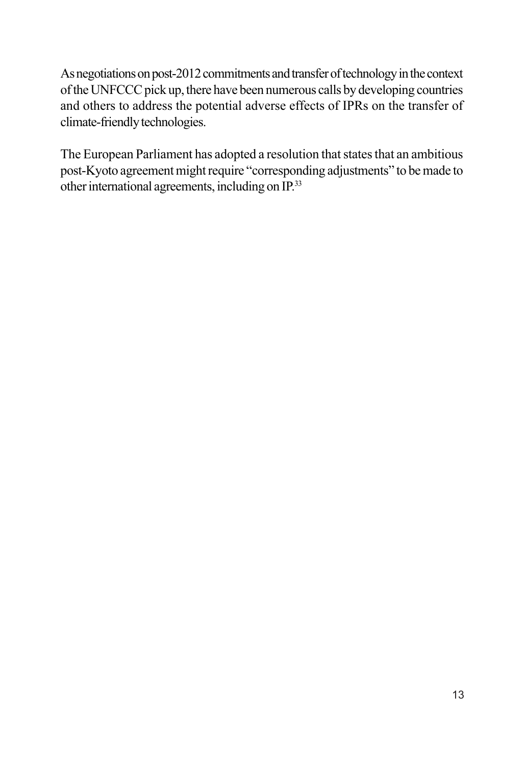As negotiations on post-2012 commitments and transfer of technology in the context of the UNFCCC pick up, there have been numerous calls by developing countries and others to address the potential adverse effects of IPRs on the transfer of climate-friendly technologies.

The European Parliament has adopted a resolution that states that an ambitious post-Kyoto agreement might require "corresponding adjustments" to be made to other international agreements, including on IP.[33]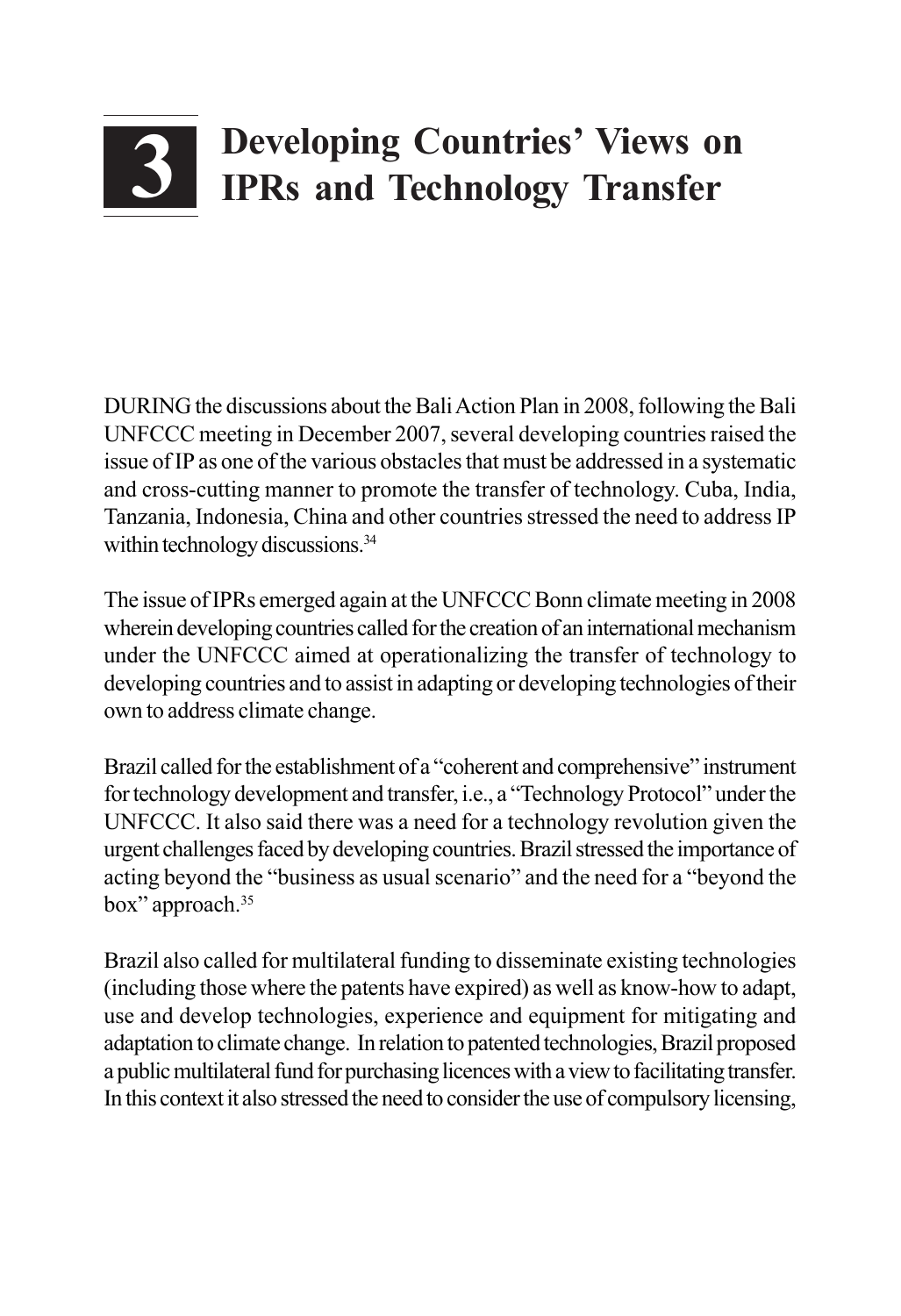# 3 Developing Countries' Views on IPRs and Technology Transfer

DURING the discussions about the Bali Action Plan in 2008, following the Bali UNFCCC meeting in December 2007, several developing countries raised the issue of IP as one of the various obstacles that must be addressed in a systematic and cross-cutting manner to promote the transfer of technology. Cuba, India, Tanzania, Indonesia, China and other countries stressed the need to address IP within technology discussions.[34]

The issue of IPRs emerged again at the UNFCCC Bonn climate meeting in 2008 wherein developing countries called for the creation of an international mechanism under the UNFCCC aimed at operationalizing the transfer of technology to developing countries and to assist in adapting or developing technologies of their own to address climate change.

Brazil called for the establishment of a "coherent and comprehensive" instrument for technology development and transfer, i.e., a "Technology Protocol" under the UNFCCC. It also said there was a need for a technology revolution given the urgent challenges faced by developing countries. Brazil stressed the importance of acting beyond the "business as usual scenario" and the need for a "beyond the box" approach.[35]

Brazil also called for multilateral funding to disseminate existing technologies (including those where the patents have expired) as well as know-how to adapt, use and develop technologies, experience and equipment for mitigating and adaptation to climate change. In relation to patented technologies, Brazil proposed a public multilateral fund for purchasing licences with a view to facilitating transfer. In this context it also stressed the need to consider the use of compulsory licensing,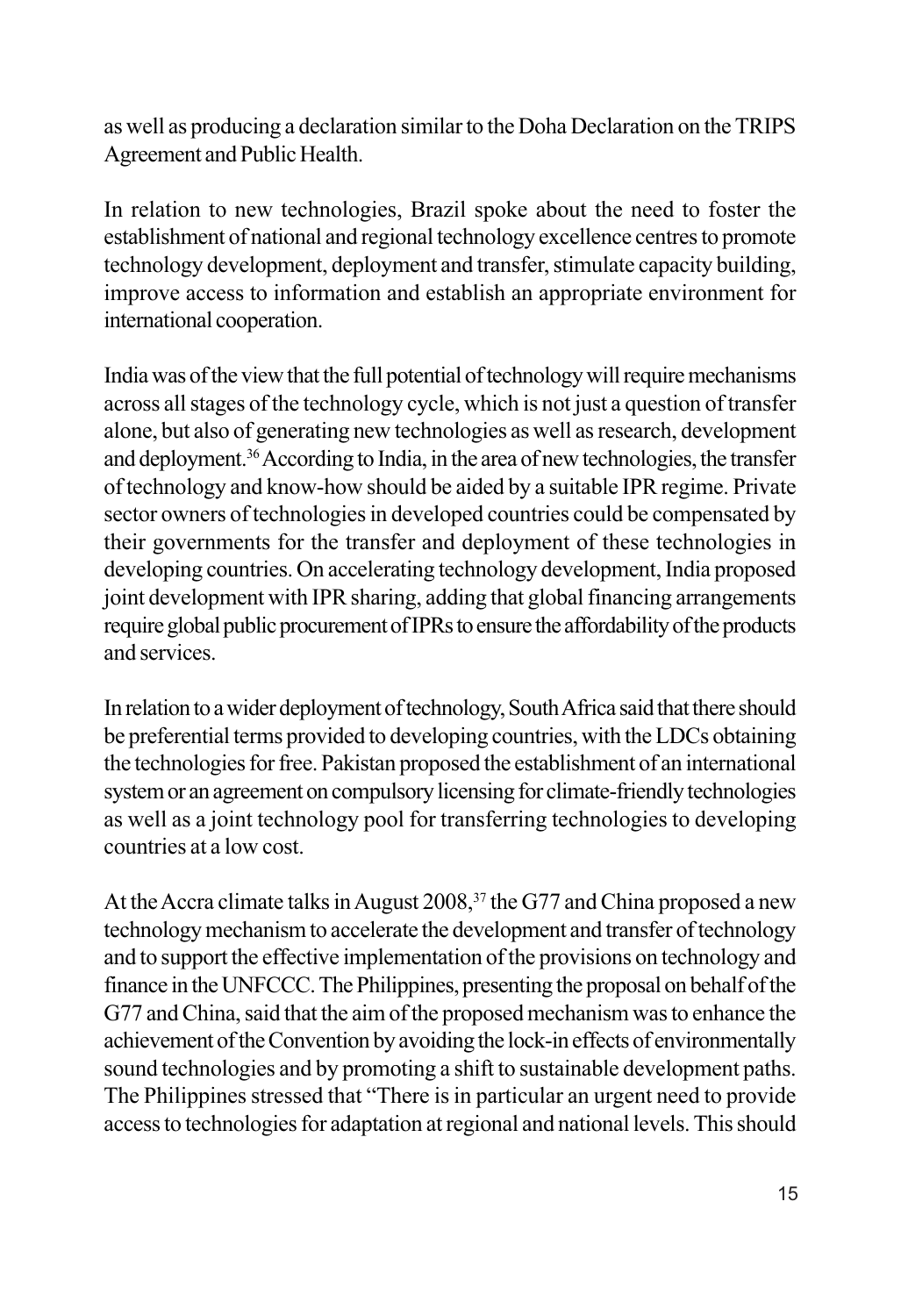as well as producing a declaration similar to the Doha Declaration on the TRIPS Agreement and Public Health.

In relation to new technologies, Brazil spoke about the need to foster the establishment of national and regional technology excellence centres to promote technology development, deployment and transfer, stimulate capacity building, improve access to information and establish an appropriate environment for international cooperation.

India was of the view that the full potential of technology will require mechanisms across all stages of the technology cycle, which is not just a question of transfer alone, but also of generating new technologies as well as research, development and deployment.[36] According to India, in the area of new technologies, the transfer of technology and know-how should be aided by a suitable IPR regime. Private sector owners of technologies in developed countries could be compensated by their governments for the transfer and deployment of these technologies in developing countries. On accelerating technology development, India proposed joint development with IPR sharing, adding that global financing arrangements require global public procurement of IPRs to ensure the affordability of the products and services.

In relation to a wider deployment of technology, South Africa said that there should be preferential terms provided to developing countries, with the LDCs obtaining the technologies for free. Pakistan proposed the establishment of an international system or an agreement on compulsory licensing for climate-friendly technologies as well as a joint technology pool for transferring technologies to developing countries at a low cost.

At the Accra climate talks in August 2008,[37] the G77 and China proposed a new technology mechanism to accelerate the development and transfer of technology and to support the effective implementation of the provisions on technology and finance in the UNFCCC. The Philippines, presenting the proposal on behalf of the G77 and China, said that the aim of the proposed mechanism was to enhance the achievement of the Convention by avoiding the lock-in effects of environmentally sound technologies and by promoting a shift to sustainable development paths. The Philippines stressed that "There is in particular an urgent need to provide access to technologies for adaptation at regional and national levels. This should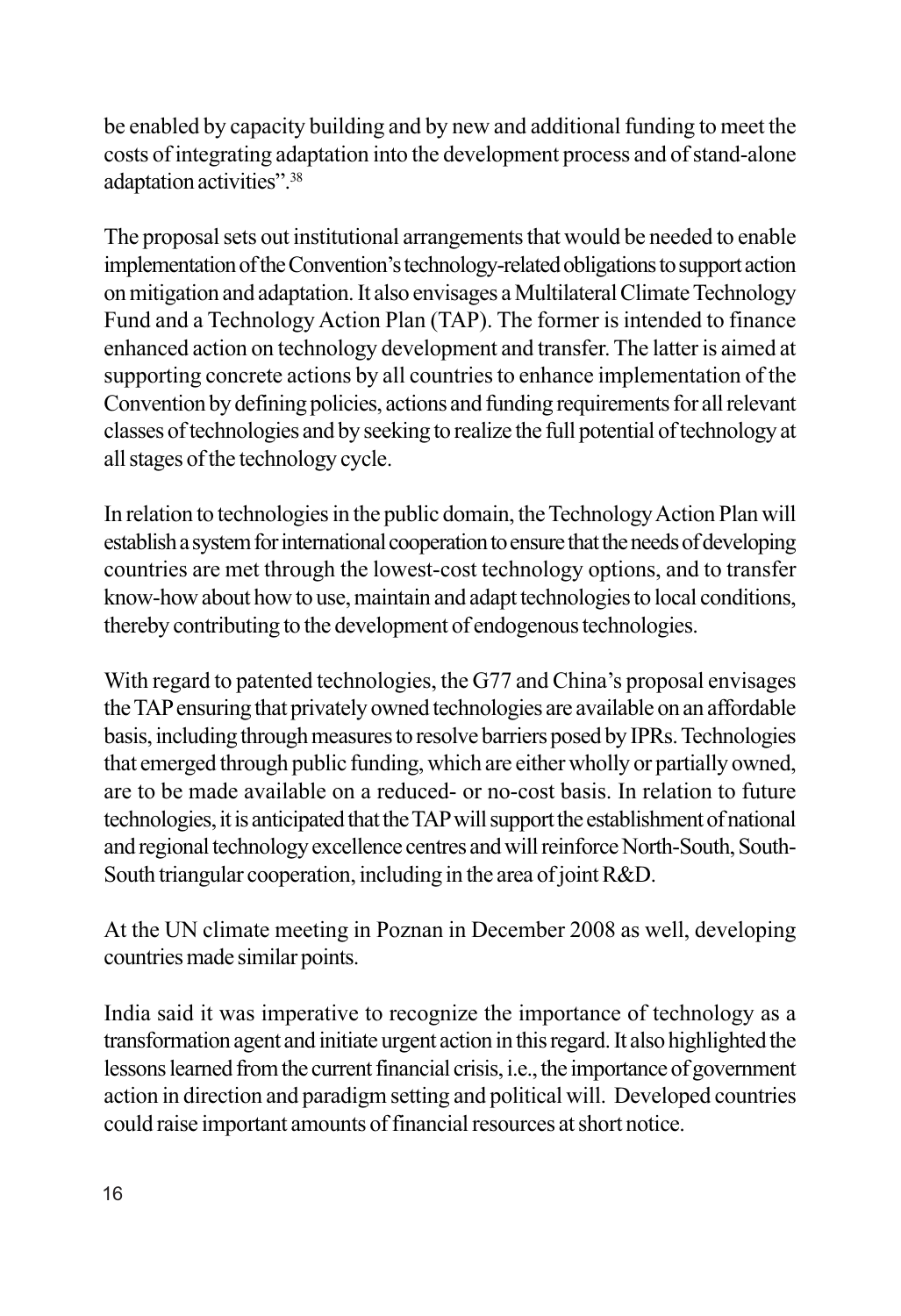be enabled by capacity building and by new and additional funding to meet the costs of integrating adaptation into the development process and of stand-alone adaptation activities".[38]

The proposal sets out institutional arrangements that would be needed to enable implementation of the Convention's technology-related obligations to support action on mitigation and adaptation. It also envisages a Multilateral Climate Technology Fund and a Technology Action Plan (TAP). The former is intended to finance enhanced action on technology development and transfer. The latter is aimed at supporting concrete actions by all countries to enhance implementation of the Convention by defining policies, actions and funding requirements for all relevant classes of technologies and by seeking to realize the full potential of technology at all stages of the technology cycle.

In relation to technologies in the public domain, the Technology Action Plan will establish a system for international cooperation to ensure that the needs of developing countries are met through the lowest-cost technology options, and to transfer know-how about how to use, maintain and adapt technologies to local conditions, thereby contributing to the development of endogenous technologies.

With regard to patented technologies, the G77 and China's proposal envisages the TAP ensuring that privately owned technologies are available on an affordable basis, including through measures to resolve barriers posed by IPRs. Technologies that emerged through public funding, which are either wholly or partially owned, are to be made available on a reduced- or no-cost basis. In relation to future technologies, it is anticipated that the TAP will support the establishment of national and regional technology excellence centres and will reinforce North-South, South-South triangular cooperation, including in the area of joint R&D.

At the UN climate meeting in Poznan in December 2008 as well, developing countries made similar points.

India said it was imperative to recognize the importance of technology as a transformation agent and initiate urgent action in this regard. It also highlighted the lessons learned from the current financial crisis, i.e., the importance of government action in direction and paradigm setting and political will. Developed countries could raise important amounts of financial resources at short notice.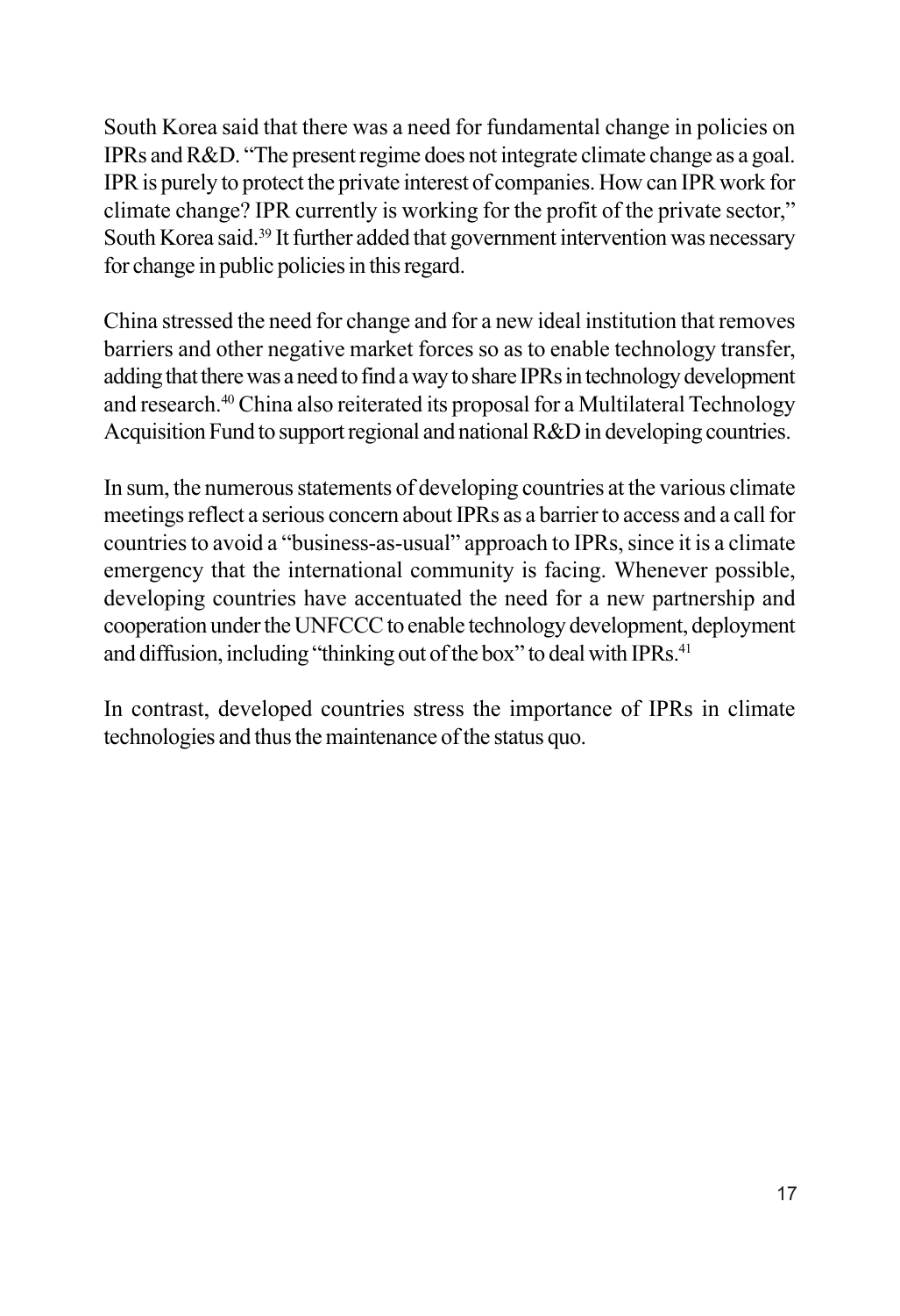South Korea said that there was a need for fundamental change in policies on IPRs and R&D. "The present regime does not integrate climate change as a goal. IPR is purely to protect the private interest of companies. How can IPR work for climate change? IPR currently is working for the profit of the private sector," South Korea said.[39] It further added that government intervention was necessary for change in public policies in this regard.

China stressed the need for change and for a new ideal institution that removes barriers and other negative market forces so as to enable technology transfer, adding that there was a need to find a way to share IPRs in technology development and research.[40] China also reiterated its proposal for a Multilateral Technology Acquisition Fund to support regional and national R&D in developing countries.

In sum, the numerous statements of developing countries at the various climate meetings reflect a serious concern about IPRs as a barrier to access and a call for countries to avoid a "business-as-usual" approach to IPRs, since it is a climate emergency that the international community is facing. Whenever possible, developing countries have accentuated the need for a new partnership and cooperation under the UNFCCC to enable technology development, deployment and diffusion, including "thinking out of the box" to deal with IPRs.[41]

In contrast, developed countries stress the importance of IPRs in climate technologies and thus the maintenance of the status quo.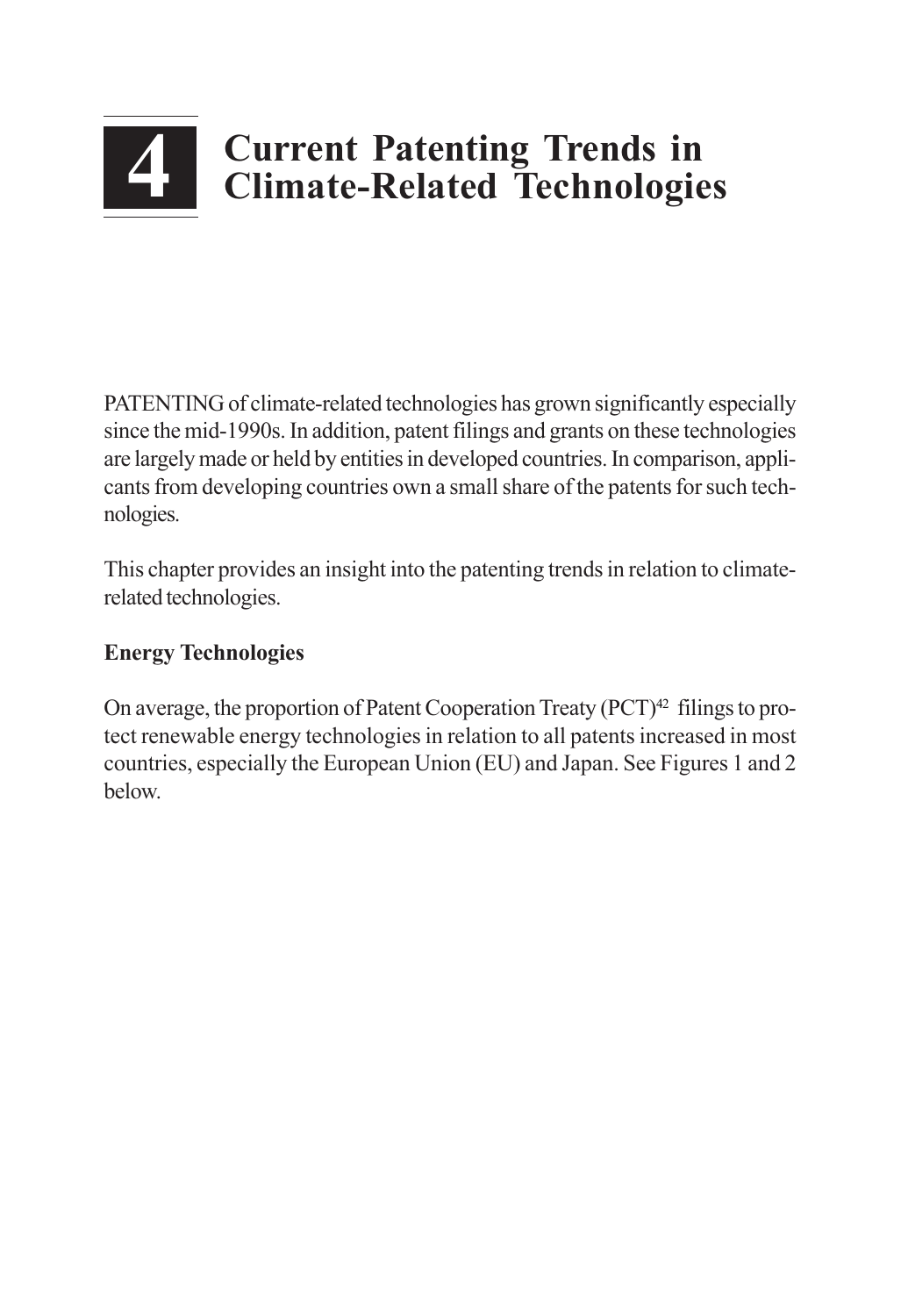# 4 Current Patenting Trends in Climate-Related Technologies

PATENTING of climate-related technologies has grown significantly especially since the mid-1990s. In addition, patent filings and grants on these technologies are largely made or held by entities in developed countries. In comparison, applicants from developing countries own a small share of the patents for such technologies.

This chapter provides an insight into the patenting trends in relation to climate-related technologies.

**Energy Technologies**

On average, the proportion of Patent Cooperation Treaty (PCT)[42] filings to protect renewable energy technologies in relation to all patents increased in most countries, especially the European Union (EU) and Japan. See Figures 1 and 2 below.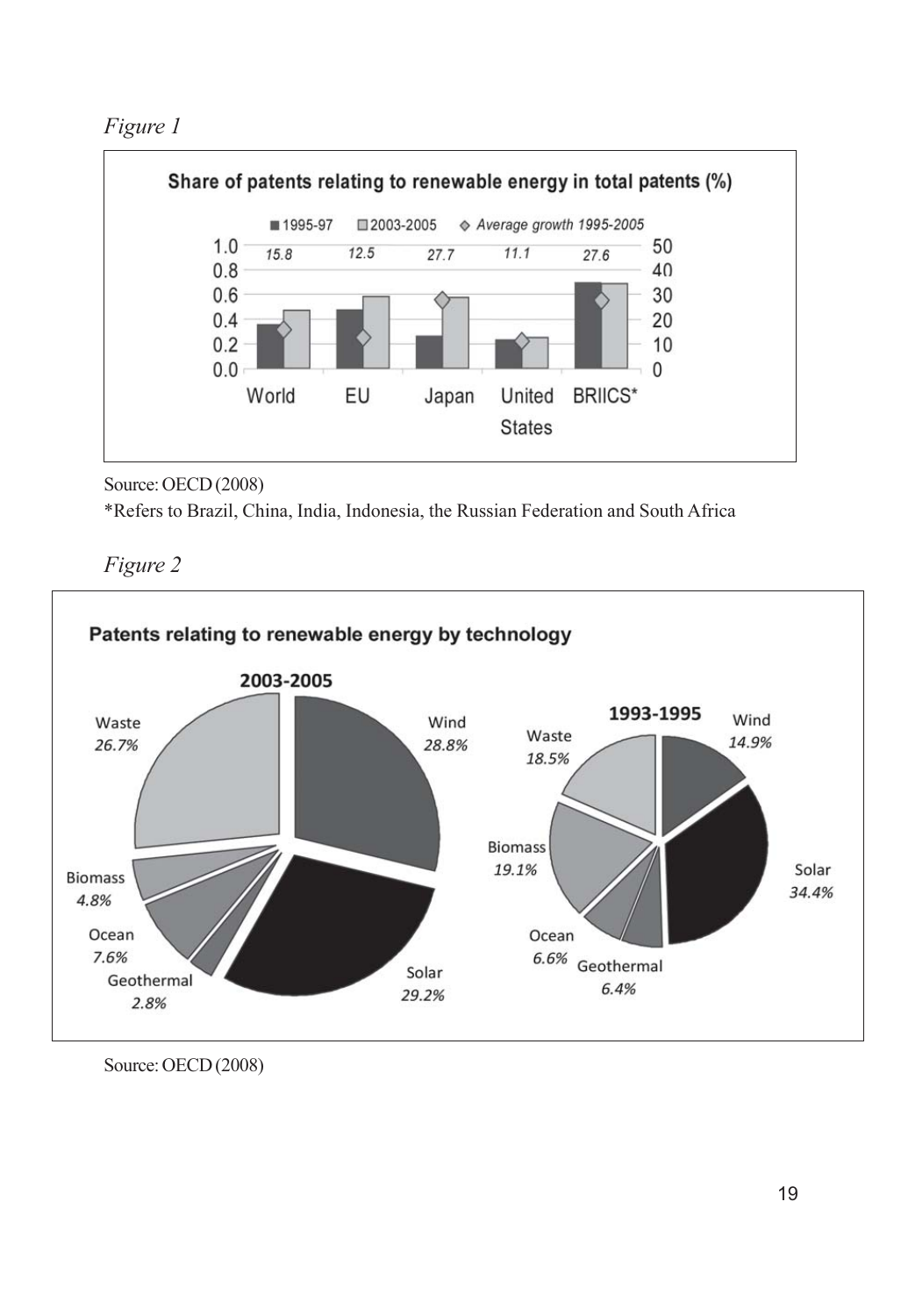*Figure 1*

**Share of patents relating to renewable energy in total patents (%)**

■ 1995-97 □ 2003-2005 ◇ Average growth 1995-2005

| | World | EU | Japan | United States | BRIICS* |
|---|---|---|---|---|---|
| Average growth 1995-2005 | 15.8 | 12.5 | 27.7 | 11.1 | 27.6 |

Source: OECD (2008)

*Refers to Brazil, China, India, Indonesia, the Russian Federation and South Africa

*Figure 2*

**Patents relating to renewable energy by technology**

| Technology | 2003-2005 | 1993-1995 |
|---|---|---|
| Wind | 28.8% | 14.9% |
| Solar | 29.2% | 34.4% |
| Geothermal | 2.8% | 6.4% |
| Ocean | 7.6% | 6.6% |
| Biomass | 4.8% | 19.1% |
| Waste | 26.7% | 18.5% |

Source: OECD (2008)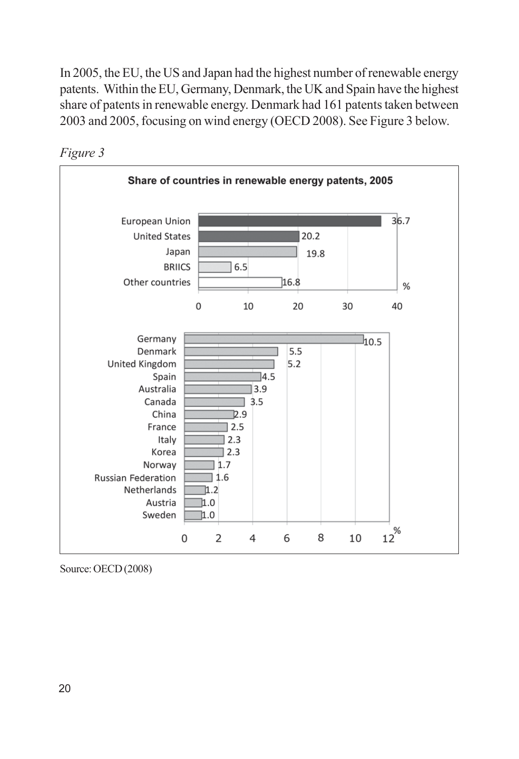In 2005, the EU, the US and Japan had the highest number of renewable energy patents. Within the EU, Germany, Denmark, the UK and Spain have the highest share of patents in renewable energy. Denmark had 161 patents taken between 2003 and 2005, focusing on wind energy (OECD 2008). See Figure 3 below.

*Figure 3*

**Share of countries in renewable energy patents, 2005**

| Region | % |
|---|---|
| European Union | 36.7 |
| United States | 20.2 |
| Japan | 19.8 |
| BRIICS | 6.5 |
| Other countries | 16.8 |

| Country | % |
|---|---|
| Germany | 10.5 |
| Denmark | 5.5 |
| United Kingdom | 5.2 |
| Spain | 4.5 |
| Australia | 3.9 |
| Canada | 3.5 |
| China | 2.9 |
| France | 2.5 |
| Italy | 2.3 |
| Korea | 2.3 |
| Norway | 1.7 |
| Russian Federation | 1.6 |
| Netherlands | 1.2 |
| Austria | 1.0 |
| Sweden | 1.0 |

Source: OECD (2008)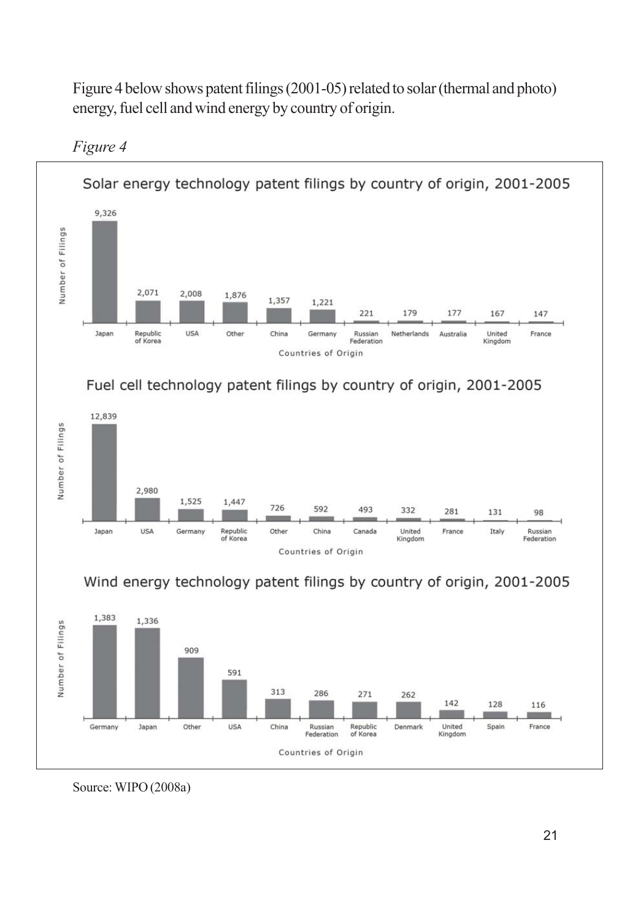Figure 4 below shows patent filings (2001-05) related to solar (thermal and photo) energy, fuel cell and wind energy by country of origin.

*Figure 4*

**Solar energy technology patent filings by country of origin, 2001-2005**

| Countries of Origin | Number of Filings |
| --- | --- |
| Japan | 9,326 |
| Republic of Korea | 2,071 |
| USA | 2,008 |
| Other | 1,876 |
| China | 1,357 |
| Germany | 1,221 |
| Russian Federation | 221 |
| Netherlands | 179 |
| Australia | 177 |
| United Kingdom | 167 |
| France | 147 |

**Fuel cell technology patent filings by country of origin, 2001-2005**

| Countries of Origin | Number of Filings |
| --- | --- |
| Japan | 12,839 |
| USA | 2,980 |
| Germany | 1,525 |
| Republic of Korea | 1,447 |
| Other | 726 |
| China | 592 |
| Canada | 493 |
| United Kingdom | 332 |
| France | 281 |
| Italy | 131 |
| Russian Federation | 98 |

**Wind energy technology patent filings by country of origin, 2001-2005**

| Countries of Origin | Number of Filings |
| --- | --- |
| Germany | 1,383 |
| Japan | 1,336 |
| Other | 909 |
| USA | 591 |
| China | 313 |
| Russian Federation | 286 |
| Republic of Korea | 271 |
| Denmark | 262 |
| United Kingdom | 142 |
| Spain | 128 |
| France | 116 |

Source: WIPO (2008a)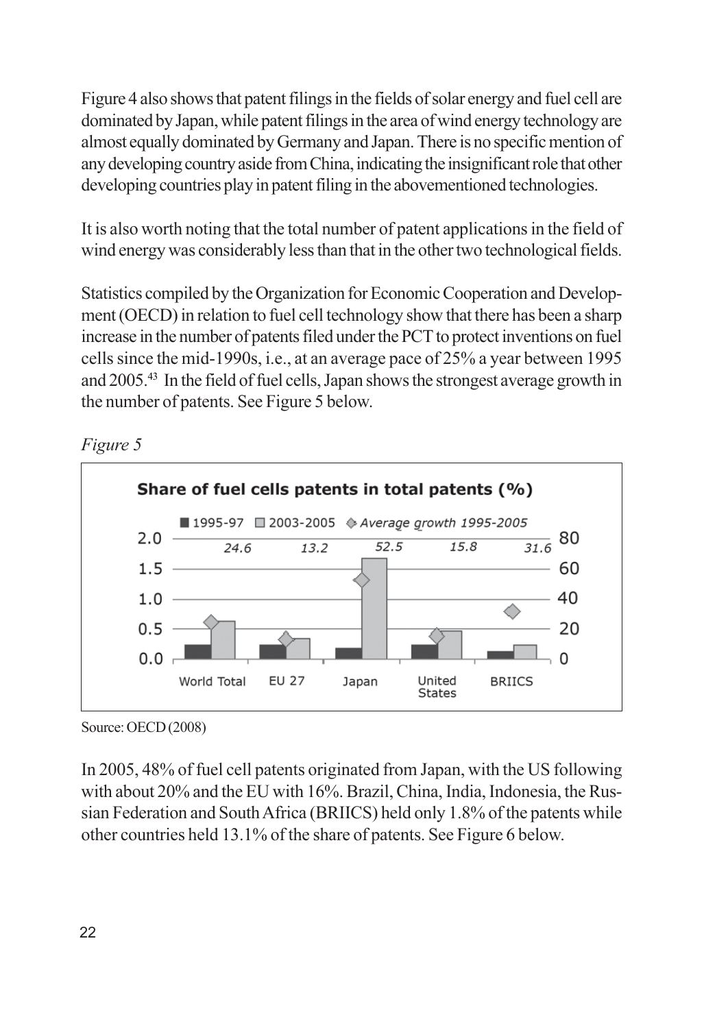Figure 4 also shows that patent filings in the fields of solar energy and fuel cell are dominated by Japan, while patent filings in the area of wind energy technology are almost equally dominated by Germany and Japan. There is no specific mention of any developing country aside from China, indicating the insignificant role that other developing countries play in patent filing in the abovementioned technologies.

It is also worth noting that the total number of patent applications in the field of wind energy was considerably less than that in the other two technological fields.

Statistics compiled by the Organization for Economic Cooperation and Development (OECD) in relation to fuel cell technology show that there has been a sharp increase in the number of patents filed under the PCT to protect inventions on fuel cells since the mid-1990s, i.e., at an average pace of 25% a year between 1995 and 2005.[43] In the field of fuel cells, Japan shows the strongest average growth in the number of patents. See Figure 5 below.

*Figure 5*

**Share of fuel cells patents in total patents (%)**

| | World Total | EU 27 | Japan | United States | BRIICS |
|---|---|---|---|---|---|
| Average growth 1995-2005 | 24.6 | 13.2 | 52.5 | 15.8 | 31.6 |

Source: OECD (2008)

In 2005, 48% of fuel cell patents originated from Japan, with the US following with about 20% and the EU with 16%. Brazil, China, India, Indonesia, the Russian Federation and South Africa (BRIICS) held only 1.8% of the patents while other countries held 13.1% of the share of patents. See Figure 6 below.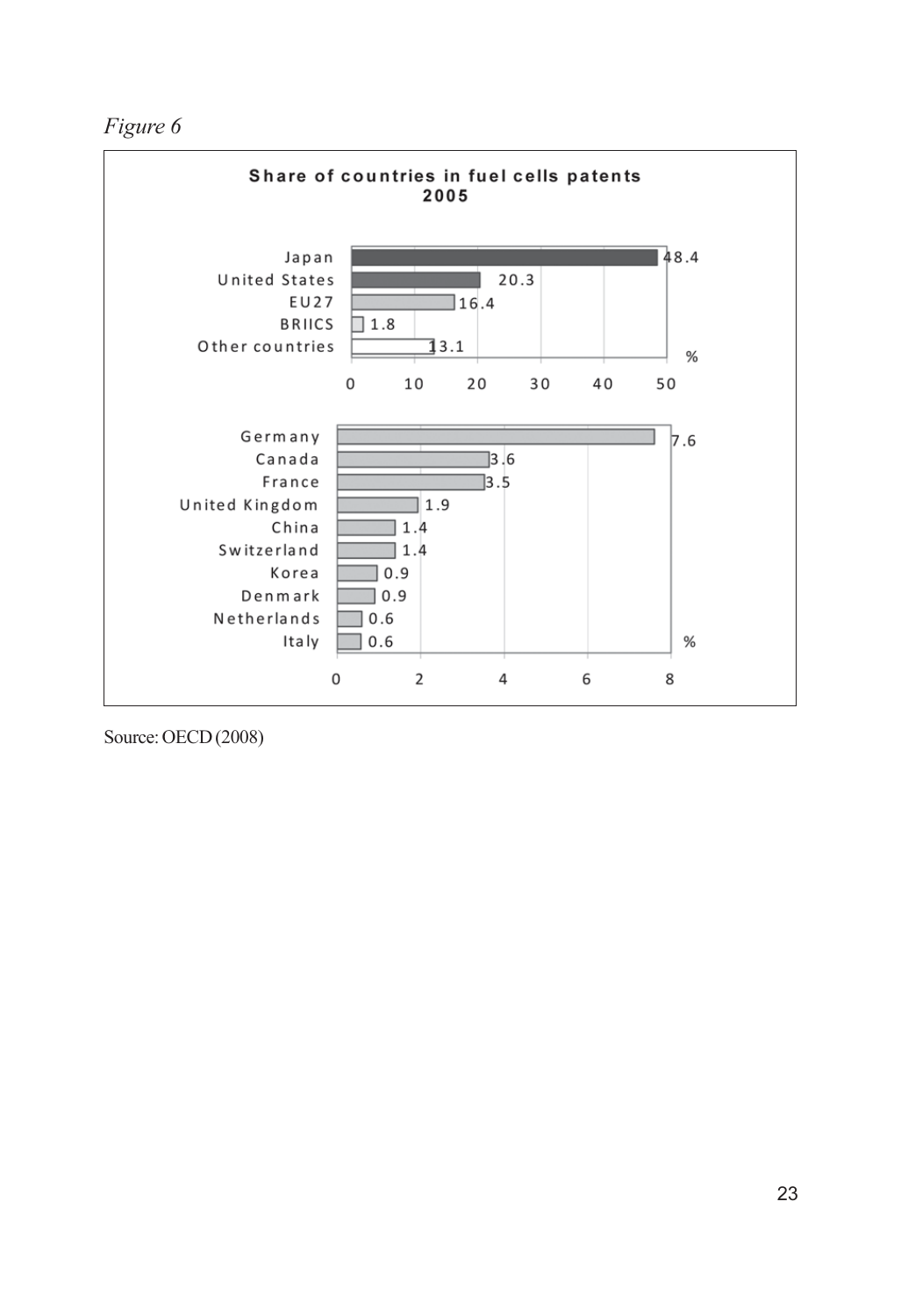*Figure 6*

**Share of countries in fuel cells patents 2005**

| Country | % |
|---|---|
| Japan | 48.4 |
| United States | 20.3 |
| EU27 | 16.4 |
| BRIICS | 1.8 |
| Other countries | 13.1 |

| Country | % |
|---|---|
| Germany | 7.6 |
| Canada | 3.6 |
| France | 3.5 |
| United Kingdom | 1.9 |
| China | 1.4 |
| Switzerland | 1.4 |
| Korea | 0.9 |
| Denmark | 0.9 |
| Netherlands | 0.6 |
| Italy | 0.6 |

Source: OECD (2008)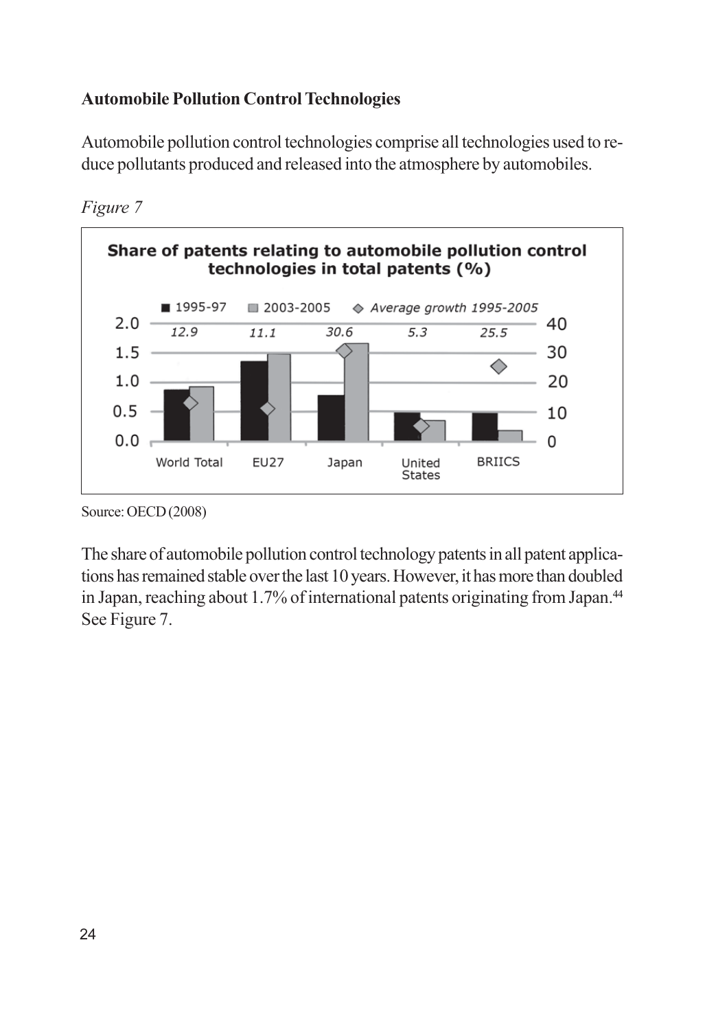**Automobile Pollution Control Technologies**

Automobile pollution control technologies comprise all technologies used to reduce pollutants produced and released into the atmosphere by automobiles.

*Figure 7*

Source: OECD (2008)

The share of automobile pollution control technology patents in all patent applications has remained stable over the last 10 years. However, it has more than doubled in Japan, reaching about 1.7% of international patents originating from Japan.[44] See Figure 7.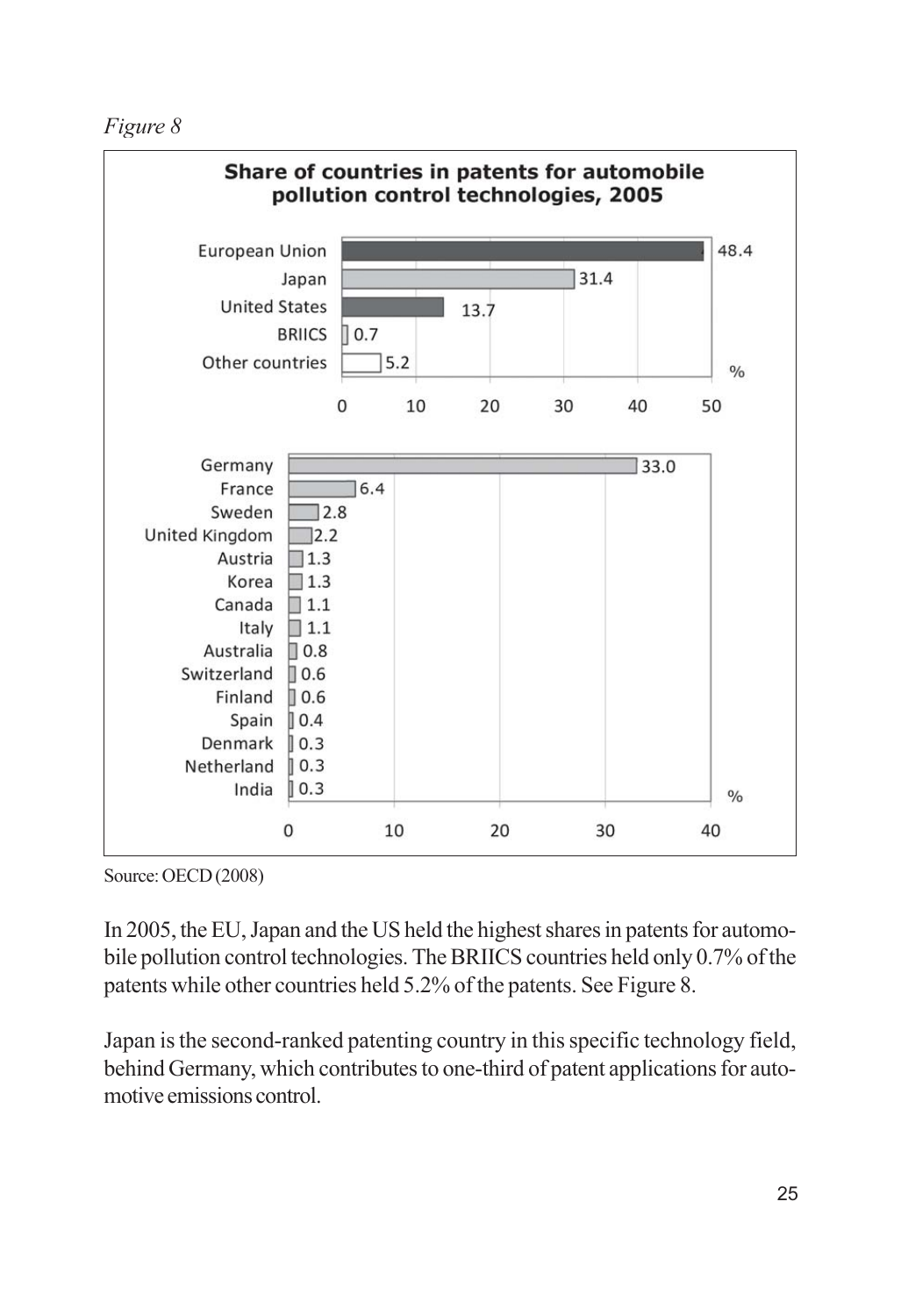*Figure 8*

**Share of countries in patents for automobile pollution control technologies, 2005**

| Country | % |
|---|---|
| European Union | 48.4 |
| Japan | 31.4 |
| United States | 13.7 |
| BRIICS | 0.7 |
| Other countries | 5.2 |

| Country | % |
|---|---|
| Germany | 33.0 |
| France | 6.4 |
| Sweden | 2.8 |
| United Kingdom | 2.2 |
| Austria | 1.3 |
| Korea | 1.3 |
| Canada | 1.1 |
| Italy | 1.1 |
| Australia | 0.8 |
| Switzerland | 0.6 |
| Finland | 0.6 |
| Spain | 0.4 |
| Denmark | 0.3 |
| Netherland | 0.3 |
| India | 0.3 |

Source: OECD (2008)

In 2005, the EU, Japan and the US held the highest shares in patents for automobile pollution control technologies. The BRIICS countries held only 0.7% of the patents while other countries held 5.2% of the patents. See Figure 8.

Japan is the second-ranked patenting country in this specific technology field, behind Germany, which contributes to one-third of patent applications for automotive emissions control.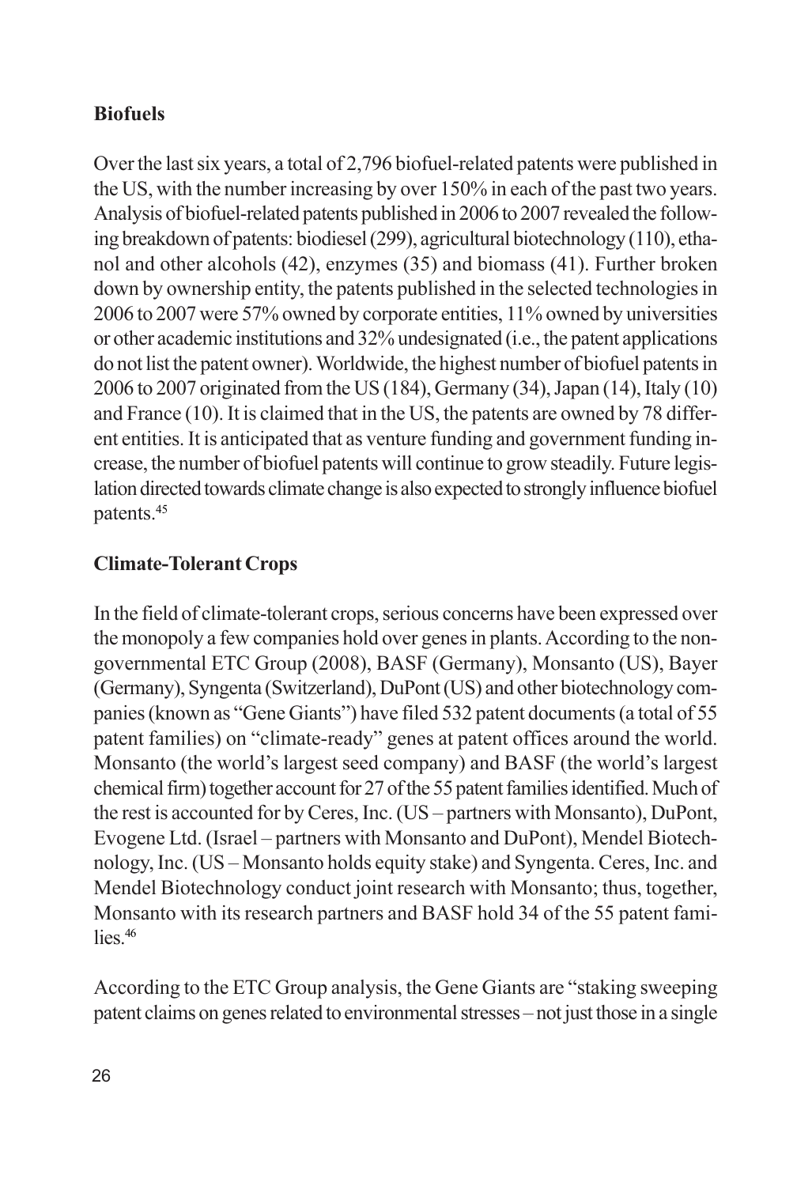## Biofuels

Over the last six years, a total of 2,796 biofuel-related patents were published in the US, with the number increasing by over 150% in each of the past two years. Analysis of biofuel-related patents published in 2006 to 2007 revealed the following breakdown of patents: biodiesel (299), agricultural biotechnology (110), ethanol and other alcohols (42), enzymes (35) and biomass (41). Further broken down by ownership entity, the patents published in the selected technologies in 2006 to 2007 were 57% owned by corporate entities, 11% owned by universities or other academic institutions and 32% undesignated (i.e., the patent applications do not list the patent owner). Worldwide, the highest number of biofuel patents in 2006 to 2007 originated from the US (184), Germany (34), Japan (14), Italy (10) and France (10). It is claimed that in the US, the patents are owned by 78 different entities. It is anticipated that as venture funding and government funding increase, the number of biofuel patents will continue to grow steadily. Future legislation directed towards climate change is also expected to strongly influence biofuel patents.[45]

## Climate-Tolerant Crops

In the field of climate-tolerant crops, serious concerns have been expressed over the monopoly a few companies hold over genes in plants. According to the non-governmental ETC Group (2008), BASF (Germany), Monsanto (US), Bayer (Germany), Syngenta (Switzerland), DuPont (US) and other biotechnology companies (known as "Gene Giants") have filed 532 patent documents (a total of 55 patent families) on "climate-ready" genes at patent offices around the world. Monsanto (the world's largest seed company) and BASF (the world's largest chemical firm) together account for 27 of the 55 patent families identified. Much of the rest is accounted for by Ceres, Inc. (US – partners with Monsanto), DuPont, Evogene Ltd. (Israel – partners with Monsanto and DuPont), Mendel Biotechnology, Inc. (US – Monsanto holds equity stake) and Syngenta. Ceres, Inc. and Mendel Biotechnology conduct joint research with Monsanto; thus, together, Monsanto with its research partners and BASF hold 34 of the 55 patent families.[46]

According to the ETC Group analysis, the Gene Giants are "staking sweeping patent claims on genes related to environmental stresses – not just those in a single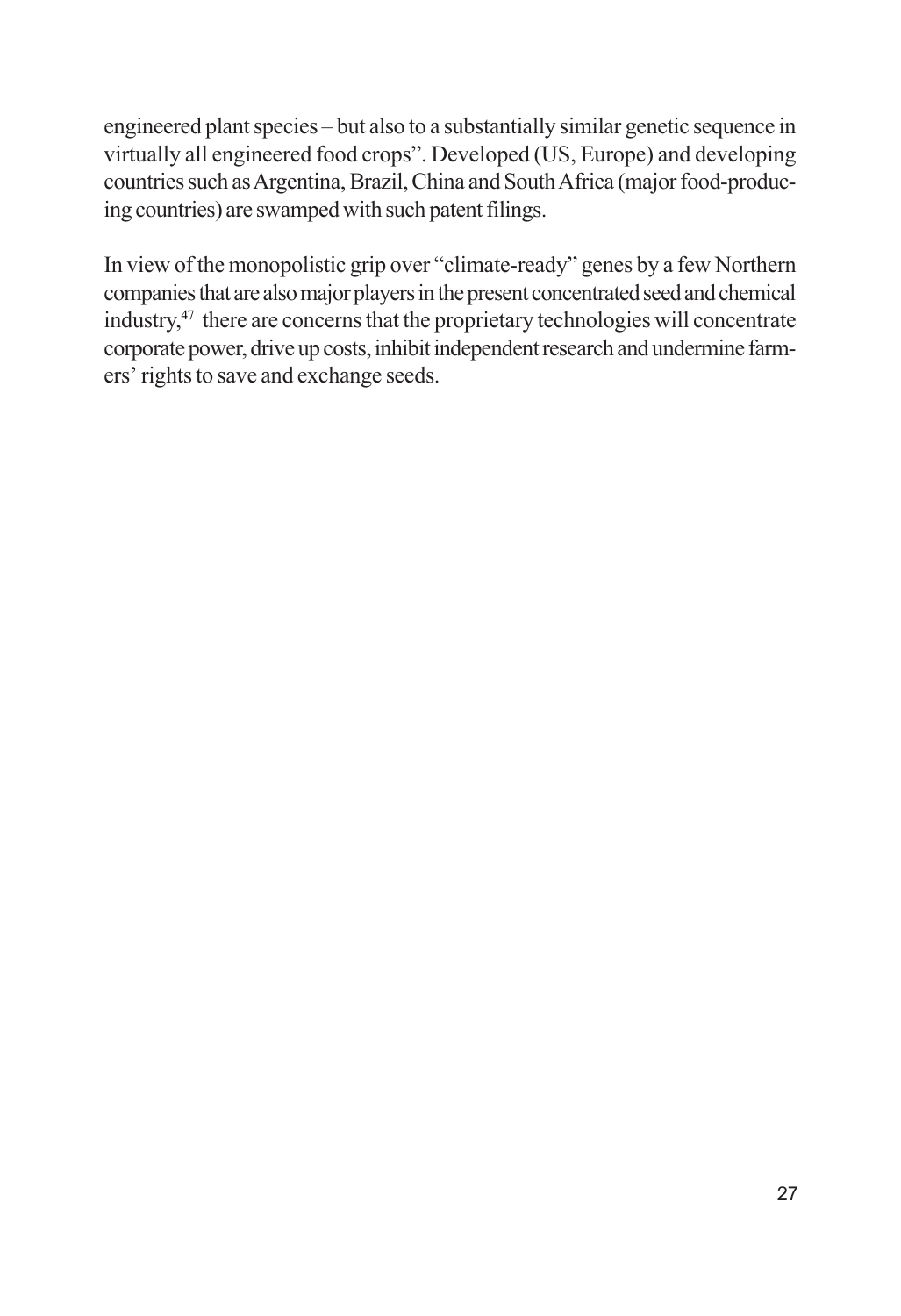engineered plant species – but also to a substantially similar genetic sequence in virtually all engineered food crops". Developed (US, Europe) and developing countries such as Argentina, Brazil, China and South Africa (major food-producing countries) are swamped with such patent filings.

In view of the monopolistic grip over "climate-ready" genes by a few Northern companies that are also major players in the present concentrated seed and chemical industry,[47] there are concerns that the proprietary technologies will concentrate corporate power, drive up costs, inhibit independent research and undermine farmers' rights to save and exchange seeds.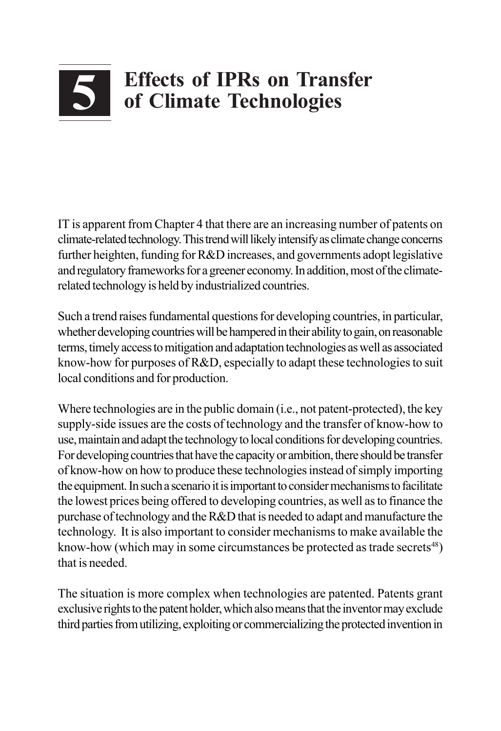# 5 Effects of IPRs on Transfer of Climate Technologies

IT is apparent from Chapter 4 that there are an increasing number of patents on climate-related technology. This trend will likely intensify as climate change concerns further heighten, funding for R&D increases, and governments adopt legislative and regulatory frameworks for a greener economy. In addition, most of the climate-related technology is held by industrialized countries.

Such a trend raises fundamental questions for developing countries, in particular, whether developing countries will be hampered in their ability to gain, on reasonable terms, timely access to mitigation and adaptation technologies as well as associated know-how for purposes of R&D, especially to adapt these technologies to suit local conditions and for production.

Where technologies are in the public domain (i.e., not patent-protected), the key supply-side issues are the costs of technology and the transfer of know-how to use, maintain and adapt the technology to local conditions for developing countries. For developing countries that have the capacity or ambition, there should be transfer of know-how on how to produce these technologies instead of simply importing the equipment. In such a scenario it is important to consider mechanisms to facilitate the lowest prices being offered to developing countries, as well as to finance the purchase of technology and the R&D that is needed to adapt and manufacture the technology. It is also important to consider mechanisms to make available the know-how (which may in some circumstances be protected as trade secrets[48]) that is needed.

The situation is more complex when technologies are patented. Patents grant exclusive rights to the patent holder, which also means that the inventor may exclude third parties from utilizing, exploiting or commercializing the protected invention in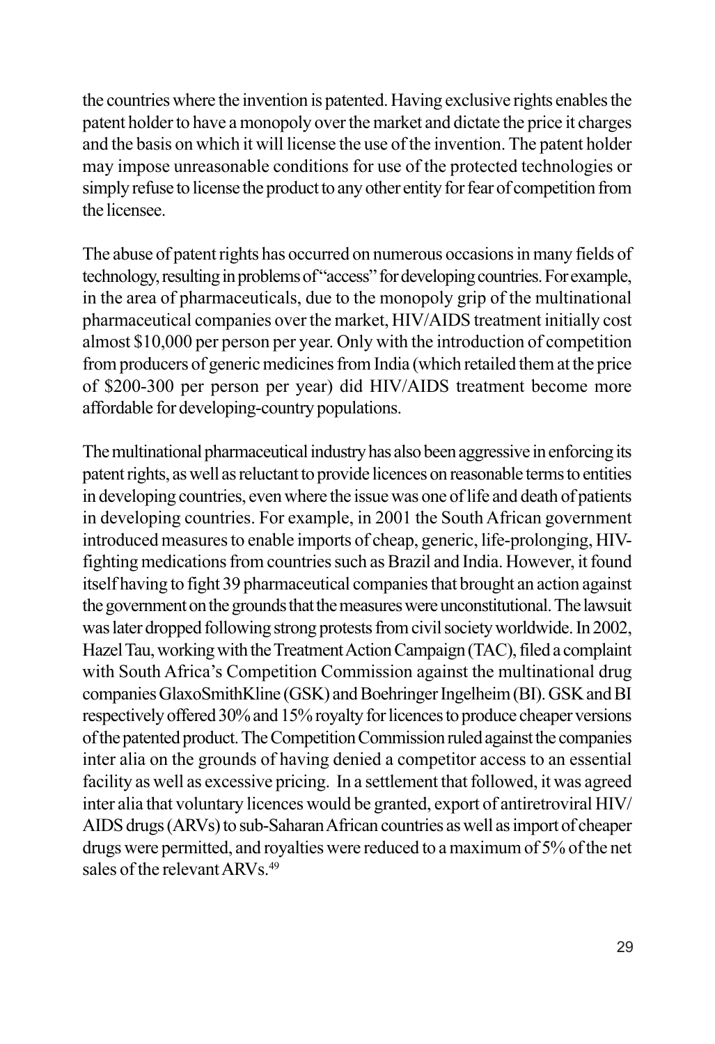the countries where the invention is patented. Having exclusive rights enables the patent holder to have a monopoly over the market and dictate the price it charges and the basis on which it will license the use of the invention. The patent holder may impose unreasonable conditions for use of the protected technologies or simply refuse to license the product to any other entity for fear of competition from the licensee.

The abuse of patent rights has occurred on numerous occasions in many fields of technology, resulting in problems of "access" for developing countries. For example, in the area of pharmaceuticals, due to the monopoly grip of the multinational pharmaceutical companies over the market, HIV/AIDS treatment initially cost almost $10,000 per person per year. Only with the introduction of competition from producers of generic medicines from India (which retailed them at the price of $200-300 per person per year) did HIV/AIDS treatment become more affordable for developing-country populations.

The multinational pharmaceutical industry has also been aggressive in enforcing its patent rights, as well as reluctant to provide licences on reasonable terms to entities in developing countries, even where the issue was one of life and death of patients in developing countries. For example, in 2001 the South African government introduced measures to enable imports of cheap, generic, life-prolonging, HIV-fighting medications from countries such as Brazil and India. However, it found itself having to fight 39 pharmaceutical companies that brought an action against the government on the grounds that the measures were unconstitutional. The lawsuit was later dropped following strong protests from civil society worldwide. In 2002, Hazel Tau, working with the Treatment Action Campaign (TAC), filed a complaint with South Africa's Competition Commission against the multinational drug companies GlaxoSmithKline (GSK) and Boehringer Ingelheim (BI). GSK and BI respectively offered 30% and 15% royalty for licences to produce cheaper versions of the patented product. The Competition Commission ruled against the companies inter alia on the grounds of having denied a competitor access to an essential facility as well as excessive pricing. In a settlement that followed, it was agreed inter alia that voluntary licences would be granted, export of antiretroviral HIV/AIDS drugs (ARVs) to sub-Saharan African countries as well as import of cheaper drugs were permitted, and royalties were reduced to a maximum of 5% of the net sales of the relevant ARVs.[49]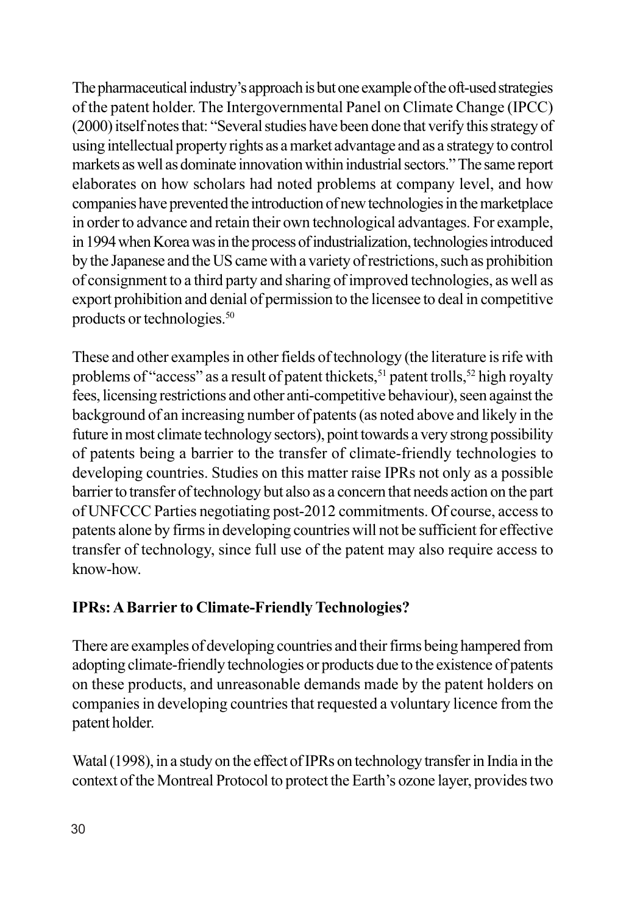The pharmaceutical industry's approach is but one example of the oft-used strategies of the patent holder. The Intergovernmental Panel on Climate Change (IPCC) (2000) itself notes that: "Several studies have been done that verify this strategy of using intellectual property rights as a market advantage and as a strategy to control markets as well as dominate innovation within industrial sectors." The same report elaborates on how scholars had noted problems at company level, and how companies have prevented the introduction of new technologies in the marketplace in order to advance and retain their own technological advantages. For example, in 1994 when Korea was in the process of industrialization, technologies introduced by the Japanese and the US came with a variety of restrictions, such as prohibition of consignment to a third party and sharing of improved technologies, as well as export prohibition and denial of permission to the licensee to deal in competitive products or technologies.[50]

These and other examples in other fields of technology (the literature is rife with problems of "access" as a result of patent thickets,[51] patent trolls,[52] high royalty fees, licensing restrictions and other anti-competitive behaviour), seen against the background of an increasing number of patents (as noted above and likely in the future in most climate technology sectors), point towards a very strong possibility of patents being a barrier to the transfer of climate-friendly technologies to developing countries. Studies on this matter raise IPRs not only as a possible barrier to transfer of technology but also as a concern that needs action on the part of UNFCCC Parties negotiating post-2012 commitments. Of course, access to patents alone by firms in developing countries will not be sufficient for effective transfer of technology, since full use of the patent may also require access to know-how.

## IPRs: A Barrier to Climate-Friendly Technologies?

There are examples of developing countries and their firms being hampered from adopting climate-friendly technologies or products due to the existence of patents on these products, and unreasonable demands made by the patent holders on companies in developing countries that requested a voluntary licence from the patent holder.

Watal (1998), in a study on the effect of IPRs on technology transfer in India in the context of the Montreal Protocol to protect the Earth's ozone layer, provides two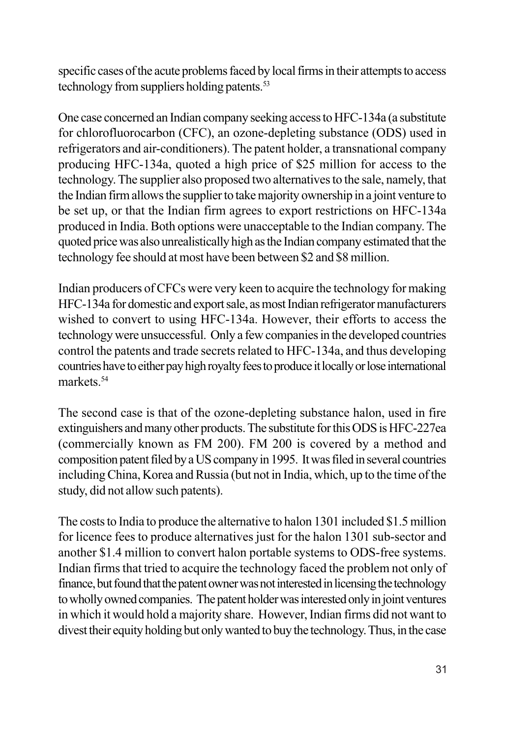specific cases of the acute problems faced by local firms in their attempts to access technology from suppliers holding patents.[53]

One case concerned an Indian company seeking access to HFC-134a (a substitute for chlorofluorocarbon (CFC), an ozone-depleting substance (ODS) used in refrigerators and air-conditioners). The patent holder, a transnational company producing HFC-134a, quoted a high price of $25 million for access to the technology. The supplier also proposed two alternatives to the sale, namely, that the Indian firm allows the supplier to take majority ownership in a joint venture to be set up, or that the Indian firm agrees to export restrictions on HFC-134a produced in India. Both options were unacceptable to the Indian company. The quoted price was also unrealistically high as the Indian company estimated that the technology fee should at most have been between $2 and $8 million.

Indian producers of CFCs were very keen to acquire the technology for making HFC-134a for domestic and export sale, as most Indian refrigerator manufacturers wished to convert to using HFC-134a. However, their efforts to access the technology were unsuccessful. Only a few companies in the developed countries control the patents and trade secrets related to HFC-134a, and thus developing countries have to either pay high royalty fees to produce it locally or lose international markets.[54]

The second case is that of the ozone-depleting substance halon, used in fire extinguishers and many other products. The substitute for this ODS is HFC-227ea (commercially known as FM 200). FM 200 is covered by a method and composition patent filed by a US company in 1995. It was filed in several countries including China, Korea and Russia (but not in India, which, up to the time of the study, did not allow such patents).

The costs to India to produce the alternative to halon 1301 included $1.5 million for licence fees to produce alternatives just for the halon 1301 sub-sector and another $1.4 million to convert halon portable systems to ODS-free systems. Indian firms that tried to acquire the technology faced the problem not only of finance, but found that the patent owner was not interested in licensing the technology to wholly owned companies. The patent holder was interested only in joint ventures in which it would hold a majority share. However, Indian firms did not want to divest their equity holding but only wanted to buy the technology. Thus, in the case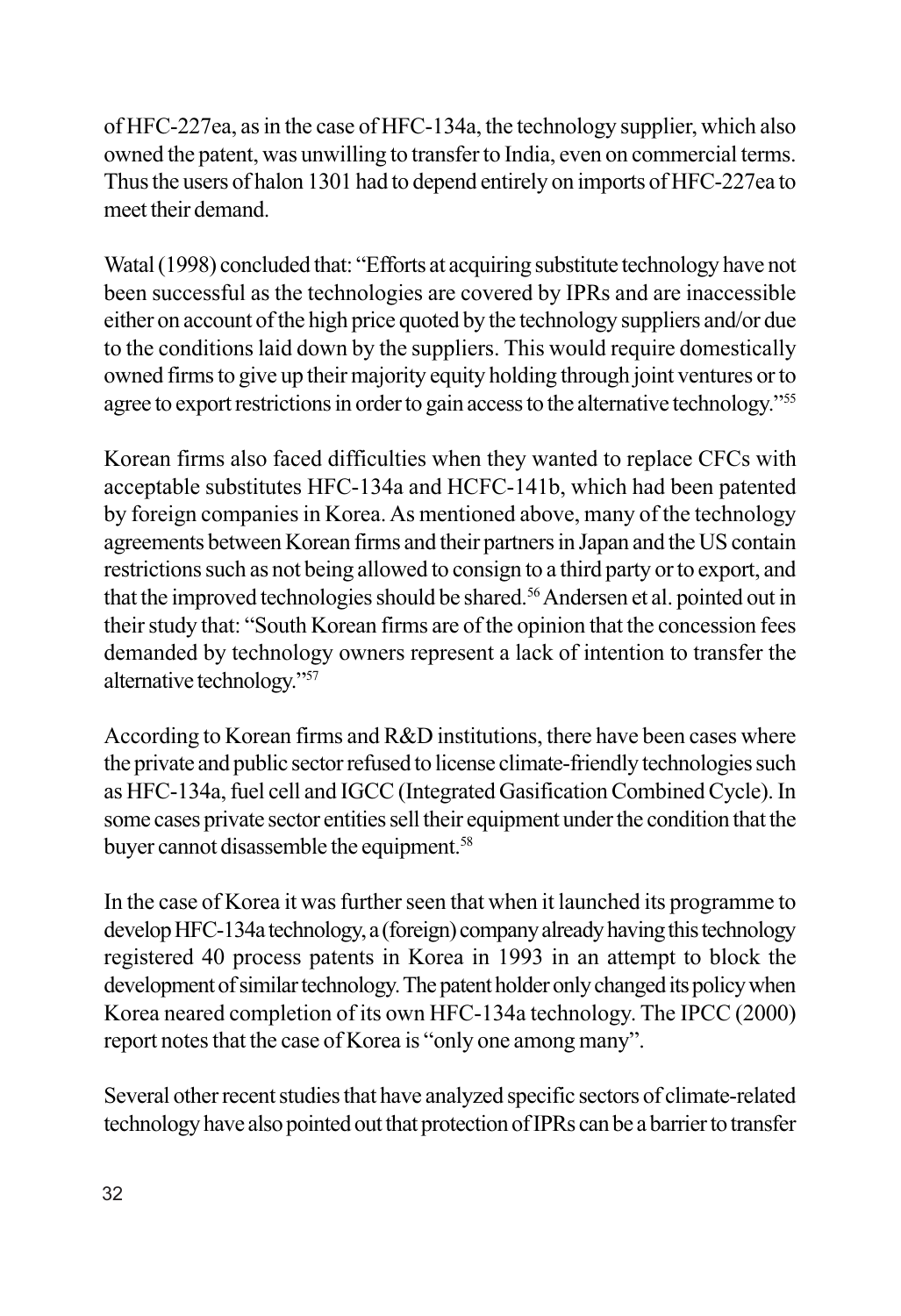of HFC-227ea, as in the case of HFC-134a, the technology supplier, which also owned the patent, was unwilling to transfer to India, even on commercial terms. Thus the users of halon 1301 had to depend entirely on imports of HFC-227ea to meet their demand.

Watal (1998) concluded that: "Efforts at acquiring substitute technology have not been successful as the technologies are covered by IPRs and are inaccessible either on account of the high price quoted by the technology suppliers and/or due to the conditions laid down by the suppliers. This would require domestically owned firms to give up their majority equity holding through joint ventures or to agree to export restrictions in order to gain access to the alternative technology."[55]

Korean firms also faced difficulties when they wanted to replace CFCs with acceptable substitutes HFC-134a and HCFC-141b, which had been patented by foreign companies in Korea. As mentioned above, many of the technology agreements between Korean firms and their partners in Japan and the US contain restrictions such as not being allowed to consign to a third party or to export, and that the improved technologies should be shared.[56] Andersen et al. pointed out in their study that: "South Korean firms are of the opinion that the concession fees demanded by technology owners represent a lack of intention to transfer the alternative technology."[57]

According to Korean firms and R&D institutions, there have been cases where the private and public sector refused to license climate-friendly technologies such as HFC-134a, fuel cell and IGCC (Integrated Gasification Combined Cycle). In some cases private sector entities sell their equipment under the condition that the buyer cannot disassemble the equipment.[58]

In the case of Korea it was further seen that when it launched its programme to develop HFC-134a technology, a (foreign) company already having this technology registered 40 process patents in Korea in 1993 in an attempt to block the development of similar technology. The patent holder only changed its policy when Korea neared completion of its own HFC-134a technology. The IPCC (2000) report notes that the case of Korea is "only one among many".

Several other recent studies that have analyzed specific sectors of climate-related technology have also pointed out that protection of IPRs can be a barrier to transfer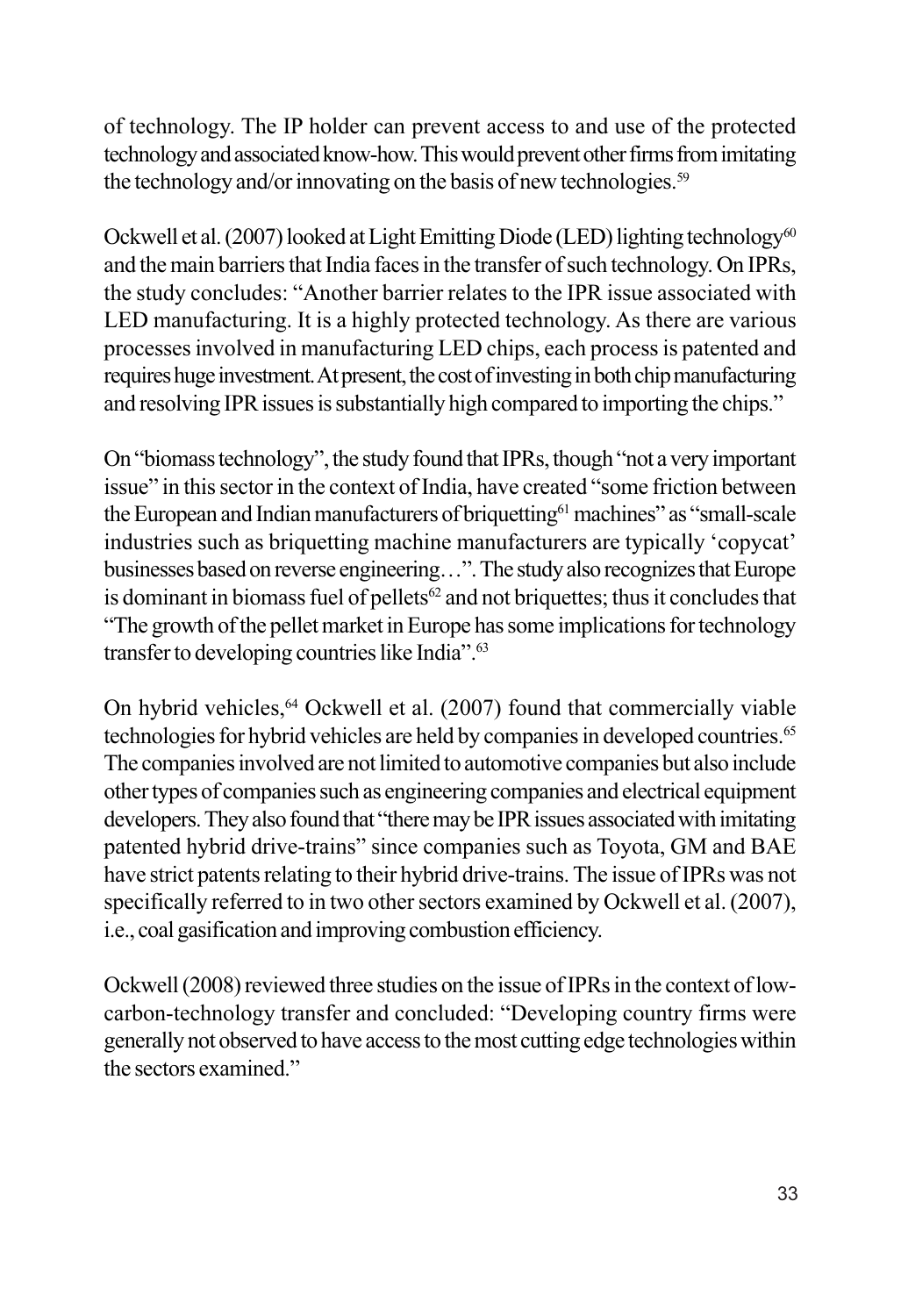of technology. The IP holder can prevent access to and use of the protected technology and associated know-how. This would prevent other firms from imitating the technology and/or innovating on the basis of new technologies.[59]

Ockwell et al. (2007) looked at Light Emitting Diode (LED) lighting technology[60] and the main barriers that India faces in the transfer of such technology. On IPRs, the study concludes: "Another barrier relates to the IPR issue associated with LED manufacturing. It is a highly protected technology. As there are various processes involved in manufacturing LED chips, each process is patented and requires huge investment. At present, the cost of investing in both chip manufacturing and resolving IPR issues is substantially high compared to importing the chips."

On "biomass technology", the study found that IPRs, though "not a very important issue" in this sector in the context of India, have created "some friction between the European and Indian manufacturers of briquetting[61] machines" as "small-scale industries such as briquetting machine manufacturers are typically 'copycat' businesses based on reverse engineering…". The study also recognizes that Europe is dominant in biomass fuel of pellets[62] and not briquettes; thus it concludes that "The growth of the pellet market in Europe has some implications for technology transfer to developing countries like India".[63]

On hybrid vehicles,[64] Ockwell et al. (2007) found that commercially viable technologies for hybrid vehicles are held by companies in developed countries.[65] The companies involved are not limited to automotive companies but also include other types of companies such as engineering companies and electrical equipment developers. They also found that "there may be IPR issues associated with imitating patented hybrid drive-trains" since companies such as Toyota, GM and BAE have strict patents relating to their hybrid drive-trains. The issue of IPRs was not specifically referred to in two other sectors examined by Ockwell et al. (2007), i.e., coal gasification and improving combustion efficiency.

Ockwell (2008) reviewed three studies on the issue of IPRs in the context of low-carbon-technology transfer and concluded: "Developing country firms were generally not observed to have access to the most cutting edge technologies within the sectors examined."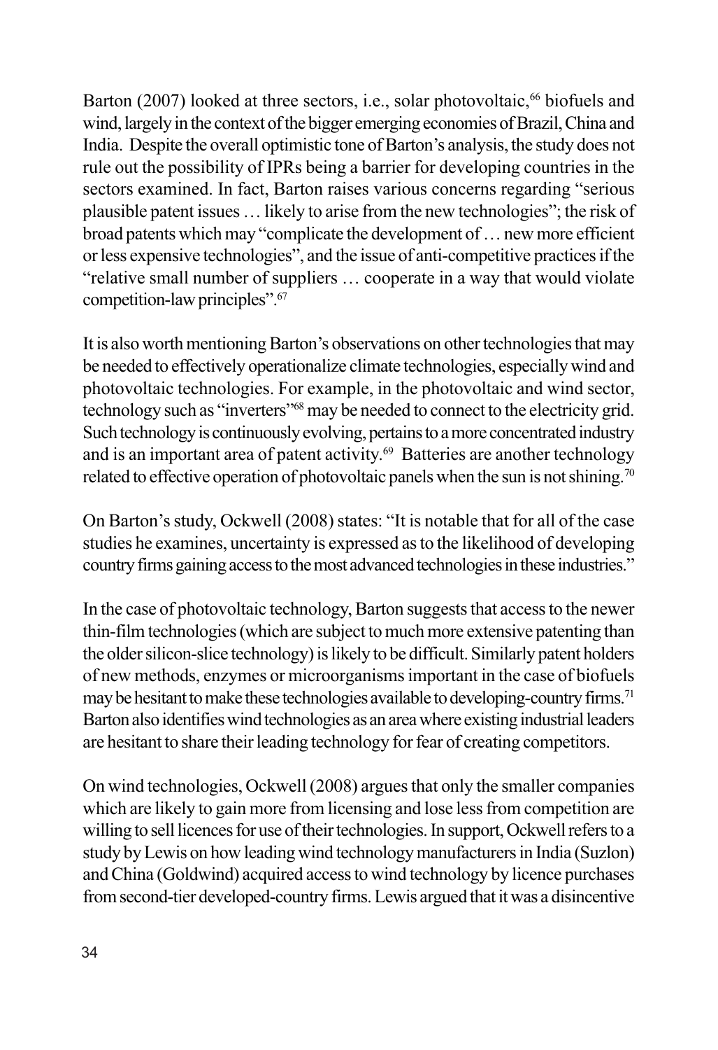Barton (2007) looked at three sectors, i.e., solar photovoltaic,[66] biofuels and wind, largely in the context of the bigger emerging economies of Brazil, China and India. Despite the overall optimistic tone of Barton's analysis, the study does not rule out the possibility of IPRs being a barrier for developing countries in the sectors examined. In fact, Barton raises various concerns regarding "serious plausible patent issues … likely to arise from the new technologies"; the risk of broad patents which may "complicate the development of … new more efficient or less expensive technologies", and the issue of anti-competitive practices if the "relative small number of suppliers … cooperate in a way that would violate competition-law principles".[67]

It is also worth mentioning Barton's observations on other technologies that may be needed to effectively operationalize climate technologies, especially wind and photovoltaic technologies. For example, in the photovoltaic and wind sector, technology such as "inverters"[68] may be needed to connect to the electricity grid. Such technology is continuously evolving, pertains to a more concentrated industry and is an important area of patent activity.[69] Batteries are another technology related to effective operation of photovoltaic panels when the sun is not shining.[70]

On Barton's study, Ockwell (2008) states: "It is notable that for all of the case studies he examines, uncertainty is expressed as to the likelihood of developing country firms gaining access to the most advanced technologies in these industries."

In the case of photovoltaic technology, Barton suggests that access to the newer thin-film technologies (which are subject to much more extensive patenting than the older silicon-slice technology) is likely to be difficult. Similarly patent holders of new methods, enzymes or microorganisms important in the case of biofuels may be hesitant to make these technologies available to developing-country firms.[71] Barton also identifies wind technologies as an area where existing industrial leaders are hesitant to share their leading technology for fear of creating competitors.

On wind technologies, Ockwell (2008) argues that only the smaller companies which are likely to gain more from licensing and lose less from competition are willing to sell licences for use of their technologies. In support, Ockwell refers to a study by Lewis on how leading wind technology manufacturers in India (Suzlon) and China (Goldwind) acquired access to wind technology by licence purchases from second-tier developed-country firms. Lewis argued that it was a disincentive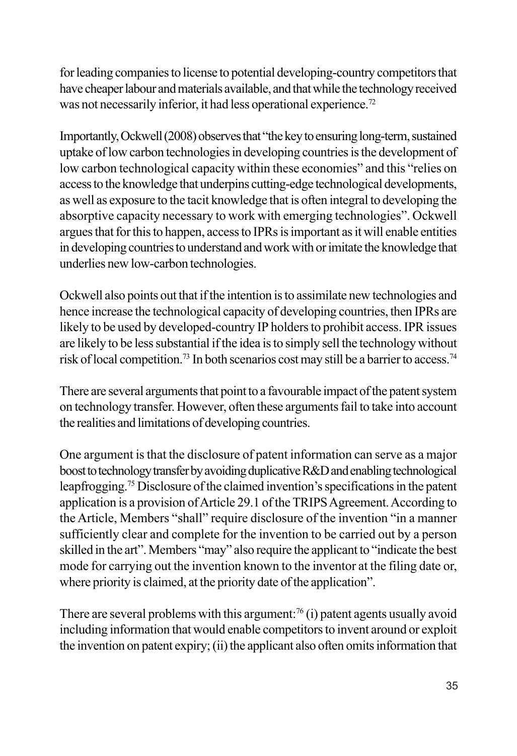for leading companies to license to potential developing-country competitors that have cheaper labour and materials available, and that while the technology received was not necessarily inferior, it had less operational experience.[72]

Importantly, Ockwell (2008) observes that "the key to ensuring long-term, sustained uptake of low carbon technologies in developing countries is the development of low carbon technological capacity within these economies" and this "relies on access to the knowledge that underpins cutting-edge technological developments, as well as exposure to the tacit knowledge that is often integral to developing the absorptive capacity necessary to work with emerging technologies". Ockwell argues that for this to happen, access to IPRs is important as it will enable entities in developing countries to understand and work with or imitate the knowledge that underlies new low-carbon technologies.

Ockwell also points out that if the intention is to assimilate new technologies and hence increase the technological capacity of developing countries, then IPRs are likely to be used by developed-country IP holders to prohibit access. IPR issues are likely to be less substantial if the idea is to simply sell the technology without risk of local competition.[73] In both scenarios cost may still be a barrier to access.[74]

There are several arguments that point to a favourable impact of the patent system on technology transfer. However, often these arguments fail to take into account the realities and limitations of developing countries.

One argument is that the disclosure of patent information can serve as a major boost to technology transfer by avoiding duplicative R&D and enabling technological leapfrogging.[75] Disclosure of the claimed invention's specifications in the patent application is a provision of Article 29.1 of the TRIPS Agreement. According to the Article, Members "shall" require disclosure of the invention "in a manner sufficiently clear and complete for the invention to be carried out by a person skilled in the art". Members "may" also require the applicant to "indicate the best mode for carrying out the invention known to the inventor at the filing date or, where priority is claimed, at the priority date of the application".

There are several problems with this argument:[76] (i) patent agents usually avoid including information that would enable competitors to invent around or exploit the invention on patent expiry; (ii) the applicant also often omits information that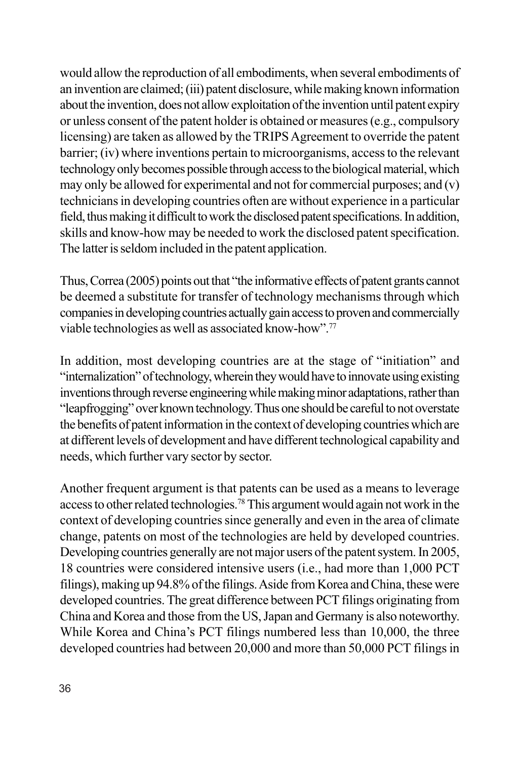would allow the reproduction of all embodiments, when several embodiments of an invention are claimed; (iii) patent disclosure, while making known information about the invention, does not allow exploitation of the invention until patent expiry or unless consent of the patent holder is obtained or measures (e.g., compulsory licensing) are taken as allowed by the TRIPS Agreement to override the patent barrier; (iv) where inventions pertain to microorganisms, access to the relevant technology only becomes possible through access to the biological material, which may only be allowed for experimental and not for commercial purposes; and (v) technicians in developing countries often are without experience in a particular field, thus making it difficult to work the disclosed patent specifications. In addition, skills and know-how may be needed to work the disclosed patent specification. The latter is seldom included in the patent application.

Thus, Correa (2005) points out that "the informative effects of patent grants cannot be deemed a substitute for transfer of technology mechanisms through which companies in developing countries actually gain access to proven and commercially viable technologies as well as associated know-how".[77]

In addition, most developing countries are at the stage of "initiation" and "internalization" of technology, wherein they would have to innovate using existing inventions through reverse engineering while making minor adaptations, rather than "leapfrogging" over known technology. Thus one should be careful to not overstate the benefits of patent information in the context of developing countries which are at different levels of development and have different technological capability and needs, which further vary sector by sector.

Another frequent argument is that patents can be used as a means to leverage access to other related technologies.[78] This argument would again not work in the context of developing countries since generally and even in the area of climate change, patents on most of the technologies are held by developed countries. Developing countries generally are not major users of the patent system. In 2005, 18 countries were considered intensive users (i.e., had more than 1,000 PCT filings), making up 94.8% of the filings. Aside from Korea and China, these were developed countries. The great difference between PCT filings originating from China and Korea and those from the US, Japan and Germany is also noteworthy. While Korea and China's PCT filings numbered less than 10,000, the three developed countries had between 20,000 and more than 50,000 PCT filings in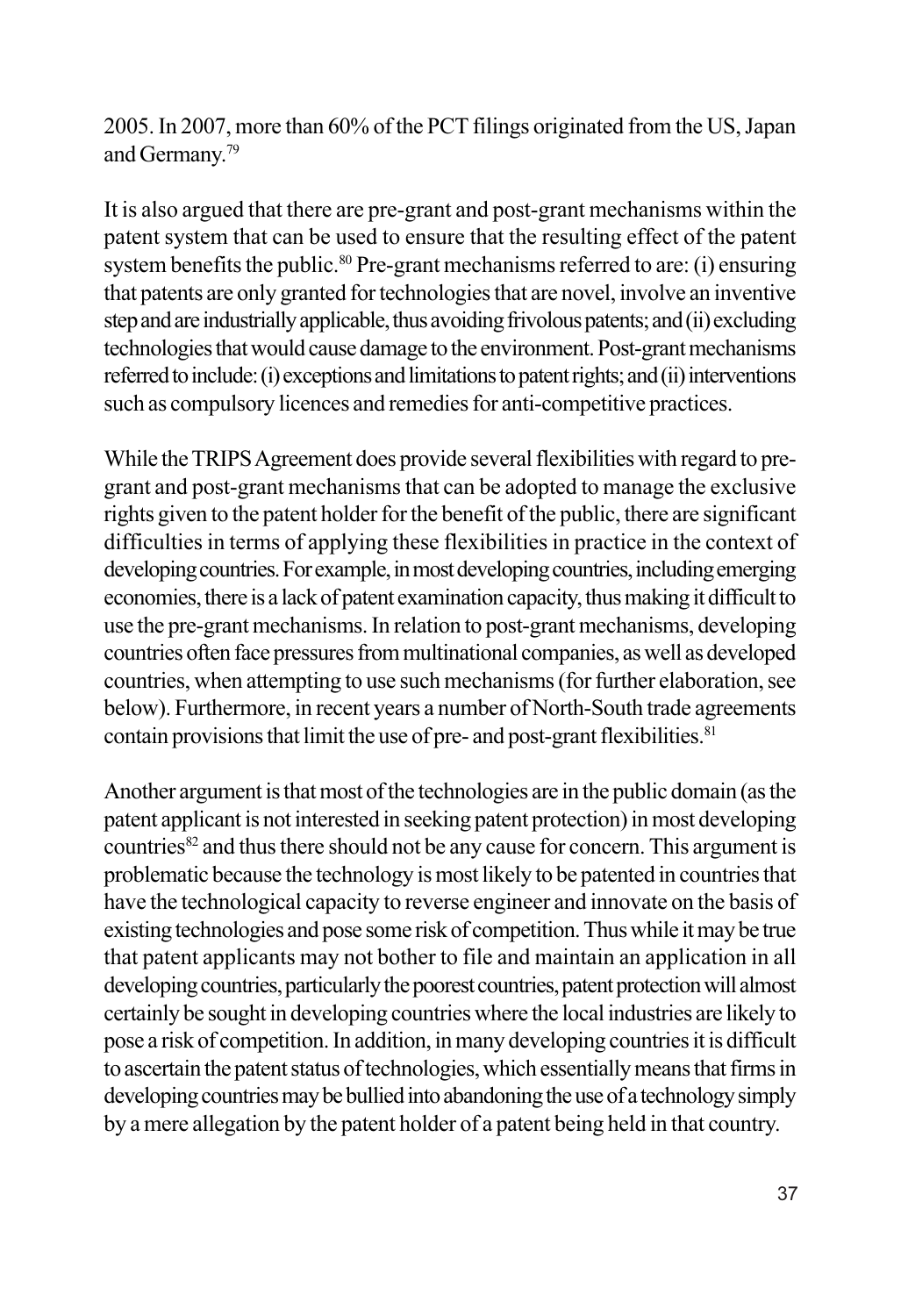2005. In 2007, more than 60% of the PCT filings originated from the US, Japan and Germany.[79]

It is also argued that there are pre-grant and post-grant mechanisms within the patent system that can be used to ensure that the resulting effect of the patent system benefits the public.[80] Pre-grant mechanisms referred to are: (i) ensuring that patents are only granted for technologies that are novel, involve an inventive step and are industrially applicable, thus avoiding frivolous patents; and (ii) excluding technologies that would cause damage to the environment. Post-grant mechanisms referred to include: (i) exceptions and limitations to patent rights; and (ii) interventions such as compulsory licences and remedies for anti-competitive practices.

While the TRIPS Agreement does provide several flexibilities with regard to pre-grant and post-grant mechanisms that can be adopted to manage the exclusive rights given to the patent holder for the benefit of the public, there are significant difficulties in terms of applying these flexibilities in practice in the context of developing countries. For example, in most developing countries, including emerging economies, there is a lack of patent examination capacity, thus making it difficult to use the pre-grant mechanisms. In relation to post-grant mechanisms, developing countries often face pressures from multinational companies, as well as developed countries, when attempting to use such mechanisms (for further elaboration, see below). Furthermore, in recent years a number of North-South trade agreements contain provisions that limit the use of pre- and post-grant flexibilities.[81]

Another argument is that most of the technologies are in the public domain (as the patent applicant is not interested in seeking patent protection) in most developing countries[82] and thus there should not be any cause for concern. This argument is problematic because the technology is most likely to be patented in countries that have the technological capacity to reverse engineer and innovate on the basis of existing technologies and pose some risk of competition. Thus while it may be true that patent applicants may not bother to file and maintain an application in all developing countries, particularly the poorest countries, patent protection will almost certainly be sought in developing countries where the local industries are likely to pose a risk of competition. In addition, in many developing countries it is difficult to ascertain the patent status of technologies, which essentially means that firms in developing countries may be bullied into abandoning the use of a technology simply by a mere allegation by the patent holder of a patent being held in that country.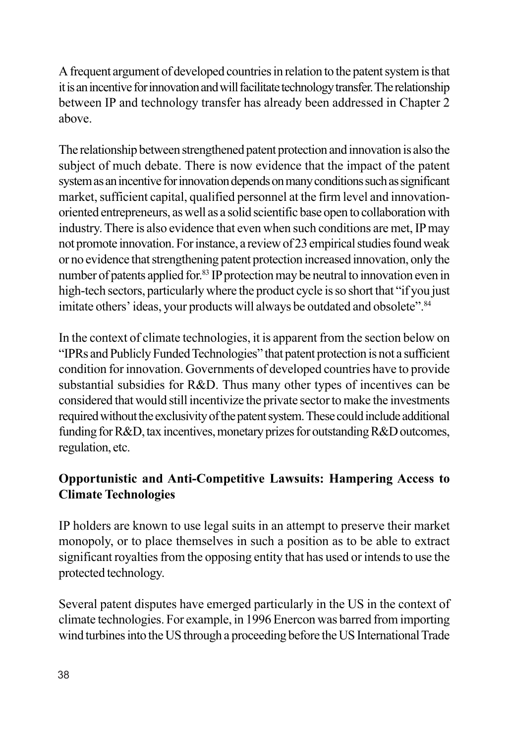A frequent argument of developed countries in relation to the patent system is that it is an incentive for innovation and will facilitate technology transfer. The relationship between IP and technology transfer has already been addressed in Chapter 2 above.

The relationship between strengthened patent protection and innovation is also the subject of much debate. There is now evidence that the impact of the patent system as an incentive for innovation depends on many conditions such as significant market, sufficient capital, qualified personnel at the firm level and innovation-oriented entrepreneurs, as well as a solid scientific base open to collaboration with industry. There is also evidence that even when such conditions are met, IP may not promote innovation. For instance, a review of 23 empirical studies found weak or no evidence that strengthening patent protection increased innovation, only the number of patents applied for.[83] IP protection may be neutral to innovation even in high-tech sectors, particularly where the product cycle is so short that "if you just imitate others' ideas, your products will always be outdated and obsolete".[84]

In the context of climate technologies, it is apparent from the section below on "IPRs and Publicly Funded Technologies" that patent protection is not a sufficient condition for innovation. Governments of developed countries have to provide substantial subsidies for R&D. Thus many other types of incentives can be considered that would still incentivize the private sector to make the investments required without the exclusivity of the patent system. These could include additional funding for R&D, tax incentives, monetary prizes for outstanding R&D outcomes, regulation, etc.

## Opportunistic and Anti-Competitive Lawsuits: Hampering Access to Climate Technologies

IP holders are known to use legal suits in an attempt to preserve their market monopoly, or to place themselves in such a position as to be able to extract significant royalties from the opposing entity that has used or intends to use the protected technology.

Several patent disputes have emerged particularly in the US in the context of climate technologies. For example, in 1996 Enercon was barred from importing wind turbines into the US through a proceeding before the US International Trade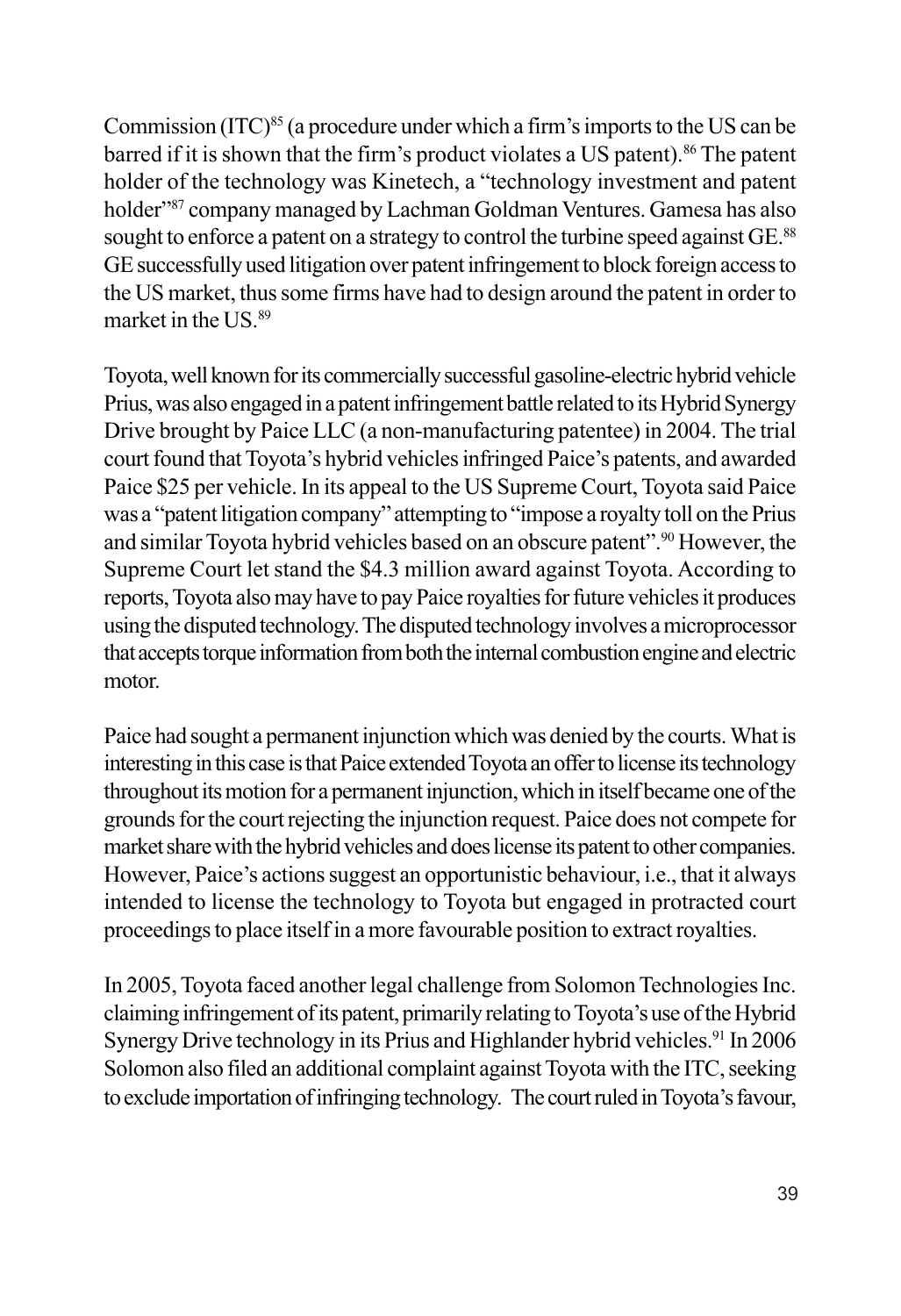Commission (ITC)[85] (a procedure under which a firm's imports to the US can be barred if it is shown that the firm's product violates a US patent).[86] The patent holder of the technology was Kinetech, a "technology investment and patent holder"[87] company managed by Lachman Goldman Ventures. Gamesa has also sought to enforce a patent on a strategy to control the turbine speed against GE.[88] GE successfully used litigation over patent infringement to block foreign access to the US market, thus some firms have had to design around the patent in order to market in the US.[89]

Toyota, well known for its commercially successful gasoline-electric hybrid vehicle Prius, was also engaged in a patent infringement battle related to its Hybrid Synergy Drive brought by Paice LLC (a non-manufacturing patentee) in 2004. The trial court found that Toyota's hybrid vehicles infringed Paice's patents, and awarded Paice $25 per vehicle. In its appeal to the US Supreme Court, Toyota said Paice was a "patent litigation company" attempting to "impose a royalty toll on the Prius and similar Toyota hybrid vehicles based on an obscure patent".[90] However, the Supreme Court let stand the $4.3 million award against Toyota. According to reports, Toyota also may have to pay Paice royalties for future vehicles it produces using the disputed technology. The disputed technology involves a microprocessor that accepts torque information from both the internal combustion engine and electric motor.

Paice had sought a permanent injunction which was denied by the courts. What is interesting in this case is that Paice extended Toyota an offer to license its technology throughout its motion for a permanent injunction, which in itself became one of the grounds for the court rejecting the injunction request. Paice does not compete for market share with the hybrid vehicles and does license its patent to other companies. However, Paice's actions suggest an opportunistic behaviour, i.e., that it always intended to license the technology to Toyota but engaged in protracted court proceedings to place itself in a more favourable position to extract royalties.

In 2005, Toyota faced another legal challenge from Solomon Technologies Inc. claiming infringement of its patent, primarily relating to Toyota's use of the Hybrid Synergy Drive technology in its Prius and Highlander hybrid vehicles.[91] In 2006 Solomon also filed an additional complaint against Toyota with the ITC, seeking to exclude importation of infringing technology. The court ruled in Toyota's favour,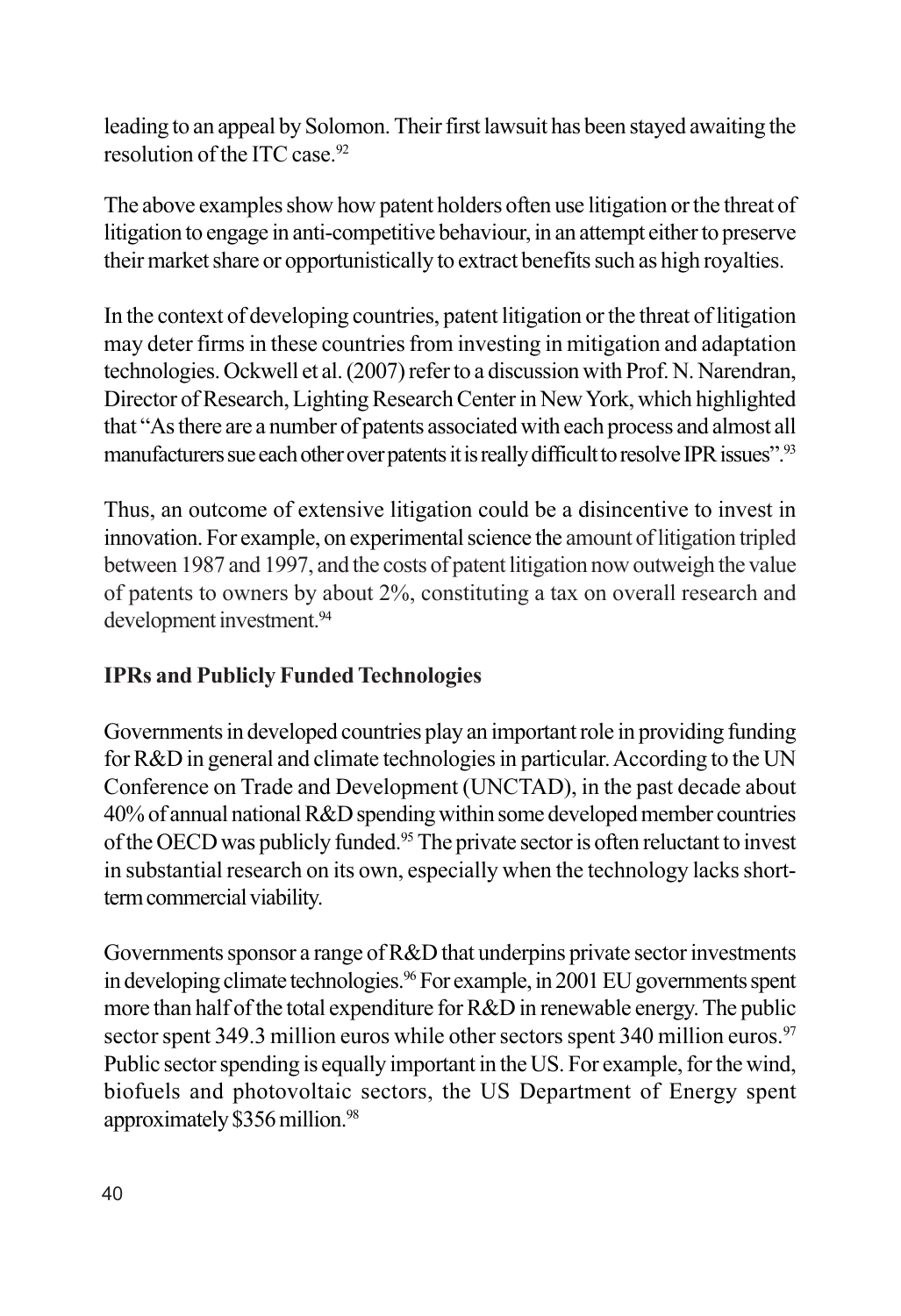leading to an appeal by Solomon. Their first lawsuit has been stayed awaiting the resolution of the ITC case.[92]

The above examples show how patent holders often use litigation or the threat of litigation to engage in anti-competitive behaviour, in an attempt either to preserve their market share or opportunistically to extract benefits such as high royalties.

In the context of developing countries, patent litigation or the threat of litigation may deter firms in these countries from investing in mitigation and adaptation technologies. Ockwell et al. (2007) refer to a discussion with Prof. N. Narendran, Director of Research, Lighting Research Center in New York, which highlighted that "As there are a number of patents associated with each process and almost all manufacturers sue each other over patents it is really difficult to resolve IPR issues".[93]

Thus, an outcome of extensive litigation could be a disincentive to invest in innovation. For example, on experimental science the amount of litigation tripled between 1987 and 1997, and the costs of patent litigation now outweigh the value of patents to owners by about 2%, constituting a tax on overall research and development investment.[94]

**IPRs and Publicly Funded Technologies**

Governments in developed countries play an important role in providing funding for R&D in general and climate technologies in particular. According to the UN Conference on Trade and Development (UNCTAD), in the past decade about 40% of annual national R&D spending within some developed member countries of the OECD was publicly funded.[95] The private sector is often reluctant to invest in substantial research on its own, especially when the technology lacks short-term commercial viability.

Governments sponsor a range of R&D that underpins private sector investments in developing climate technologies.[96] For example, in 2001 EU governments spent more than half of the total expenditure for R&D in renewable energy. The public sector spent 349.3 million euros while other sectors spent 340 million euros.[97] Public sector spending is equally important in the US. For example, for the wind, biofuels and photovoltaic sectors, the US Department of Energy spent approximately $356 million.[98]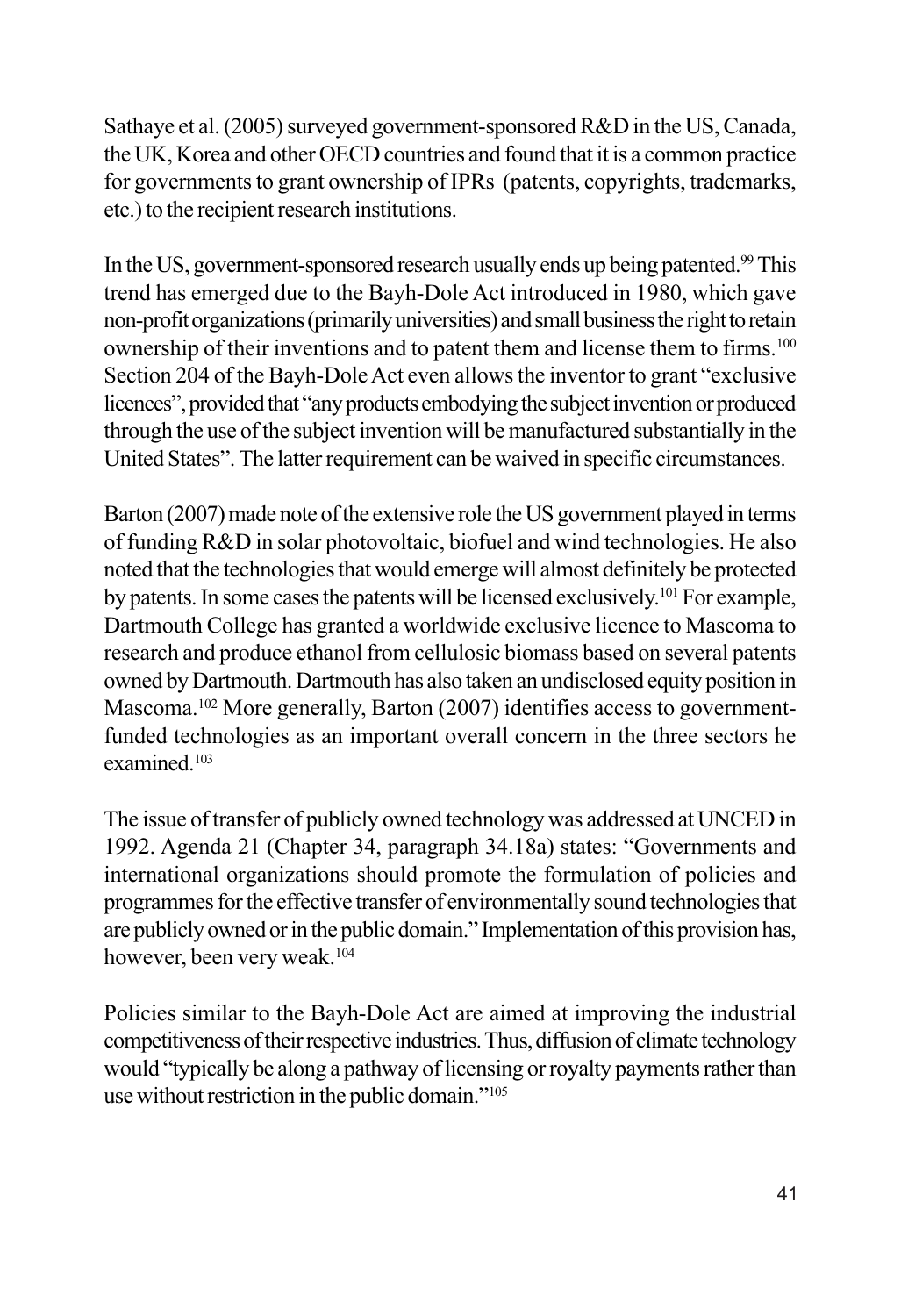Sathaye et al. (2005) surveyed government-sponsored R&D in the US, Canada, the UK, Korea and other OECD countries and found that it is a common practice for governments to grant ownership of IPRs (patents, copyrights, trademarks, etc.) to the recipient research institutions.

In the US, government-sponsored research usually ends up being patented.[99] This trend has emerged due to the Bayh-Dole Act introduced in 1980, which gave non-profit organizations (primarily universities) and small business the right to retain ownership of their inventions and to patent them and license them to firms.[100] Section 204 of the Bayh-Dole Act even allows the inventor to grant "exclusive licences", provided that "any products embodying the subject invention or produced through the use of the subject invention will be manufactured substantially in the United States". The latter requirement can be waived in specific circumstances.

Barton (2007) made note of the extensive role the US government played in terms of funding R&D in solar photovoltaic, biofuel and wind technologies. He also noted that the technologies that would emerge will almost definitely be protected by patents. In some cases the patents will be licensed exclusively.[101] For example, Dartmouth College has granted a worldwide exclusive licence to Mascoma to research and produce ethanol from cellulosic biomass based on several patents owned by Dartmouth. Dartmouth has also taken an undisclosed equity position in Mascoma.[102] More generally, Barton (2007) identifies access to government-funded technologies as an important overall concern in the three sectors he examined.[103]

The issue of transfer of publicly owned technology was addressed at UNCED in 1992. Agenda 21 (Chapter 34, paragraph 34.18a) states: "Governments and international organizations should promote the formulation of policies and programmes for the effective transfer of environmentally sound technologies that are publicly owned or in the public domain." Implementation of this provision has, however, been very weak.[104]

Policies similar to the Bayh-Dole Act are aimed at improving the industrial competitiveness of their respective industries. Thus, diffusion of climate technology would "typically be along a pathway of licensing or royalty payments rather than use without restriction in the public domain."[105]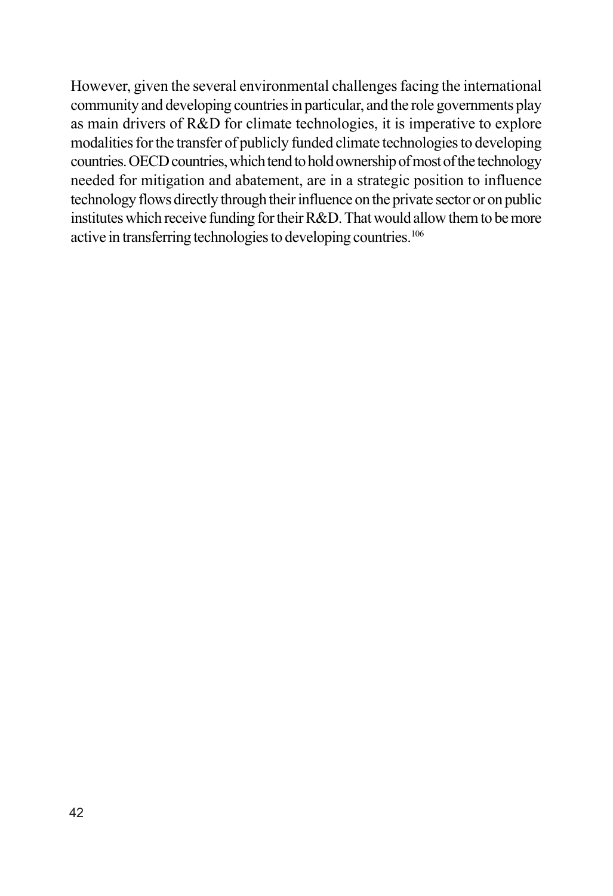However, given the several environmental challenges facing the international community and developing countries in particular, and the role governments play as main drivers of R&D for climate technologies, it is imperative to explore modalities for the transfer of publicly funded climate technologies to developing countries. OECD countries, which tend to hold ownership of most of the technology needed for mitigation and abatement, are in a strategic position to influence technology flows directly through their influence on the private sector or on public institutes which receive funding for their R&D. That would allow them to be more active in transferring technologies to developing countries.[106]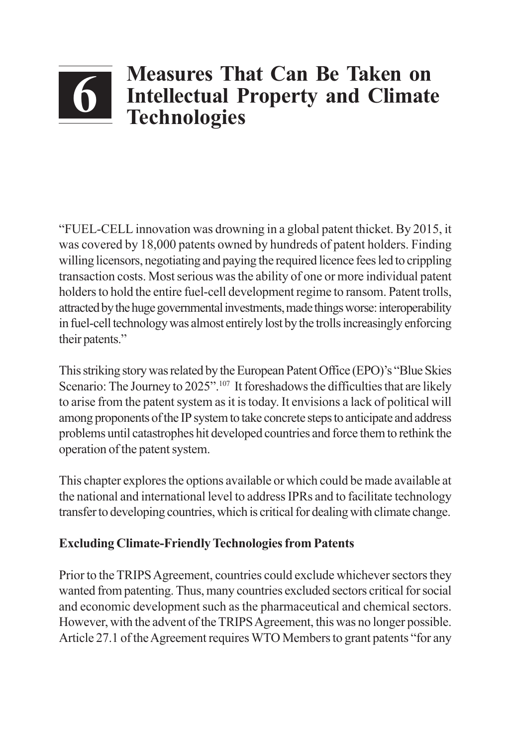# 6 Measures That Can Be Taken on Intellectual Property and Climate Technologies

"FUEL-CELL innovation was drowning in a global patent thicket. By 2015, it was covered by 18,000 patents owned by hundreds of patent holders. Finding willing licensors, negotiating and paying the required licence fees led to crippling transaction costs. Most serious was the ability of one or more individual patent holders to hold the entire fuel-cell development regime to ransom. Patent trolls, attracted by the huge governmental investments, made things worse: interoperability in fuel-cell technology was almost entirely lost by the trolls increasingly enforcing their patents."

This striking story was related by the European Patent Office (EPO)'s "Blue Skies Scenario: The Journey to 2025".[107] It foreshadows the difficulties that are likely to arise from the patent system as it is today. It envisions a lack of political will among proponents of the IP system to take concrete steps to anticipate and address problems until catastrophes hit developed countries and force them to rethink the operation of the patent system.

This chapter explores the options available or which could be made available at the national and international level to address IPRs and to facilitate technology transfer to developing countries, which is critical for dealing with climate change.

**Excluding Climate-Friendly Technologies from Patents**

Prior to the TRIPS Agreement, countries could exclude whichever sectors they wanted from patenting. Thus, many countries excluded sectors critical for social and economic development such as the pharmaceutical and chemical sectors. However, with the advent of the TRIPS Agreement, this was no longer possible. Article 27.1 of the Agreement requires WTO Members to grant patents "for any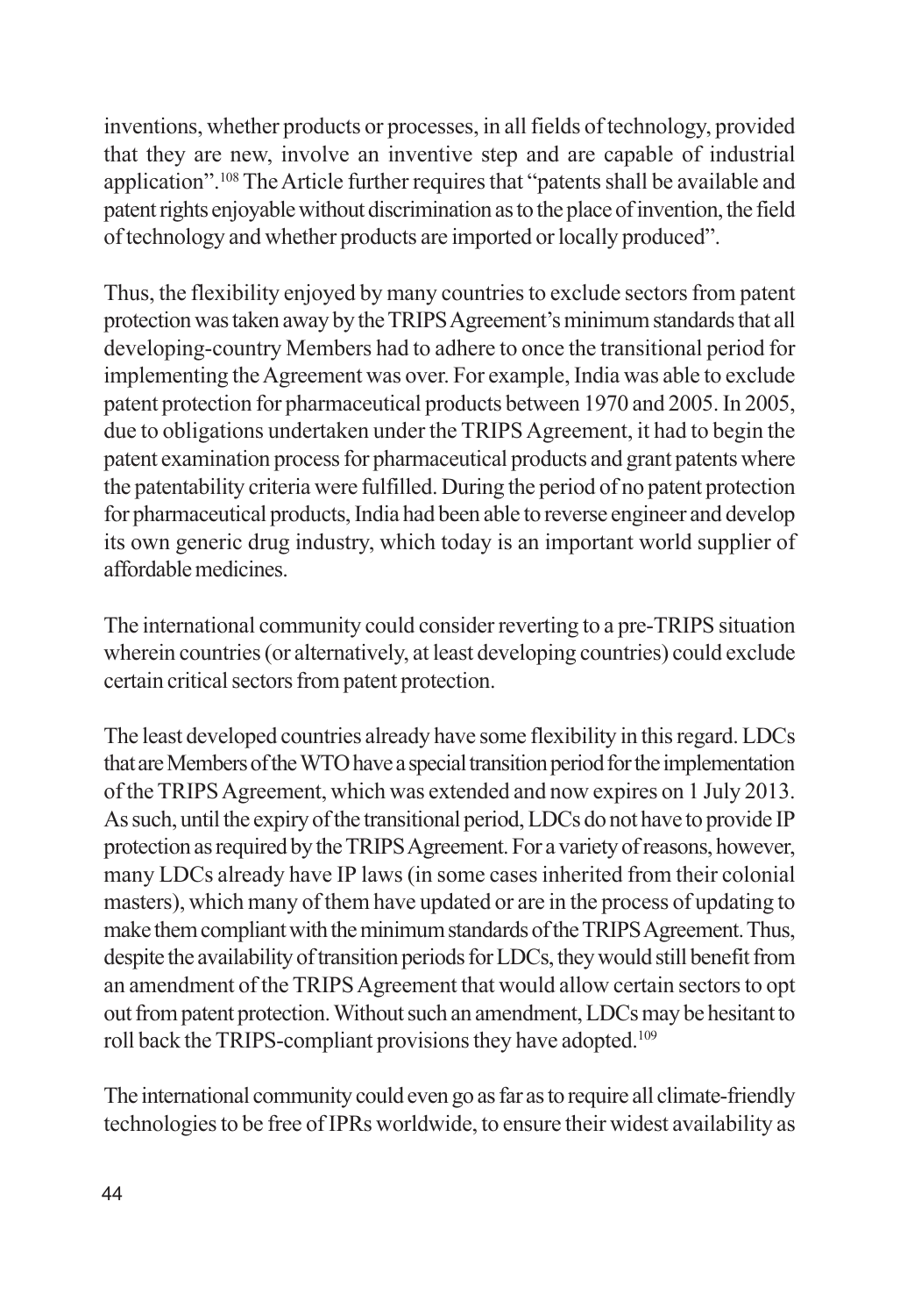inventions, whether products or processes, in all fields of technology, provided that they are new, involve an inventive step and are capable of industrial application".[108] The Article further requires that "patents shall be available and patent rights enjoyable without discrimination as to the place of invention, the field of technology and whether products are imported or locally produced".

Thus, the flexibility enjoyed by many countries to exclude sectors from patent protection was taken away by the TRIPS Agreement's minimum standards that all developing-country Members had to adhere to once the transitional period for implementing the Agreement was over. For example, India was able to exclude patent protection for pharmaceutical products between 1970 and 2005. In 2005, due to obligations undertaken under the TRIPS Agreement, it had to begin the patent examination process for pharmaceutical products and grant patents where the patentability criteria were fulfilled. During the period of no patent protection for pharmaceutical products, India had been able to reverse engineer and develop its own generic drug industry, which today is an important world supplier of affordable medicines.

The international community could consider reverting to a pre-TRIPS situation wherein countries (or alternatively, at least developing countries) could exclude certain critical sectors from patent protection.

The least developed countries already have some flexibility in this regard. LDCs that are Members of the WTO have a special transition period for the implementation of the TRIPS Agreement, which was extended and now expires on 1 July 2013. As such, until the expiry of the transitional period, LDCs do not have to provide IP protection as required by the TRIPS Agreement. For a variety of reasons, however, many LDCs already have IP laws (in some cases inherited from their colonial masters), which many of them have updated or are in the process of updating to make them compliant with the minimum standards of the TRIPS Agreement. Thus, despite the availability of transition periods for LDCs, they would still benefit from an amendment of the TRIPS Agreement that would allow certain sectors to opt out from patent protection. Without such an amendment, LDCs may be hesitant to roll back the TRIPS-compliant provisions they have adopted.[109]

The international community could even go as far as to require all climate-friendly technologies to be free of IPRs worldwide, to ensure their widest availability as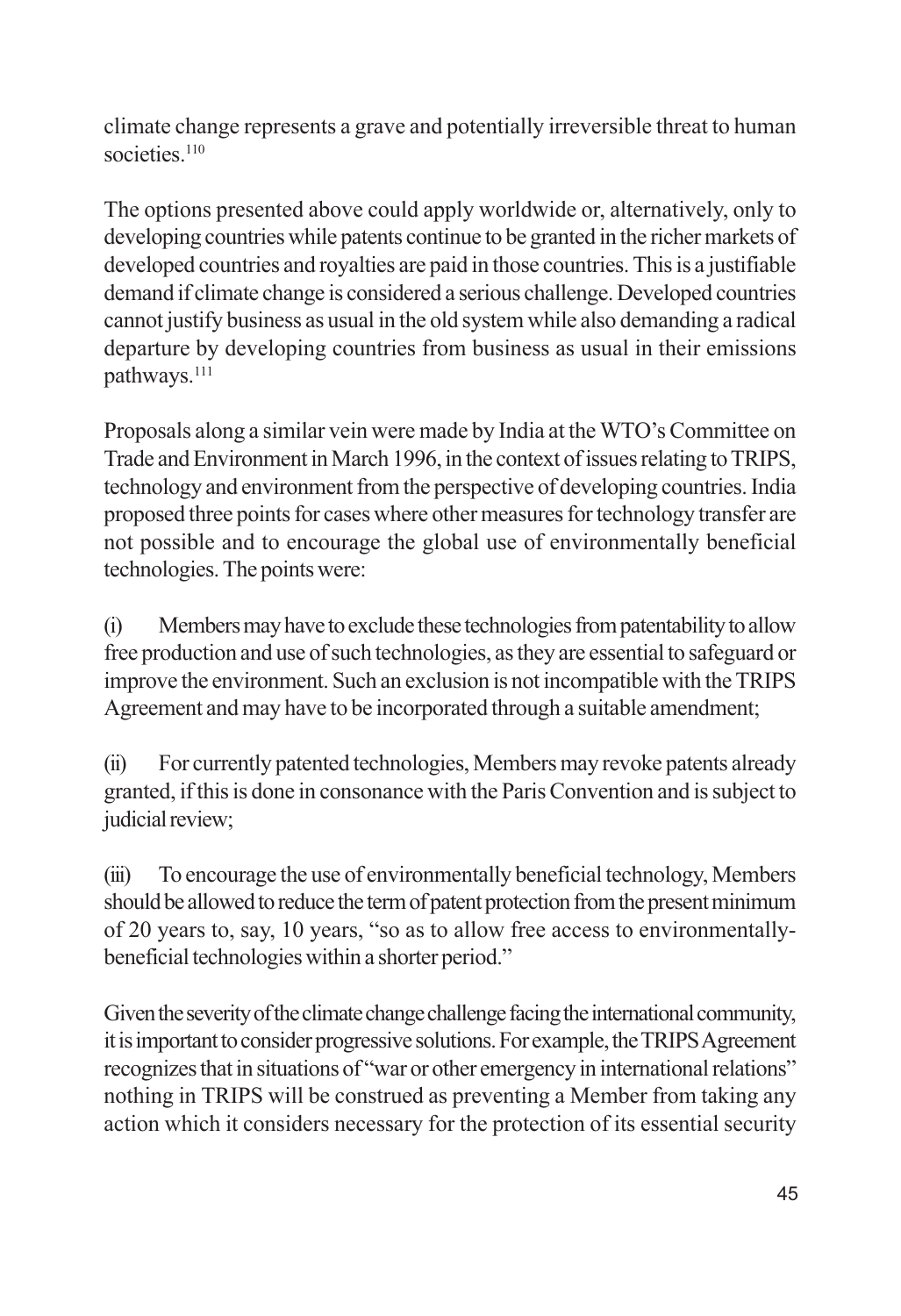climate change represents a grave and potentially irreversible threat to human societies.[110]

The options presented above could apply worldwide or, alternatively, only to developing countries while patents continue to be granted in the richer markets of developed countries and royalties are paid in those countries. This is a justifiable demand if climate change is considered a serious challenge. Developed countries cannot justify business as usual in the old system while also demanding a radical departure by developing countries from business as usual in their emissions pathways.[111]

Proposals along a similar vein were made by India at the WTO's Committee on Trade and Environment in March 1996, in the context of issues relating to TRIPS, technology and environment from the perspective of developing countries. India proposed three points for cases where other measures for technology transfer are not possible and to encourage the global use of environmentally beneficial technologies. The points were:

(i) Members may have to exclude these technologies from patentability to allow free production and use of such technologies, as they are essential to safeguard or improve the environment. Such an exclusion is not incompatible with the TRIPS Agreement and may have to be incorporated through a suitable amendment;

(ii) For currently patented technologies, Members may revoke patents already granted, if this is done in consonance with the Paris Convention and is subject to judicial review;

(iii) To encourage the use of environmentally beneficial technology, Members should be allowed to reduce the term of patent protection from the present minimum of 20 years to, say, 10 years, "so as to allow free access to environmentally-beneficial technologies within a shorter period."

Given the severity of the climate change challenge facing the international community, it is important to consider progressive solutions. For example, the TRIPS Agreement recognizes that in situations of "war or other emergency in international relations" nothing in TRIPS will be construed as preventing a Member from taking any action which it considers necessary for the protection of its essential security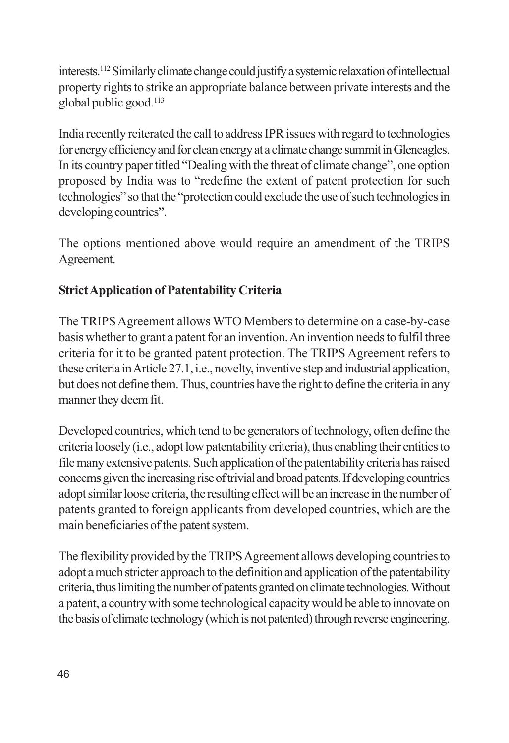interests.[112] Similarly climate change could justify a systemic relaxation of intellectual property rights to strike an appropriate balance between private interests and the global public good.[113]

India recently reiterated the call to address IPR issues with regard to technologies for energy efficiency and for clean energy at a climate change summit in Gleneagles. In its country paper titled "Dealing with the threat of climate change", one option proposed by India was to "redefine the extent of patent protection for such technologies" so that the "protection could exclude the use of such technologies in developing countries".

The options mentioned above would require an amendment of the TRIPS Agreement.

**Strict Application of Patentability Criteria**

The TRIPS Agreement allows WTO Members to determine on a case-by-case basis whether to grant a patent for an invention. An invention needs to fulfil three criteria for it to be granted patent protection. The TRIPS Agreement refers to these criteria in Article 27.1, i.e., novelty, inventive step and industrial application, but does not define them. Thus, countries have the right to define the criteria in any manner they deem fit.

Developed countries, which tend to be generators of technology, often define the criteria loosely (i.e., adopt low patentability criteria), thus enabling their entities to file many extensive patents. Such application of the patentability criteria has raised concerns given the increasing rise of trivial and broad patents. If developing countries adopt similar loose criteria, the resulting effect will be an increase in the number of patents granted to foreign applicants from developed countries, which are the main beneficiaries of the patent system.

The flexibility provided by the TRIPS Agreement allows developing countries to adopt a much stricter approach to the definition and application of the patentability criteria, thus limiting the number of patents granted on climate technologies. Without a patent, a country with some technological capacity would be able to innovate on the basis of climate technology (which is not patented) through reverse engineering.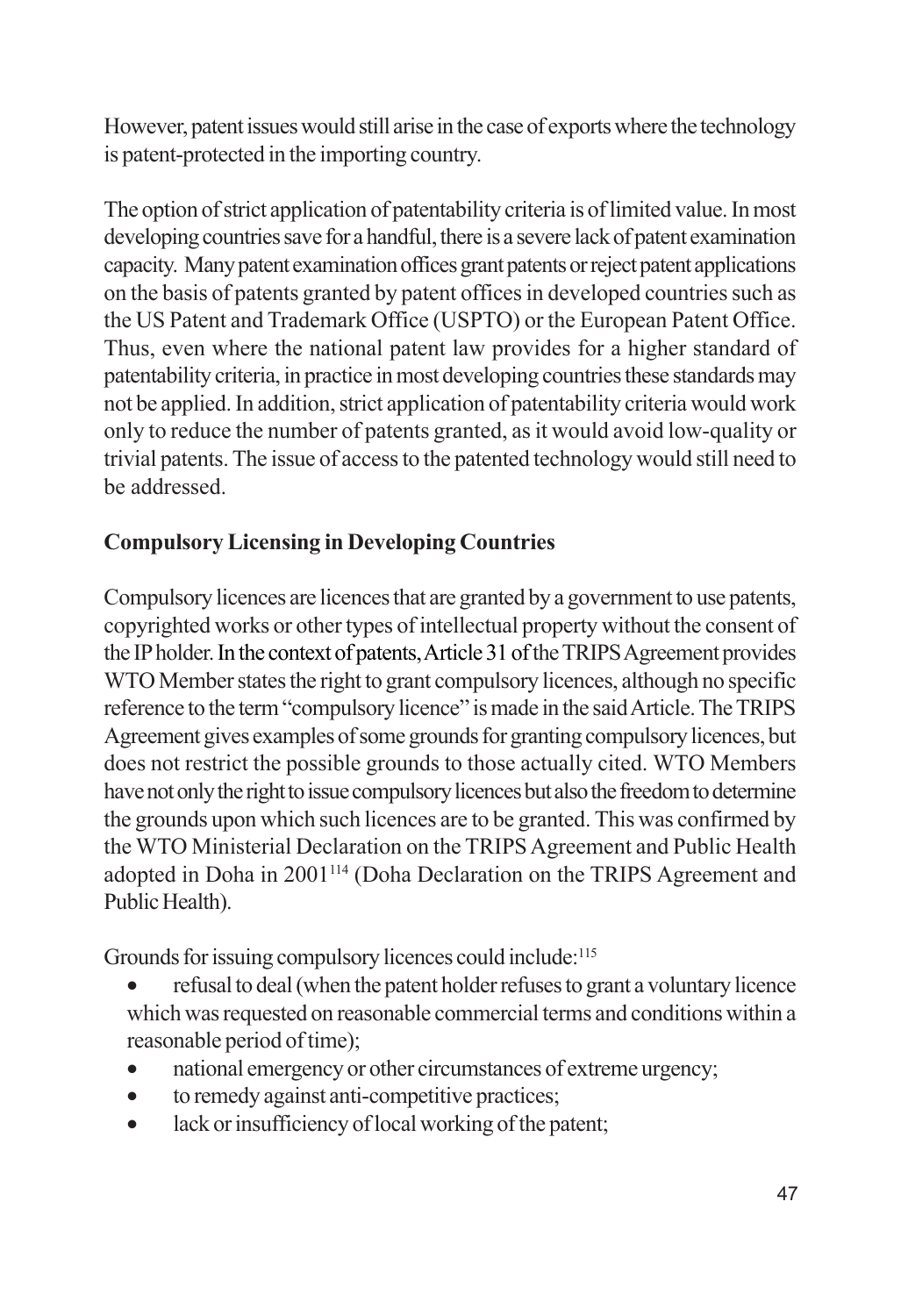However, patent issues would still arise in the case of exports where the technology is patent-protected in the importing country.

The option of strict application of patentability criteria is of limited value. In most developing countries save for a handful, there is a severe lack of patent examination capacity. Many patent examination offices grant patents or reject patent applications on the basis of patents granted by patent offices in developed countries such as the US Patent and Trademark Office (USPTO) or the European Patent Office. Thus, even where the national patent law provides for a higher standard of patentability criteria, in practice in most developing countries these standards may not be applied. In addition, strict application of patentability criteria would work only to reduce the number of patents granted, as it would avoid low-quality or trivial patents. The issue of access to the patented technology would still need to be addressed.

**Compulsory Licensing in Developing Countries**

Compulsory licences are licences that are granted by a government to use patents, copyrighted works or other types of intellectual property without the consent of the IP holder. In the context of patents, Article 31 of the TRIPS Agreement provides WTO Member states the right to grant compulsory licences, although no specific reference to the term "compulsory licence" is made in the said Article. The TRIPS Agreement gives examples of some grounds for granting compulsory licences, but does not restrict the possible grounds to those actually cited. WTO Members have not only the right to issue compulsory licences but also the freedom to determine the grounds upon which such licences are to be granted. This was confirmed by the WTO Ministerial Declaration on the TRIPS Agreement and Public Health adopted in Doha in 2001[114] (Doha Declaration on the TRIPS Agreement and Public Health).

Grounds for issuing compulsory licences could include:[115]

- refusal to deal (when the patent holder refuses to grant a voluntary licence which was requested on reasonable commercial terms and conditions within a reasonable period of time);
- national emergency or other circumstances of extreme urgency;
- to remedy against anti-competitive practices;
- lack or insufficiency of local working of the patent;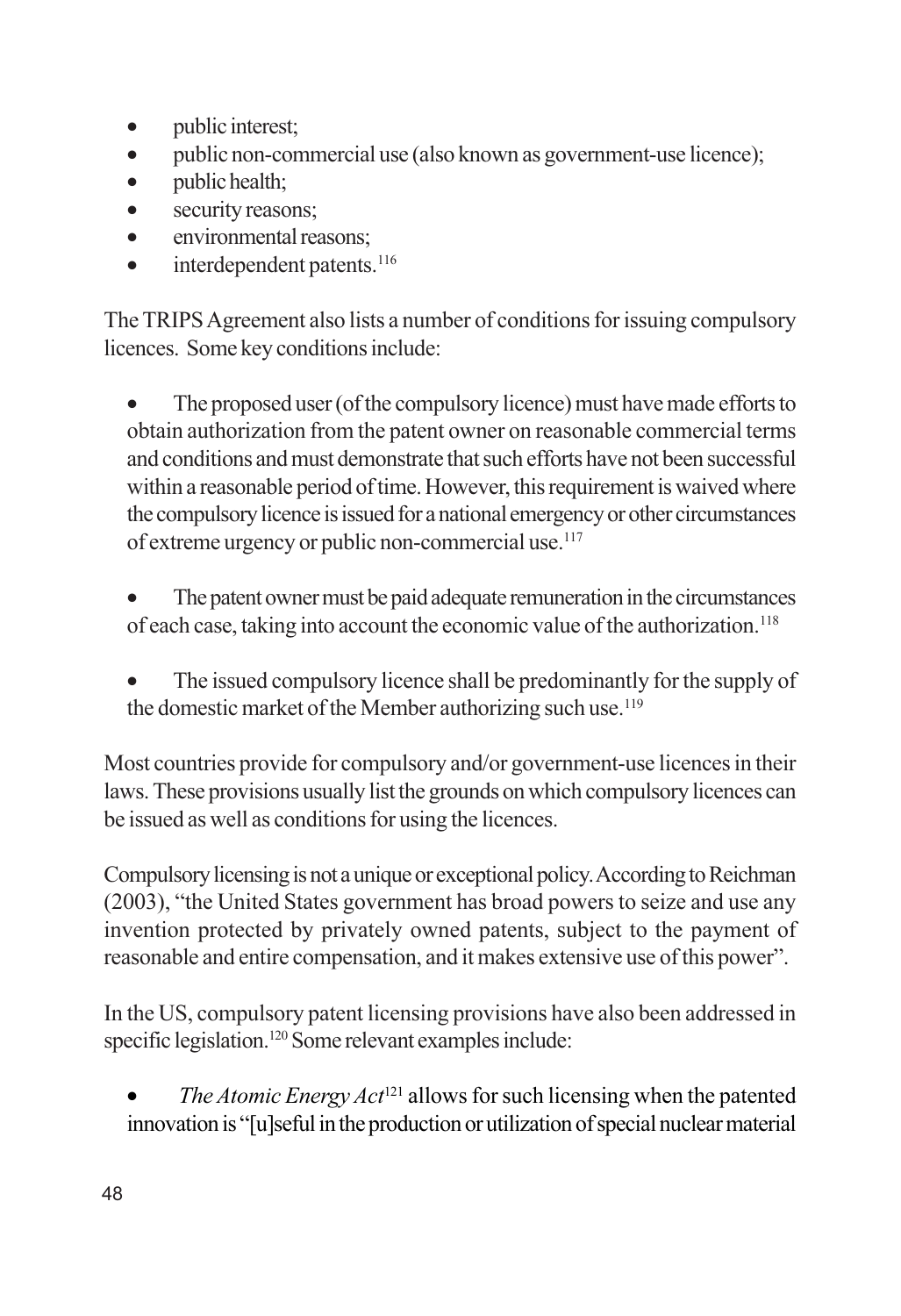- public interest;
- public non-commercial use (also known as government-use licence);
- public health;
- security reasons;
- environmental reasons;
- interdependent patents.[116]

The TRIPS Agreement also lists a number of conditions for issuing compulsory licences. Some key conditions include:

- The proposed user (of the compulsory licence) must have made efforts to obtain authorization from the patent owner on reasonable commercial terms and conditions and must demonstrate that such efforts have not been successful within a reasonable period of time. However, this requirement is waived where the compulsory licence is issued for a national emergency or other circumstances of extreme urgency or public non-commercial use.[117]

- The patent owner must be paid adequate remuneration in the circumstances of each case, taking into account the economic value of the authorization.[118]

- The issued compulsory licence shall be predominantly for the supply of the domestic market of the Member authorizing such use.[119]

Most countries provide for compulsory and/or government-use licences in their laws. These provisions usually list the grounds on which compulsory licences can be issued as well as conditions for using the licences.

Compulsory licensing is not a unique or exceptional policy. According to Reichman (2003), "the United States government has broad powers to seize and use any invention protected by privately owned patents, subject to the payment of reasonable and entire compensation, and it makes extensive use of this power".

In the US, compulsory patent licensing provisions have also been addressed in specific legislation.[120] Some relevant examples include:

- *The Atomic Energy Act*[121] allows for such licensing when the patented innovation is "[u]seful in the production or utilization of special nuclear material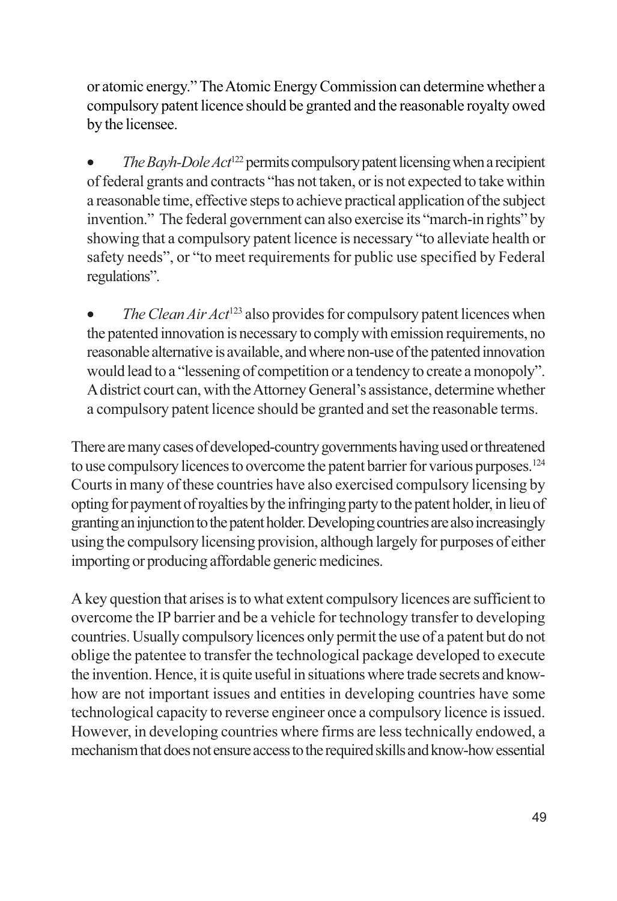or atomic energy." The Atomic Energy Commission can determine whether a compulsory patent licence should be granted and the reasonable royalty owed by the licensee.

- *The Bayh-Dole Act*[122] permits compulsory patent licensing when a recipient of federal grants and contracts "has not taken, or is not expected to take within a reasonable time, effective steps to achieve practical application of the subject invention." The federal government can also exercise its "march-in rights" by showing that a compulsory patent licence is necessary "to alleviate health or safety needs", or "to meet requirements for public use specified by Federal regulations".

- *The Clean Air Act*[123] also provides for compulsory patent licences when the patented innovation is necessary to comply with emission requirements, no reasonable alternative is available, and where non-use of the patented innovation would lead to a "lessening of competition or a tendency to create a monopoly". A district court can, with the Attorney General's assistance, determine whether a compulsory patent licence should be granted and set the reasonable terms.

There are many cases of developed-country governments having used or threatened to use compulsory licences to overcome the patent barrier for various purposes.[124] Courts in many of these countries have also exercised compulsory licensing by opting for payment of royalties by the infringing party to the patent holder, in lieu of granting an injunction to the patent holder. Developing countries are also increasingly using the compulsory licensing provision, although largely for purposes of either importing or producing affordable generic medicines.

A key question that arises is to what extent compulsory licences are sufficient to overcome the IP barrier and be a vehicle for technology transfer to developing countries. Usually compulsory licences only permit the use of a patent but do not oblige the patentee to transfer the technological package developed to execute the invention. Hence, it is quite useful in situations where trade secrets and know-how are not important issues and entities in developing countries have some technological capacity to reverse engineer once a compulsory licence is issued. However, in developing countries where firms are less technically endowed, a mechanism that does not ensure access to the required skills and know-how essential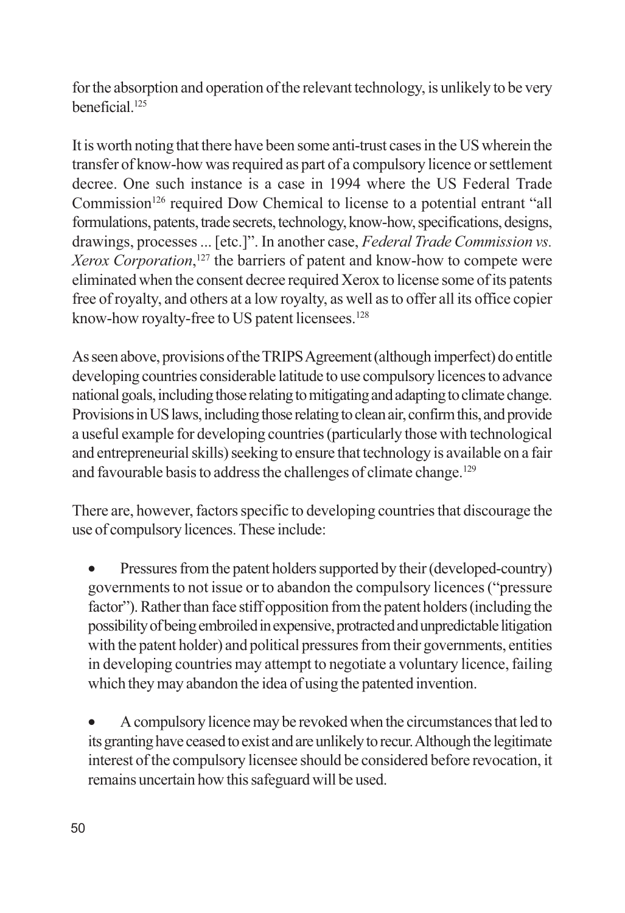for the absorption and operation of the relevant technology, is unlikely to be very beneficial.[125]

It is worth noting that there have been some anti-trust cases in the US wherein the transfer of know-how was required as part of a compulsory licence or settlement decree. One such instance is a case in 1994 where the US Federal Trade Commission[126] required Dow Chemical to license to a potential entrant "all formulations, patents, trade secrets, technology, know-how, specifications, designs, drawings, processes ... [etc.]". In another case, *Federal Trade Commission vs. Xerox Corporation*,[127] the barriers of patent and know-how to compete were eliminated when the consent decree required Xerox to license some of its patents free of royalty, and others at a low royalty, as well as to offer all its office copier know-how royalty-free to US patent licensees.[128]

As seen above, provisions of the TRIPS Agreement (although imperfect) do entitle developing countries considerable latitude to use compulsory licences to advance national goals, including those relating to mitigating and adapting to climate change. Provisions in US laws, including those relating to clean air, confirm this, and provide a useful example for developing countries (particularly those with technological and entrepreneurial skills) seeking to ensure that technology is available on a fair and favourable basis to address the challenges of climate change.[129]

There are, however, factors specific to developing countries that discourage the use of compulsory licences. These include:

- Pressures from the patent holders supported by their (developed-country) governments to not issue or to abandon the compulsory licences ("pressure factor"). Rather than face stiff opposition from the patent holders (including the possibility of being embroiled in expensive, protracted and unpredictable litigation with the patent holder) and political pressures from their governments, entities in developing countries may attempt to negotiate a voluntary licence, failing which they may abandon the idea of using the patented invention.

- A compulsory licence may be revoked when the circumstances that led to its granting have ceased to exist and are unlikely to recur. Although the legitimate interest of the compulsory licensee should be considered before revocation, it remains uncertain how this safeguard will be used.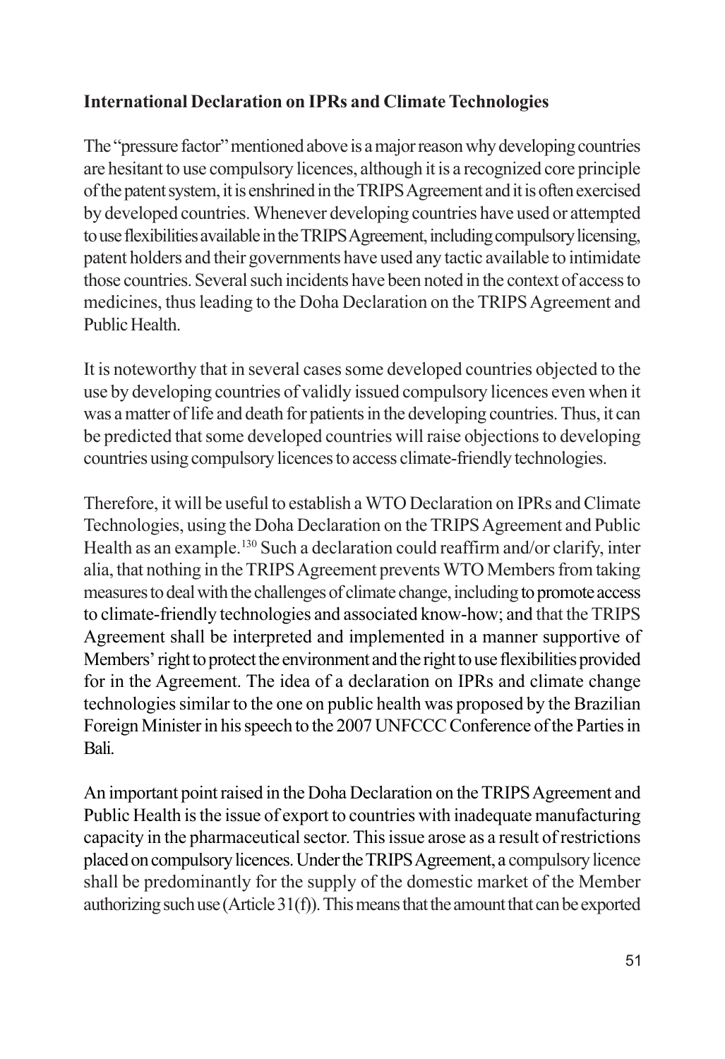**International Declaration on IPRs and Climate Technologies**

The "pressure factor" mentioned above is a major reason why developing countries are hesitant to use compulsory licences, although it is a recognized core principle of the patent system, it is enshrined in the TRIPS Agreement and it is often exercised by developed countries. Whenever developing countries have used or attempted to use flexibilities available in the TRIPS Agreement, including compulsory licensing, patent holders and their governments have used any tactic available to intimidate those countries. Several such incidents have been noted in the context of access to medicines, thus leading to the Doha Declaration on the TRIPS Agreement and Public Health.

It is noteworthy that in several cases some developed countries objected to the use by developing countries of validly issued compulsory licences even when it was a matter of life and death for patients in the developing countries. Thus, it can be predicted that some developed countries will raise objections to developing countries using compulsory licences to access climate-friendly technologies.

Therefore, it will be useful to establish a WTO Declaration on IPRs and Climate Technologies, using the Doha Declaration on the TRIPS Agreement and Public Health as an example.[130] Such a declaration could reaffirm and/or clarify, inter alia, that nothing in the TRIPS Agreement prevents WTO Members from taking measures to deal with the challenges of climate change, including to promote access to climate-friendly technologies and associated know-how; and that the TRIPS Agreement shall be interpreted and implemented in a manner supportive of Members' right to protect the environment and the right to use flexibilities provided for in the Agreement. The idea of a declaration on IPRs and climate change technologies similar to the one on public health was proposed by the Brazilian Foreign Minister in his speech to the 2007 UNFCCC Conference of the Parties in Bali.

An important point raised in the Doha Declaration on the TRIPS Agreement and Public Health is the issue of export to countries with inadequate manufacturing capacity in the pharmaceutical sector. This issue arose as a result of restrictions placed on compulsory licences. Under the TRIPS Agreement, a compulsory licence shall be predominantly for the supply of the domestic market of the Member authorizing such use (Article 31(f)). This means that the amount that can be exported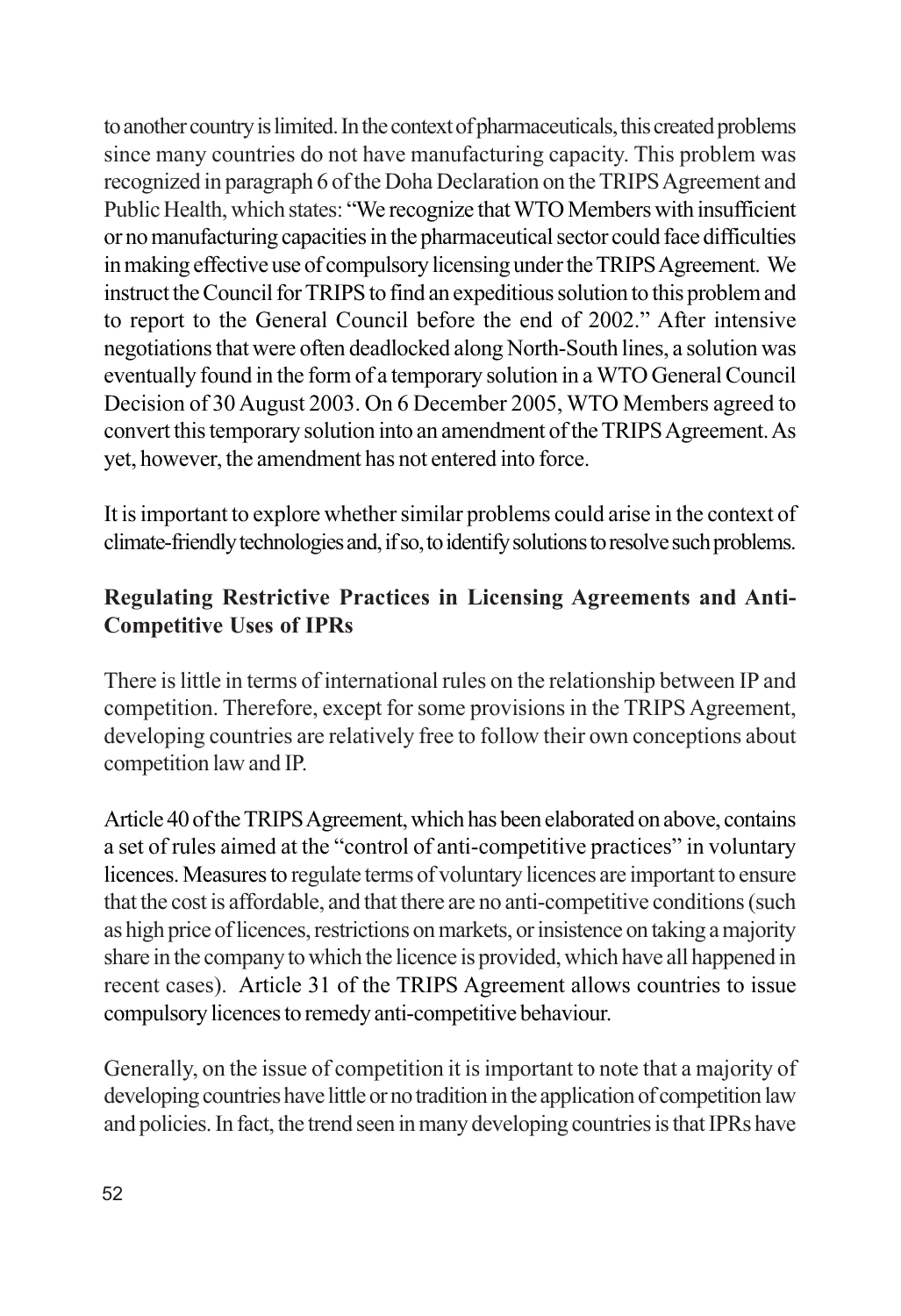to another country is limited. In the context of pharmaceuticals, this created problems since many countries do not have manufacturing capacity. This problem was recognized in paragraph 6 of the Doha Declaration on the TRIPS Agreement and Public Health, which states: "We recognize that WTO Members with insufficient or no manufacturing capacities in the pharmaceutical sector could face difficulties in making effective use of compulsory licensing under the TRIPS Agreement. We instruct the Council for TRIPS to find an expeditious solution to this problem and to report to the General Council before the end of 2002." After intensive negotiations that were often deadlocked along North-South lines, a solution was eventually found in the form of a temporary solution in a WTO General Council Decision of 30 August 2003. On 6 December 2005, WTO Members agreed to convert this temporary solution into an amendment of the TRIPS Agreement. As yet, however, the amendment has not entered into force.

It is important to explore whether similar problems could arise in the context of climate-friendly technologies and, if so, to identify solutions to resolve such problems.

**Regulating Restrictive Practices in Licensing Agreements and Anti-Competitive Uses of IPRs**

There is little in terms of international rules on the relationship between IP and competition. Therefore, except for some provisions in the TRIPS Agreement, developing countries are relatively free to follow their own conceptions about competition law and IP.

Article 40 of the TRIPS Agreement, which has been elaborated on above, contains a set of rules aimed at the "control of anti-competitive practices" in voluntary licences. Measures to regulate terms of voluntary licences are important to ensure that the cost is affordable, and that there are no anti-competitive conditions (such as high price of licences, restrictions on markets, or insistence on taking a majority share in the company to which the licence is provided, which have all happened in recent cases). Article 31 of the TRIPS Agreement allows countries to issue compulsory licences to remedy anti-competitive behaviour.

Generally, on the issue of competition it is important to note that a majority of developing countries have little or no tradition in the application of competition law and policies. In fact, the trend seen in many developing countries is that IPRs have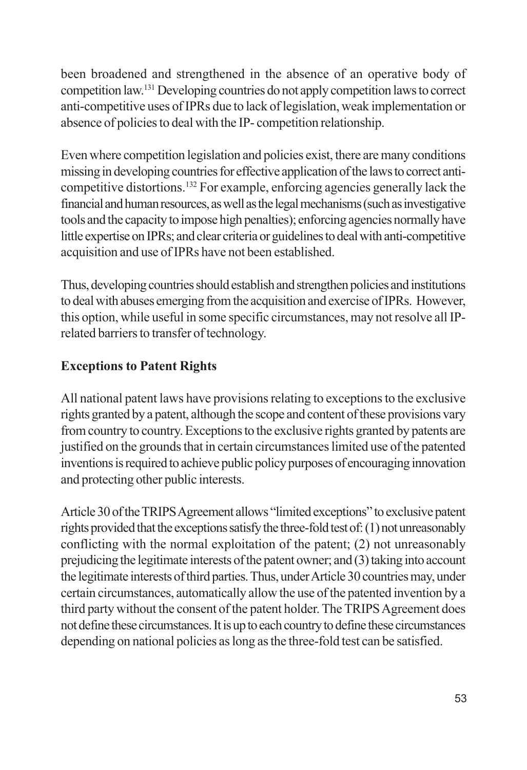been broadened and strengthened in the absence of an operative body of competition law.[131] Developing countries do not apply competition laws to correct anti-competitive uses of IPRs due to lack of legislation, weak implementation or absence of policies to deal with the IP- competition relationship.

Even where competition legislation and policies exist, there are many conditions missing in developing countries for effective application of the laws to correct anti-competitive distortions.[132] For example, enforcing agencies generally lack the financial and human resources, as well as the legal mechanisms (such as investigative tools and the capacity to impose high penalties); enforcing agencies normally have little expertise on IPRs; and clear criteria or guidelines to deal with anti-competitive acquisition and use of IPRs have not been established.

Thus, developing countries should establish and strengthen policies and institutions to deal with abuses emerging from the acquisition and exercise of IPRs. However, this option, while useful in some specific circumstances, may not resolve all IP-related barriers to transfer of technology.

**Exceptions to Patent Rights**

All national patent laws have provisions relating to exceptions to the exclusive rights granted by a patent, although the scope and content of these provisions vary from country to country. Exceptions to the exclusive rights granted by patents are justified on the grounds that in certain circumstances limited use of the patented inventions is required to achieve public policy purposes of encouraging innovation and protecting other public interests.

Article 30 of the TRIPS Agreement allows "limited exceptions" to exclusive patent rights provided that the exceptions satisfy the three-fold test of: (1) not unreasonably conflicting with the normal exploitation of the patent; (2) not unreasonably prejudicing the legitimate interests of the patent owner; and (3) taking into account the legitimate interests of third parties. Thus, under Article 30 countries may, under certain circumstances, automatically allow the use of the patented invention by a third party without the consent of the patent holder. The TRIPS Agreement does not define these circumstances. It is up to each country to define these circumstances depending on national policies as long as the three-fold test can be satisfied.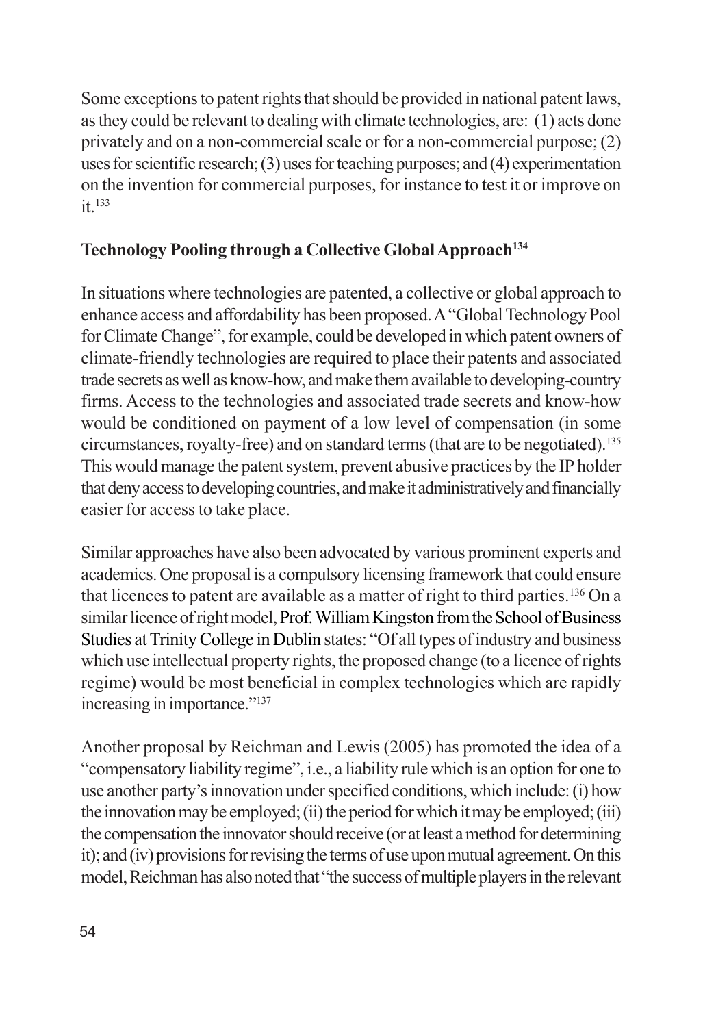Some exceptions to patent rights that should be provided in national patent laws, as they could be relevant to dealing with climate technologies, are: (1) acts done privately and on a non-commercial scale or for a non-commercial purpose; (2) uses for scientific research; (3) uses for teaching purposes; and (4) experimentation on the invention for commercial purposes, for instance to test it or improve on it.[133]

**Technology Pooling through a Collective Global Approach[134]**

In situations where technologies are patented, a collective or global approach to enhance access and affordability has been proposed. A "Global Technology Pool for Climate Change", for example, could be developed in which patent owners of climate-friendly technologies are required to place their patents and associated trade secrets as well as know-how, and make them available to developing-country firms. Access to the technologies and associated trade secrets and know-how would be conditioned on payment of a low level of compensation (in some circumstances, royalty-free) and on standard terms (that are to be negotiated).[135] This would manage the patent system, prevent abusive practices by the IP holder that deny access to developing countries, and make it administratively and financially easier for access to take place.

Similar approaches have also been advocated by various prominent experts and academics. One proposal is a compulsory licensing framework that could ensure that licences to patent are available as a matter of right to third parties.[136] On a similar licence of right model, Prof. William Kingston from the School of Business Studies at Trinity College in Dublin states: "Of all types of industry and business which use intellectual property rights, the proposed change (to a licence of rights regime) would be most beneficial in complex technologies which are rapidly increasing in importance."[137]

Another proposal by Reichman and Lewis (2005) has promoted the idea of a "compensatory liability regime", i.e., a liability rule which is an option for one to use another party's innovation under specified conditions, which include: (i) how the innovation may be employed; (ii) the period for which it may be employed; (iii) the compensation the innovator should receive (or at least a method for determining it); and (iv) provisions for revising the terms of use upon mutual agreement. On this model, Reichman has also noted that "the success of multiple players in the relevant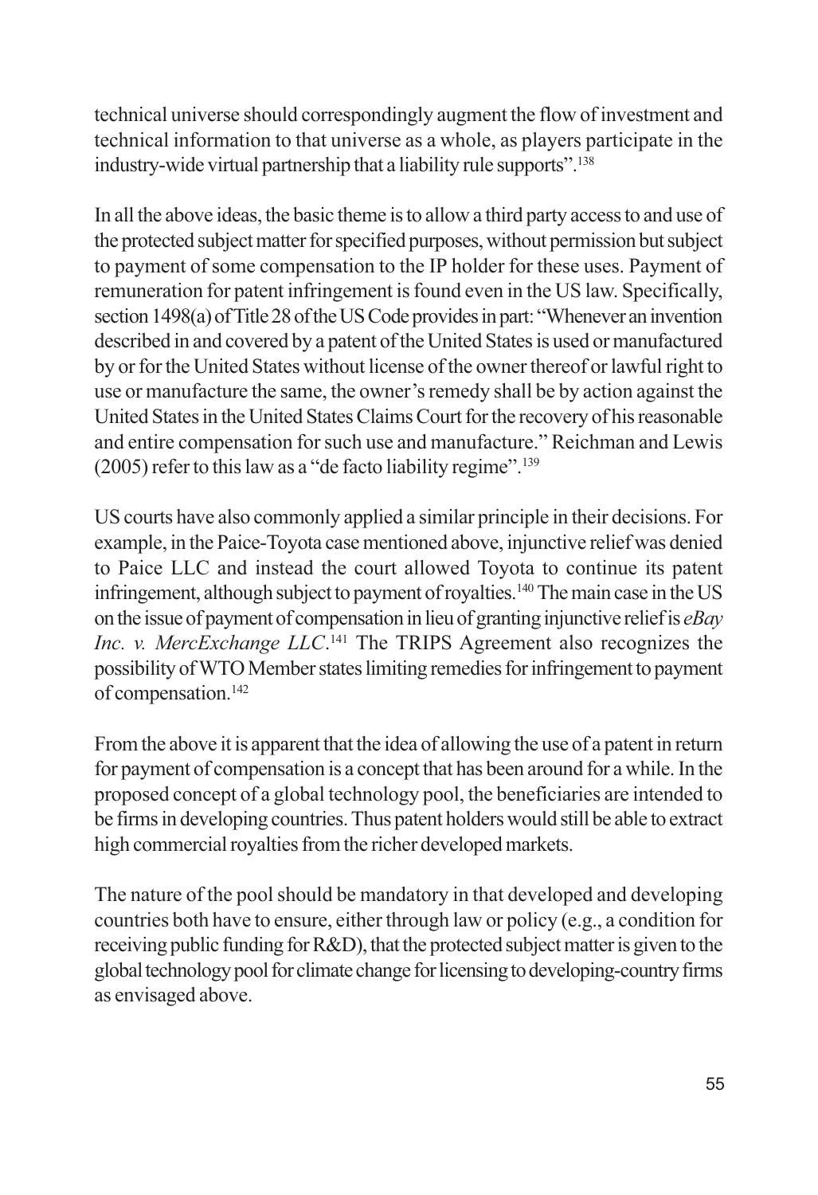technical universe should correspondingly augment the flow of investment and technical information to that universe as a whole, as players participate in the industry-wide virtual partnership that a liability rule supports".[138]

In all the above ideas, the basic theme is to allow a third party access to and use of the protected subject matter for specified purposes, without permission but subject to payment of some compensation to the IP holder for these uses. Payment of remuneration for patent infringement is found even in the US law. Specifically, section 1498(a) of Title 28 of the US Code provides in part: "Whenever an invention described in and covered by a patent of the United States is used or manufactured by or for the United States without license of the owner thereof or lawful right to use or manufacture the same, the owner's remedy shall be by action against the United States in the United States Claims Court for the recovery of his reasonable and entire compensation for such use and manufacture." Reichman and Lewis (2005) refer to this law as a "de facto liability regime".[139]

US courts have also commonly applied a similar principle in their decisions. For example, in the Paice-Toyota case mentioned above, injunctive relief was denied to Paice LLC and instead the court allowed Toyota to continue its patent infringement, although subject to payment of royalties.[140] The main case in the US on the issue of payment of compensation in lieu of granting injunctive relief is *eBay Inc. v. MercExchange LLC*.[141] The TRIPS Agreement also recognizes the possibility of WTO Member states limiting remedies for infringement to payment of compensation.[142]

From the above it is apparent that the idea of allowing the use of a patent in return for payment of compensation is a concept that has been around for a while. In the proposed concept of a global technology pool, the beneficiaries are intended to be firms in developing countries. Thus patent holders would still be able to extract high commercial royalties from the richer developed markets.

The nature of the pool should be mandatory in that developed and developing countries both have to ensure, either through law or policy (e.g., a condition for receiving public funding for R&D), that the protected subject matter is given to the global technology pool for climate change for licensing to developing-country firms as envisaged above.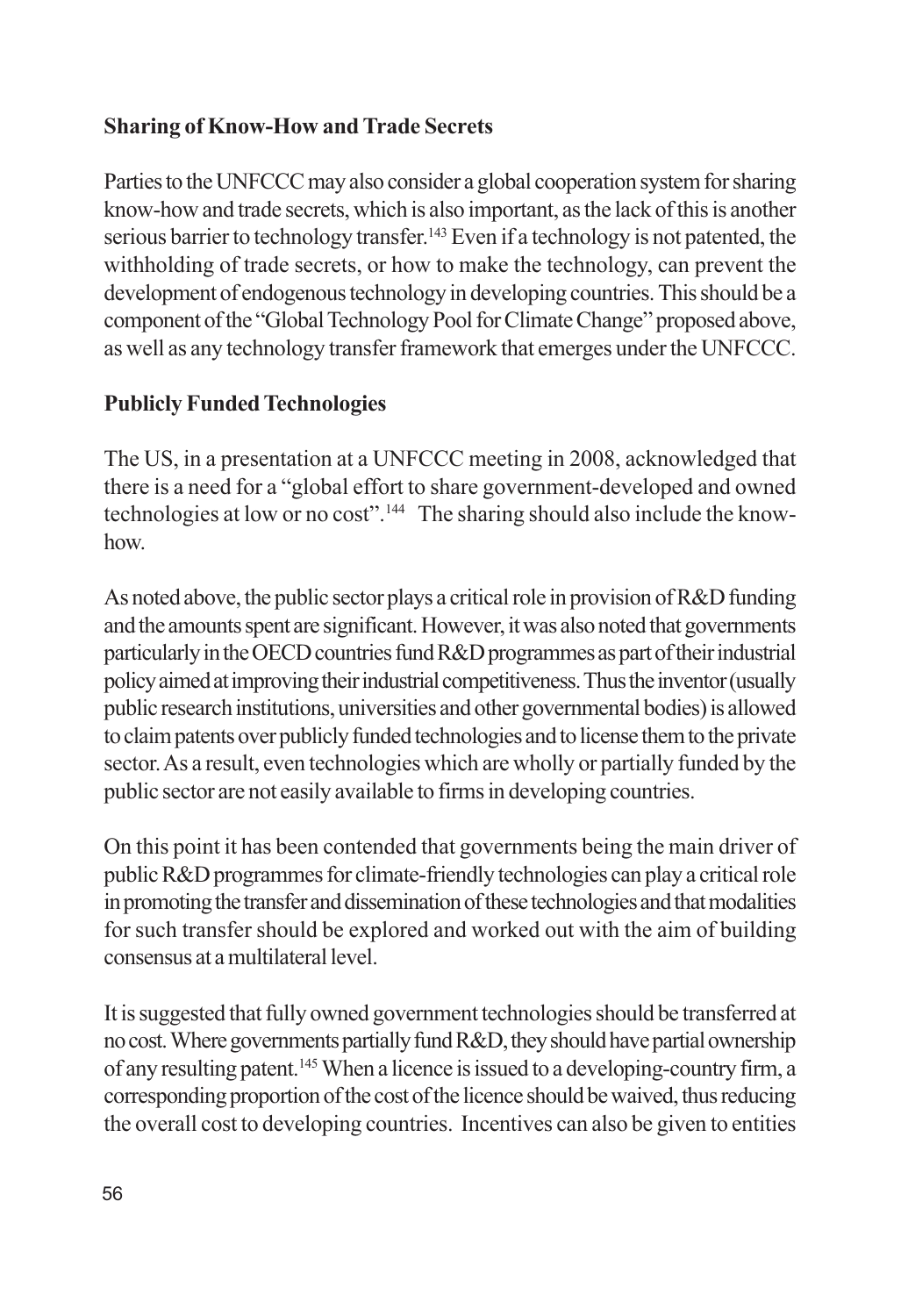**Sharing of Know-How and Trade Secrets**

Parties to the UNFCCC may also consider a global cooperation system for sharing know-how and trade secrets, which is also important, as the lack of this is another serious barrier to technology transfer.[143] Even if a technology is not patented, the withholding of trade secrets, or how to make the technology, can prevent the development of endogenous technology in developing countries. This should be a component of the "Global Technology Pool for Climate Change" proposed above, as well as any technology transfer framework that emerges under the UNFCCC.

**Publicly Funded Technologies**

The US, in a presentation at a UNFCCC meeting in 2008, acknowledged that there is a need for a "global effort to share government-developed and owned technologies at low or no cost".[144] The sharing should also include the know-how.

As noted above, the public sector plays a critical role in provision of R&D funding and the amounts spent are significant. However, it was also noted that governments particularly in the OECD countries fund R&D programmes as part of their industrial policy aimed at improving their industrial competitiveness. Thus the inventor (usually public research institutions, universities and other governmental bodies) is allowed to claim patents over publicly funded technologies and to license them to the private sector. As a result, even technologies which are wholly or partially funded by the public sector are not easily available to firms in developing countries.

On this point it has been contended that governments being the main driver of public R&D programmes for climate-friendly technologies can play a critical role in promoting the transfer and dissemination of these technologies and that modalities for such transfer should be explored and worked out with the aim of building consensus at a multilateral level.

It is suggested that fully owned government technologies should be transferred at no cost. Where governments partially fund R&D, they should have partial ownership of any resulting patent.[145] When a licence is issued to a developing-country firm, a corresponding proportion of the cost of the licence should be waived, thus reducing the overall cost to developing countries. Incentives can also be given to entities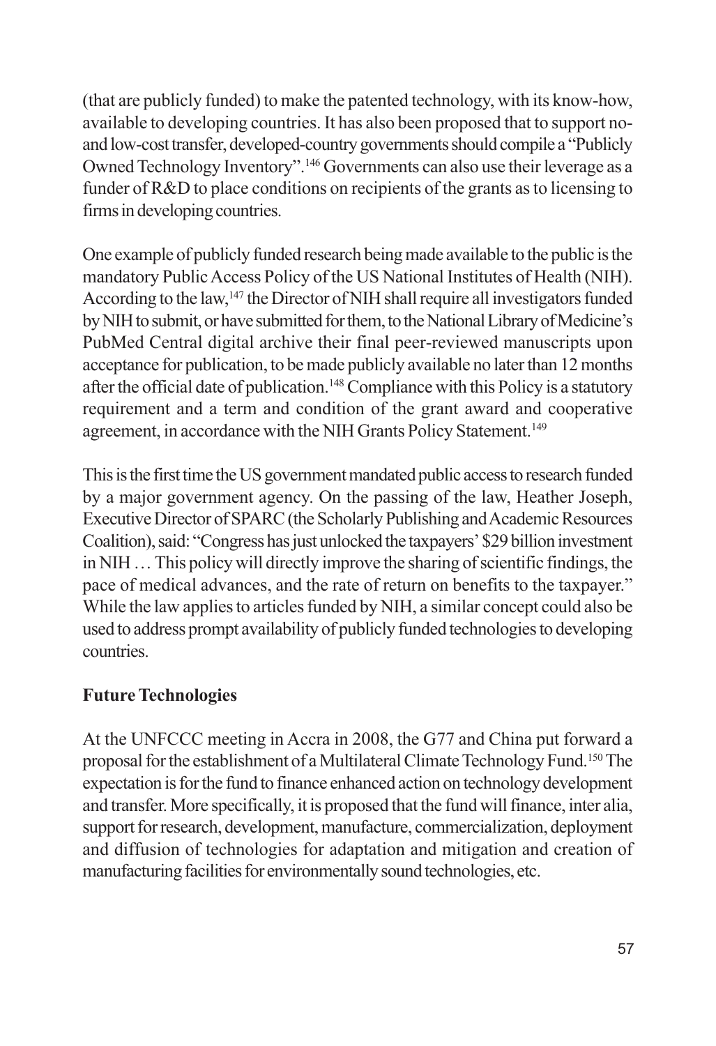(that are publicly funded) to make the patented technology, with its know-how, available to developing countries. It has also been proposed that to support no- and low-cost transfer, developed-country governments should compile a "Publicly Owned Technology Inventory".[146] Governments can also use their leverage as a funder of R&D to place conditions on recipients of the grants as to licensing to firms in developing countries.

One example of publicly funded research being made available to the public is the mandatory Public Access Policy of the US National Institutes of Health (NIH). According to the law,[147] the Director of NIH shall require all investigators funded by NIH to submit, or have submitted for them, to the National Library of Medicine's PubMed Central digital archive their final peer-reviewed manuscripts upon acceptance for publication, to be made publicly available no later than 12 months after the official date of publication.[148] Compliance with this Policy is a statutory requirement and a term and condition of the grant award and cooperative agreement, in accordance with the NIH Grants Policy Statement.[149]

This is the first time the US government mandated public access to research funded by a major government agency. On the passing of the law, Heather Joseph, Executive Director of SPARC (the Scholarly Publishing and Academic Resources Coalition), said: "Congress has just unlocked the taxpayers' $29 billion investment in NIH … This policy will directly improve the sharing of scientific findings, the pace of medical advances, and the rate of return on benefits to the taxpayer." While the law applies to articles funded by NIH, a similar concept could also be used to address prompt availability of publicly funded technologies to developing countries.

**Future Technologies**

At the UNFCCC meeting in Accra in 2008, the G77 and China put forward a proposal for the establishment of a Multilateral Climate Technology Fund.[150] The expectation is for the fund to finance enhanced action on technology development and transfer. More specifically, it is proposed that the fund will finance, inter alia, support for research, development, manufacture, commercialization, deployment and diffusion of technologies for adaptation and mitigation and creation of manufacturing facilities for environmentally sound technologies, etc.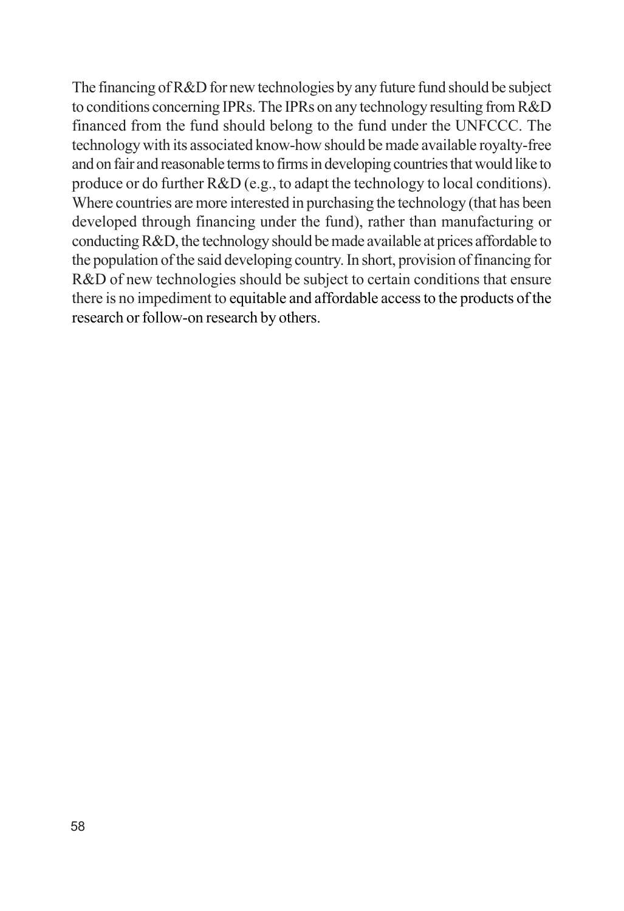The financing of R&D for new technologies by any future fund should be subject to conditions concerning IPRs. The IPRs on any technology resulting from R&D financed from the fund should belong to the fund under the UNFCCC. The technology with its associated know-how should be made available royalty-free and on fair and reasonable terms to firms in developing countries that would like to produce or do further R&D (e.g., to adapt the technology to local conditions). Where countries are more interested in purchasing the technology (that has been developed through financing under the fund), rather than manufacturing or conducting R&D, the technology should be made available at prices affordable to the population of the said developing country. In short, provision of financing for R&D of new technologies should be subject to certain conditions that ensure there is no impediment to equitable and affordable access to the products of the research or follow-on research by others.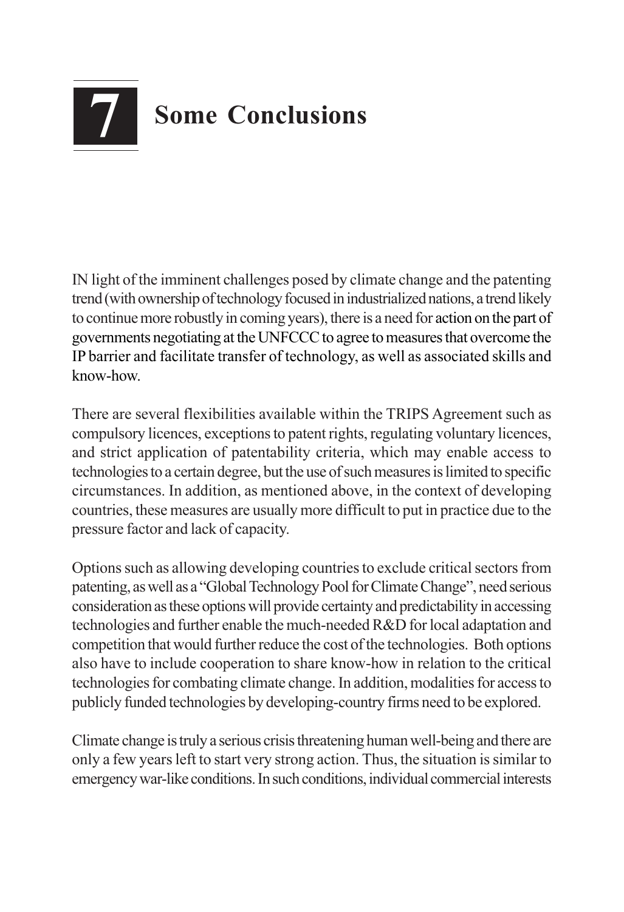# 7 Some Conclusions

IN light of the imminent challenges posed by climate change and the patenting trend (with ownership of technology focused in industrialized nations, a trend likely to continue more robustly in coming years), there is a need for action on the part of governments negotiating at the UNFCCC to agree to measures that overcome the IP barrier and facilitate transfer of technology, as well as associated skills and know-how.

There are several flexibilities available within the TRIPS Agreement such as compulsory licences, exceptions to patent rights, regulating voluntary licences, and strict application of patentability criteria, which may enable access to technologies to a certain degree, but the use of such measures is limited to specific circumstances. In addition, as mentioned above, in the context of developing countries, these measures are usually more difficult to put in practice due to the pressure factor and lack of capacity.

Options such as allowing developing countries to exclude critical sectors from patenting, as well as a "Global Technology Pool for Climate Change", need serious consideration as these options will provide certainty and predictability in accessing technologies and further enable the much-needed R&D for local adaptation and competition that would further reduce the cost of the technologies. Both options also have to include cooperation to share know-how in relation to the critical technologies for combating climate change. In addition, modalities for access to publicly funded technologies by developing-country firms need to be explored.

Climate change is truly a serious crisis threatening human well-being and there are only a few years left to start very strong action. Thus, the situation is similar to emergency war-like conditions. In such conditions, individual commercial interests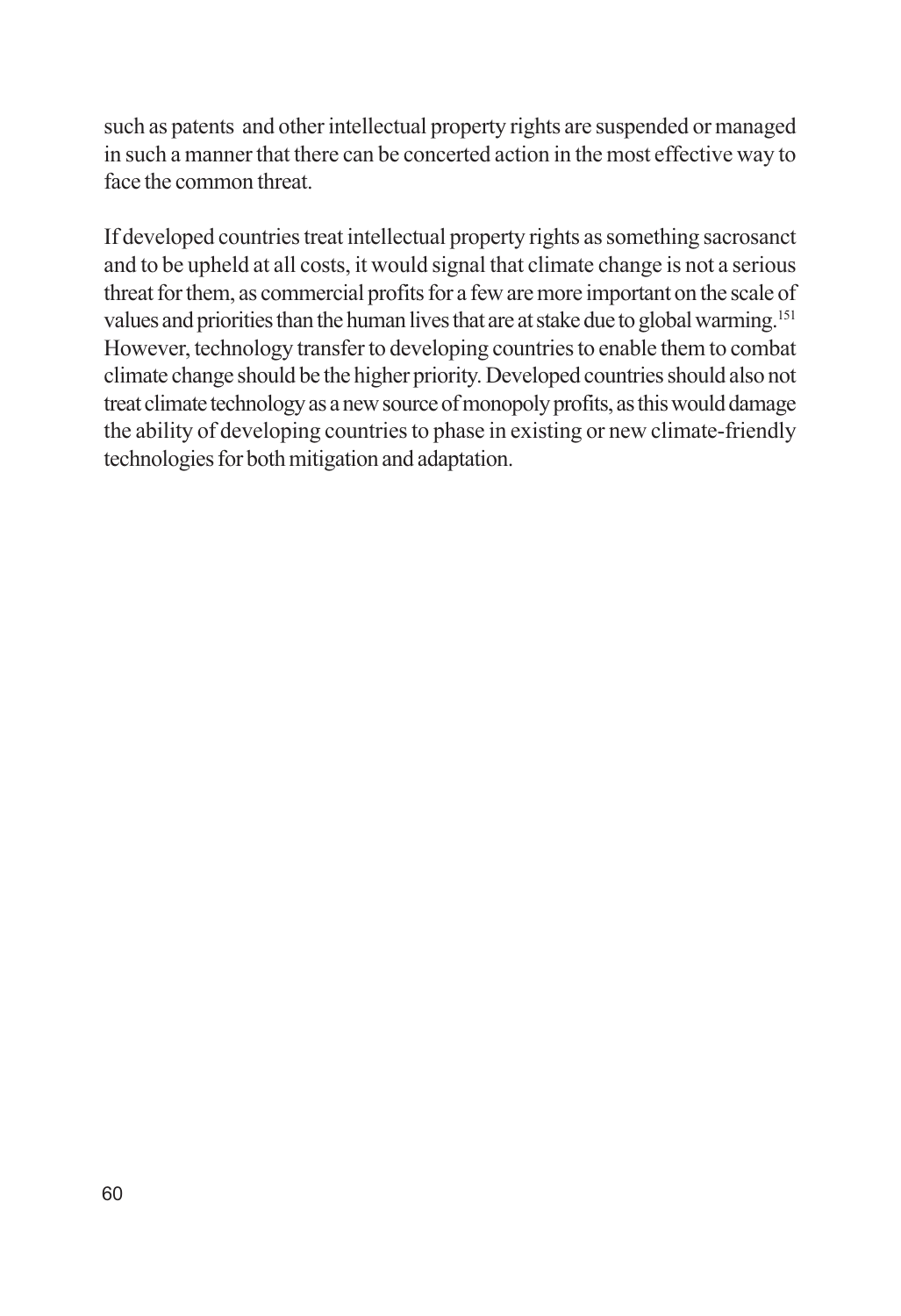such as patents and other intellectual property rights are suspended or managed in such a manner that there can be concerted action in the most effective way to face the common threat.

If developed countries treat intellectual property rights as something sacrosanct and to be upheld at all costs, it would signal that climate change is not a serious threat for them, as commercial profits for a few are more important on the scale of values and priorities than the human lives that are at stake due to global warming.[151] However, technology transfer to developing countries to enable them to combat climate change should be the higher priority. Developed countries should also not treat climate technology as a new source of monopoly profits, as this would damage the ability of developing countries to phase in existing or new climate-friendly technologies for both mitigation and adaptation.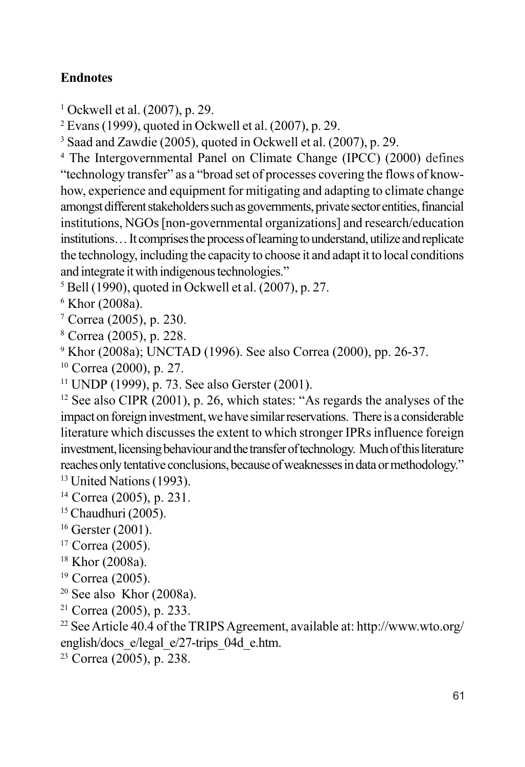**Endnotes**

[1] Ockwell et al. (2007), p. 29.

[2] Evans (1999), quoted in Ockwell et al. (2007), p. 29.

[3] Saad and Zawdie (2005), quoted in Ockwell et al. (2007), p. 29.

[4] The Intergovernmental Panel on Climate Change (IPCC) (2000) defines "technology transfer" as a "broad set of processes covering the flows of know-how, experience and equipment for mitigating and adapting to climate change amongst different stakeholders such as governments, private sector entities, financial institutions, NGOs [non-governmental organizations] and research/education institutions… It comprises the process of learning to understand, utilize and replicate the technology, including the capacity to choose it and adapt it to local conditions and integrate it with indigenous technologies."

[5] Bell (1990), quoted in Ockwell et al. (2007), p. 27.

[6] Khor (2008a).

[7] Correa (2005), p. 230.

[8] Correa (2005), p. 228.

[9] Khor (2008a); UNCTAD (1996). See also Correa (2000), pp. 26-37.

[10] Correa (2000), p. 27.

[11] UNDP (1999), p. 73. See also Gerster (2001).

[12] See also CIPR (2001), p. 26, which states: "As regards the analyses of the impact on foreign investment, we have similar reservations. There is a considerable literature which discusses the extent to which stronger IPRs influence foreign investment, licensing behaviour and the transfer of technology. Much of this literature reaches only tentative conclusions, because of weaknesses in data or methodology."

[13] United Nations (1993).

[14] Correa (2005), p. 231.

[15] Chaudhuri (2005).

[16] Gerster (2001).

[17] Correa (2005).

[18] Khor (2008a).

[19] Correa (2005).

[20] See also Khor (2008a).

[21] Correa (2005), p. 233.

[22] See Article 40.4 of the TRIPS Agreement, available at: http://www.wto.org/english/docs_e/legal_e/27-trips_04d_e.htm.

[23] Correa (2005), p. 238.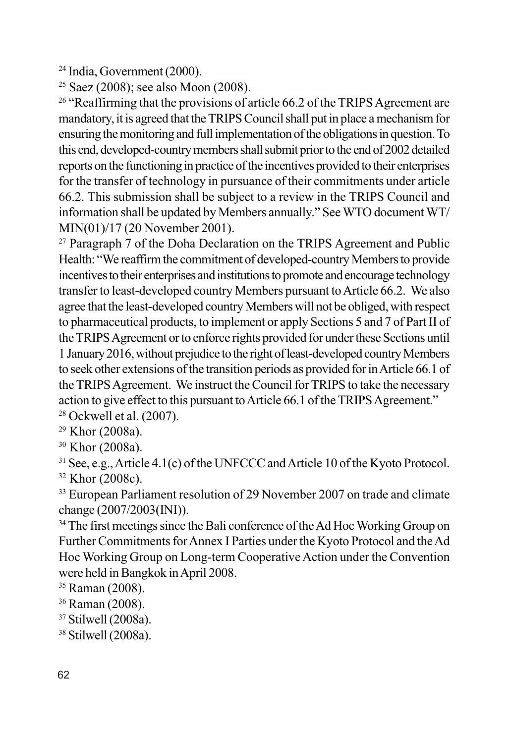[24] India, Government (2000).

[25] Saez (2008); see also Moon (2008).

[26] "Reaffirming that the provisions of article 66.2 of the TRIPS Agreement are mandatory, it is agreed that the TRIPS Council shall put in place a mechanism for ensuring the monitoring and full implementation of the obligations in question. To this end, developed-country members shall submit prior to the end of 2002 detailed reports on the functioning in practice of the incentives provided to their enterprises for the transfer of technology in pursuance of their commitments under article 66.2. This submission shall be subject to a review in the TRIPS Council and information shall be updated by Members annually." See WTO document WT/MIN(01)/17 (20 November 2001).

[27] Paragraph 7 of the Doha Declaration on the TRIPS Agreement and Public Health: "We reaffirm the commitment of developed-country Members to provide incentives to their enterprises and institutions to promote and encourage technology transfer to least-developed country Members pursuant to Article 66.2. We also agree that the least-developed country Members will not be obliged, with respect to pharmaceutical products, to implement or apply Sections 5 and 7 of Part II of the TRIPS Agreement or to enforce rights provided for under these Sections until 1 January 2016, without prejudice to the right of least-developed country Members to seek other extensions of the transition periods as provided for in Article 66.1 of the TRIPS Agreement. We instruct the Council for TRIPS to take the necessary action to give effect to this pursuant to Article 66.1 of the TRIPS Agreement."

[28] Ockwell et al. (2007).

[29] Khor (2008a).

[30] Khor (2008a).

[31] See, e.g., Article 4.1(c) of the UNFCCC and Article 10 of the Kyoto Protocol.

[32] Khor (2008c).

[33] European Parliament resolution of 29 November 2007 on trade and climate change (2007/2003(INI)).

[34] The first meetings since the Bali conference of the Ad Hoc Working Group on Further Commitments for Annex I Parties under the Kyoto Protocol and the Ad Hoc Working Group on Long-term Cooperative Action under the Convention were held in Bangkok in April 2008.

[35] Raman (2008).

[36] Raman (2008).

[37] Stilwell (2008a).

[38] Stilwell (2008a).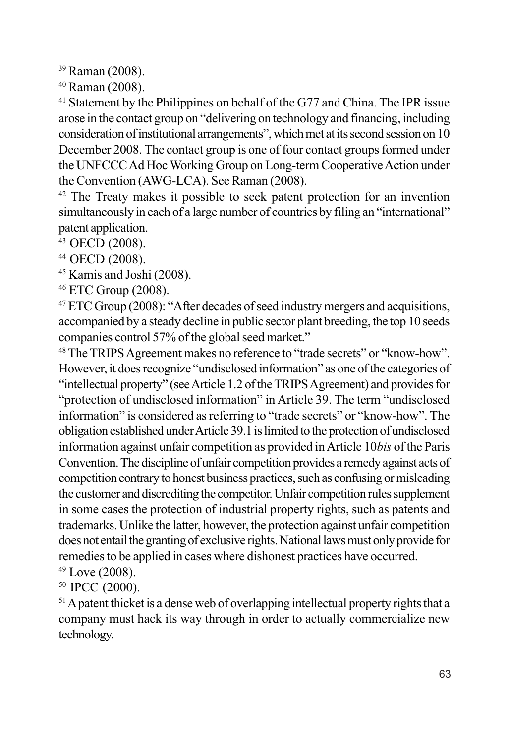[39] Raman (2008).

[40] Raman (2008).

[41] Statement by the Philippines on behalf of the G77 and China. The IPR issue arose in the contact group on "delivering on technology and financing, including consideration of institutional arrangements", which met at its second session on 10 December 2008. The contact group is one of four contact groups formed under the UNFCCC Ad Hoc Working Group on Long-term Cooperative Action under the Convention (AWG-LCA). See Raman (2008).

[42] The Treaty makes it possible to seek patent protection for an invention simultaneously in each of a large number of countries by filing an "international" patent application.

[43] OECD (2008).

[44] OECD (2008).

[45] Kamis and Joshi (2008).

[46] ETC Group (2008).

[47] ETC Group (2008): "After decades of seed industry mergers and acquisitions, accompanied by a steady decline in public sector plant breeding, the top 10 seeds companies control 57% of the global seed market."

[48] The TRIPS Agreement makes no reference to "trade secrets" or "know-how". However, it does recognize "undisclosed information" as one of the categories of "intellectual property" (see Article 1.2 of the TRIPS Agreement) and provides for "protection of undisclosed information" in Article 39. The term "undisclosed information" is considered as referring to "trade secrets" or "know-how". The obligation established under Article 39.1 is limited to the protection of undisclosed information against unfair competition as provided in Article 10*bis* of the Paris Convention. The discipline of unfair competition provides a remedy against acts of competition contrary to honest business practices, such as confusing or misleading the customer and discrediting the competitor. Unfair competition rules supplement in some cases the protection of industrial property rights, such as patents and trademarks. Unlike the latter, however, the protection against unfair competition does not entail the granting of exclusive rights. National laws must only provide for remedies to be applied in cases where dishonest practices have occurred.

[49] Love (2008).

[50] IPCC (2000).

[51] A patent thicket is a dense web of overlapping intellectual property rights that a company must hack its way through in order to actually commercialize new technology.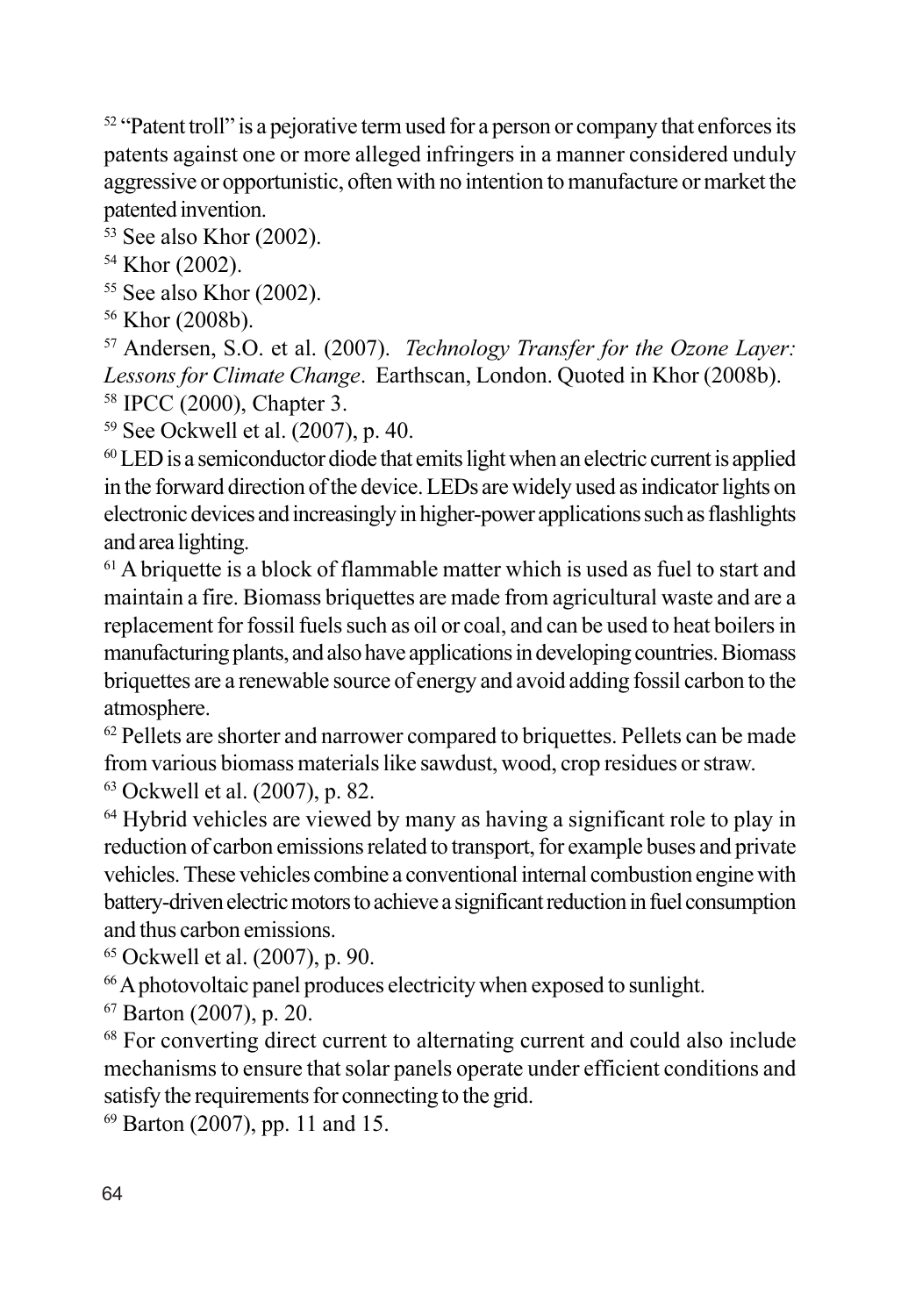[52] "Patent troll" is a pejorative term used for a person or company that enforces its patents against one or more alleged infringers in a manner considered unduly aggressive or opportunistic, often with no intention to manufacture or market the patented invention.

[53] See also Khor (2002).

[54] Khor (2002).

[55] See also Khor (2002).

[56] Khor (2008b).

[57] Andersen, S.O. et al. (2007). *Technology Transfer for the Ozone Layer: Lessons for Climate Change*. Earthscan, London. Quoted in Khor (2008b).

[58] IPCC (2000), Chapter 3.

[59] See Ockwell et al. (2007), p. 40.

[60] LED is a semiconductor diode that emits light when an electric current is applied in the forward direction of the device. LEDs are widely used as indicator lights on electronic devices and increasingly in higher-power applications such as flashlights and area lighting.

[61] A briquette is a block of flammable matter which is used as fuel to start and maintain a fire. Biomass briquettes are made from agricultural waste and are a replacement for fossil fuels such as oil or coal, and can be used to heat boilers in manufacturing plants, and also have applications in developing countries. Biomass briquettes are a renewable source of energy and avoid adding fossil carbon to the atmosphere.

[62] Pellets are shorter and narrower compared to briquettes. Pellets can be made from various biomass materials like sawdust, wood, crop residues or straw.

[63] Ockwell et al. (2007), p. 82.

[64] Hybrid vehicles are viewed by many as having a significant role to play in reduction of carbon emissions related to transport, for example buses and private vehicles. These vehicles combine a conventional internal combustion engine with battery-driven electric motors to achieve a significant reduction in fuel consumption and thus carbon emissions.

[65] Ockwell et al. (2007), p. 90.

[66] A photovoltaic panel produces electricity when exposed to sunlight.

[67] Barton (2007), p. 20.

[68] For converting direct current to alternating current and could also include mechanisms to ensure that solar panels operate under efficient conditions and satisfy the requirements for connecting to the grid.

[69] Barton (2007), pp. 11 and 15.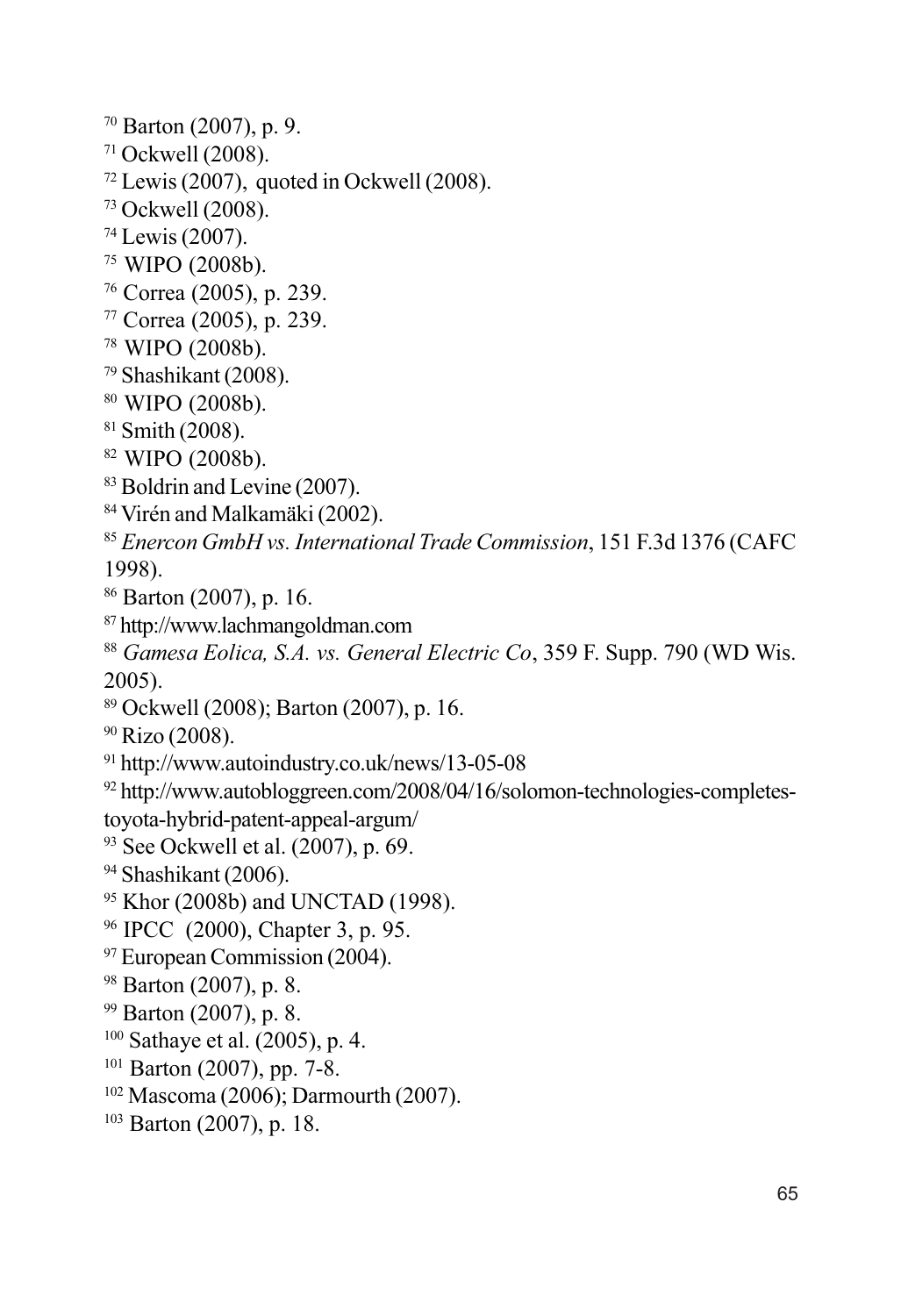[70] Barton (2007), p. 9.
[71] Ockwell (2008).
[72] Lewis (2007), quoted in Ockwell (2008).
[73] Ockwell (2008).
[74] Lewis (2007).
[75] WIPO (2008b).
[76] Correa (2005), p. 239.
[77] Correa (2005), p. 239.
[78] WIPO (2008b).
[79] Shashikant (2008).
[80] WIPO (2008b).
[81] Smith (2008).
[82] WIPO (2008b).
[83] Boldrin and Levine (2007).
[84] Virén and Malkamäki (2002).
[85] *Enercon GmbH vs. International Trade Commission*, 151 F.3d 1376 (CAFC 1998).
[86] Barton (2007), p. 16.
[87] http://www.lachmangoldman.com
[88] *Gamesa Eolica, S.A. vs. General Electric Co*, 359 F. Supp. 790 (WD Wis. 2005).
[89] Ockwell (2008); Barton (2007), p. 16.
[90] Rizo (2008).
[91] http://www.autoindustry.co.uk/news/13-05-08
[92] http://www.autobloggreen.com/2008/04/16/solomon-technologies-completes-toyota-hybrid-patent-appeal-argum/
[93] See Ockwell et al. (2007), p. 69.
[94] Shashikant (2006).
[95] Khor (2008b) and UNCTAD (1998).
[96] IPCC (2000), Chapter 3, p. 95.
[97] European Commission (2004).
[98] Barton (2007), p. 8.
[99] Barton (2007), p. 8.
[100] Sathaye et al. (2005), p. 4.
[101] Barton (2007), pp. 7-8.
[102] Mascoma (2006); Darmourth (2007).
[103] Barton (2007), p. 18.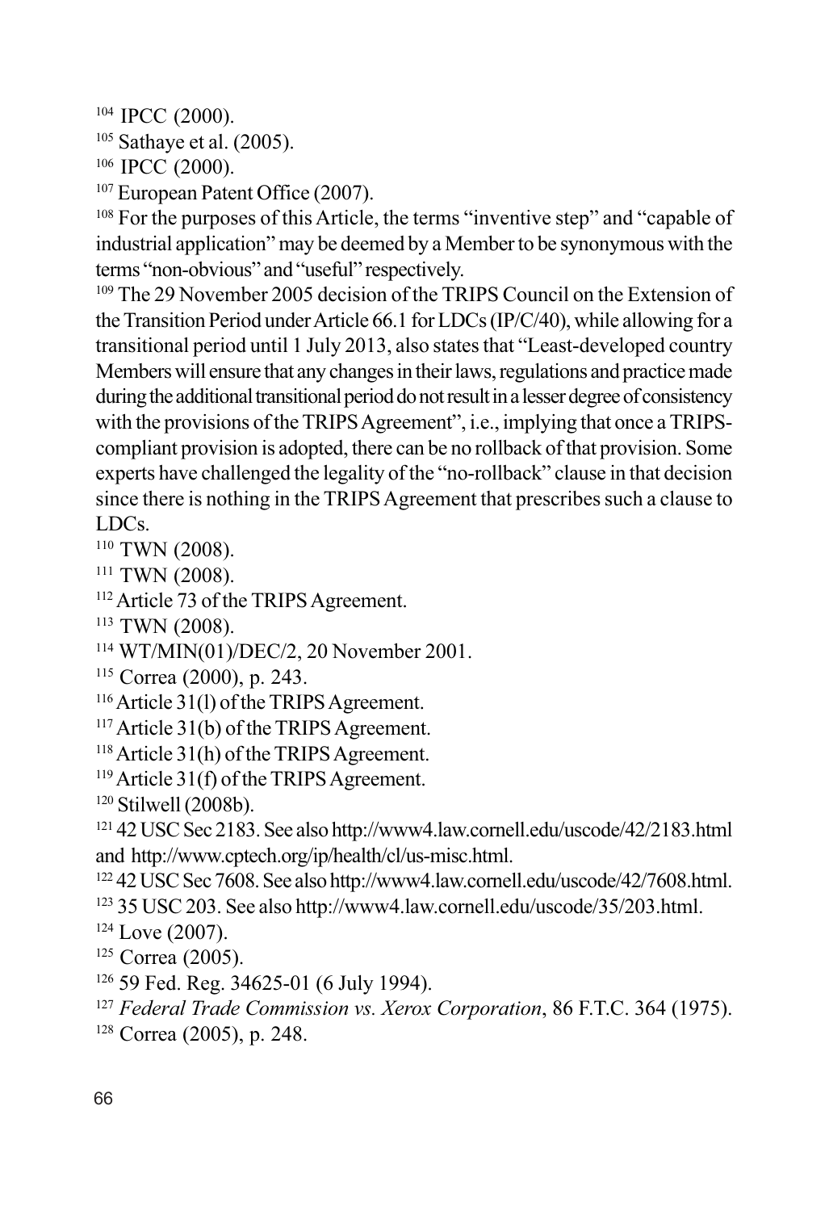[104] IPCC (2000).

[105] Sathaye et al. (2005).

[106] IPCC (2000).

[107] European Patent Office (2007).

[108] For the purposes of this Article, the terms "inventive step" and "capable of industrial application" may be deemed by a Member to be synonymous with the terms "non-obvious" and "useful" respectively.

[109] The 29 November 2005 decision of the TRIPS Council on the Extension of the Transition Period under Article 66.1 for LDCs (IP/C/40), while allowing for a transitional period until 1 July 2013, also states that "Least-developed country Members will ensure that any changes in their laws, regulations and practice made during the additional transitional period do not result in a lesser degree of consistency with the provisions of the TRIPS Agreement", i.e., implying that once a TRIPS-compliant provision is adopted, there can be no rollback of that provision. Some experts have challenged the legality of the "no-rollback" clause in that decision since there is nothing in the TRIPS Agreement that prescribes such a clause to LDCs.

[110] TWN (2008).

[111] TWN (2008).

[112] Article 73 of the TRIPS Agreement.

[113] TWN (2008).

[114] WT/MIN(01)/DEC/2, 20 November 2001.

[115] Correa (2000), p. 243.

[116] Article 31(l) of the TRIPS Agreement.

[117] Article 31(b) of the TRIPS Agreement.

[118] Article 31(h) of the TRIPS Agreement.

[119] Article 31(f) of the TRIPS Agreement.

[120] Stilwell (2008b).

[121] 42 USC Sec 2183. See also http://www4.law.cornell.edu/uscode/42/2183.html and http://www.cptech.org/ip/health/cl/us-misc.html.

[122] 42 USC Sec 7608. See also http://www4.law.cornell.edu/uscode/42/7608.html.

[123] 35 USC 203. See also http://www4.law.cornell.edu/uscode/35/203.html.

[124] Love (2007).

[125] Correa (2005).

[126] 59 Fed. Reg. 34625-01 (6 July 1994).

[127] *Federal Trade Commission vs. Xerox Corporation*, 86 F.T.C. 364 (1975).

[128] Correa (2005), p. 248.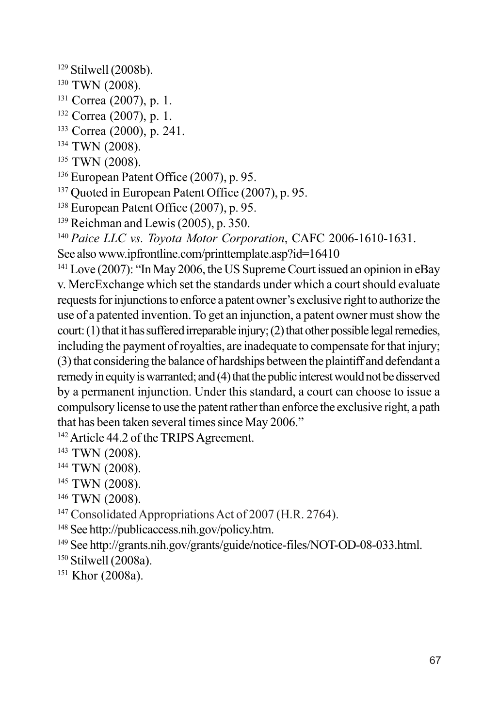[129] Stilwell (2008b).

[130] TWN (2008).

[131] Correa (2007), p. 1.

[132] Correa (2007), p. 1.

[133] Correa (2000), p. 241.

[134] TWN (2008).

[135] TWN (2008).

[136] European Patent Office (2007), p. 95.

[137] Quoted in European Patent Office (2007), p. 95.

[138] European Patent Office (2007), p. 95.

[139] Reichman and Lewis (2005), p. 350.

[140] *Paice LLC vs. Toyota Motor Corporation*, CAFC 2006-1610-1631. See also www.ipfrontline.com/printtemplate.asp?id=16410

[141] Love (2007): "In May 2006, the US Supreme Court issued an opinion in eBay v. MercExchange which set the standards under which a court should evaluate requests for injunctions to enforce a patent owner's exclusive right to authorize the use of a patented invention. To get an injunction, a patent owner must show the court: (1) that it has suffered irreparable injury; (2) that other possible legal remedies, including the payment of royalties, are inadequate to compensate for that injury; (3) that considering the balance of hardships between the plaintiff and defendant a remedy in equity is warranted; and (4) that the public interest would not be disserved by a permanent injunction. Under this standard, a court can choose to issue a compulsory license to use the patent rather than enforce the exclusive right, a path that has been taken several times since May 2006."

[142] Article 44.2 of the TRIPS Agreement.

[143] TWN (2008).

[144] TWN (2008).

[145] TWN (2008).

[146] TWN (2008).

[147] Consolidated Appropriations Act of 2007 (H.R. 2764).

[148] See http://publicaccess.nih.gov/policy.htm.

[149] See http://grants.nih.gov/grants/guide/notice-files/NOT-OD-08-033.html.

[150] Stilwell (2008a).

[151] Khor (2008a).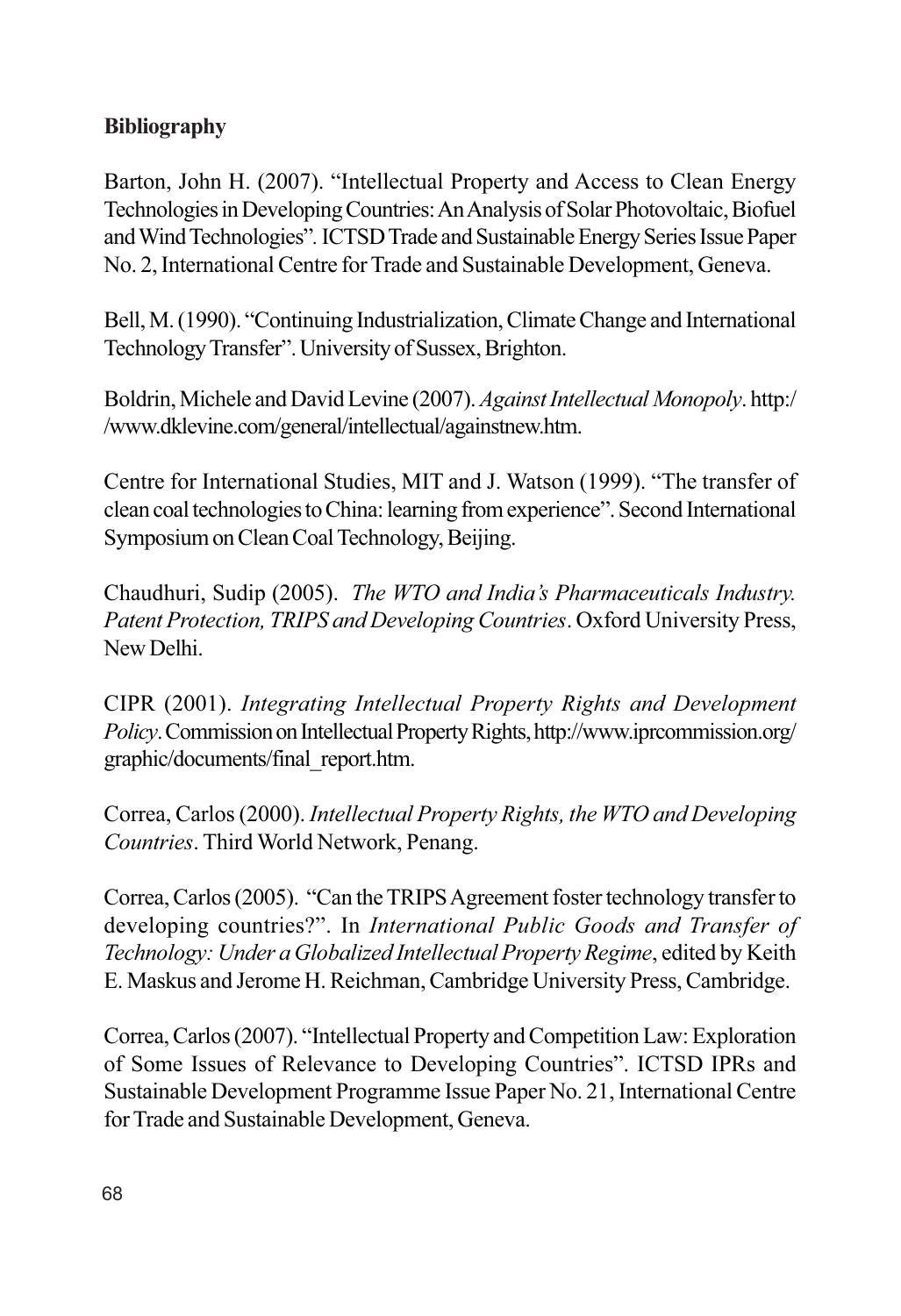**Bibliography**

Barton, John H. (2007). "Intellectual Property and Access to Clean Energy Technologies in Developing Countries: An Analysis of Solar Photovoltaic, Biofuel and Wind Technologies". ICTSD Trade and Sustainable Energy Series Issue Paper No. 2, International Centre for Trade and Sustainable Development, Geneva.

Bell, M. (1990). "Continuing Industrialization, Climate Change and International Technology Transfer". University of Sussex, Brighton.

Boldrin, Michele and David Levine (2007). *Against Intellectual Monopoly*. http://www.dklevine.com/general/intellectual/againstnew.htm.

Centre for International Studies, MIT and J. Watson (1999). "The transfer of clean coal technologies to China: learning from experience". Second International Symposium on Clean Coal Technology, Beijing.

Chaudhuri, Sudip (2005). *The WTO and India's Pharmaceuticals Industry. Patent Protection, TRIPS and Developing Countries*. Oxford University Press, New Delhi.

CIPR (2001). *Integrating Intellectual Property Rights and Development Policy*. Commission on Intellectual Property Rights, http://www.iprcommission.org/graphic/documents/final_report.htm.

Correa, Carlos (2000). *Intellectual Property Rights, the WTO and Developing Countries*. Third World Network, Penang.

Correa, Carlos (2005). "Can the TRIPS Agreement foster technology transfer to developing countries?". In *International Public Goods and Transfer of Technology: Under a Globalized Intellectual Property Regime*, edited by Keith E. Maskus and Jerome H. Reichman, Cambridge University Press, Cambridge.

Correa, Carlos (2007). "Intellectual Property and Competition Law: Exploration of Some Issues of Relevance to Developing Countries". ICTSD IPRs and Sustainable Development Programme Issue Paper No. 21, International Centre for Trade and Sustainable Development, Geneva.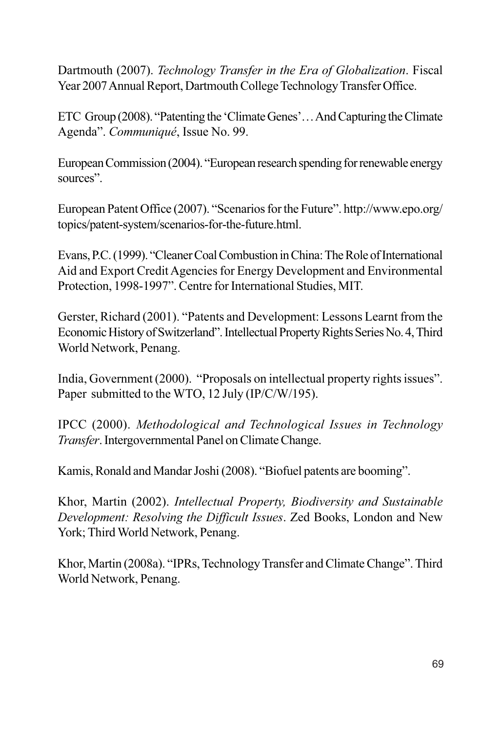Dartmouth (2007). *Technology Transfer in the Era of Globalization*. Fiscal Year 2007 Annual Report, Dartmouth College Technology Transfer Office.

ETC Group (2008). "Patenting the 'Climate Genes'… And Capturing the Climate Agenda". *Communiqué*, Issue No. 99.

European Commission (2004). "European research spending for renewable energy sources".

European Patent Office (2007). "Scenarios for the Future". http://www.epo.org/topics/patent-system/scenarios-for-the-future.html.

Evans, P.C. (1999). "Cleaner Coal Combustion in China: The Role of International Aid and Export Credit Agencies for Energy Development and Environmental Protection, 1998-1997". Centre for International Studies, MIT.

Gerster, Richard (2001). "Patents and Development: Lessons Learnt from the Economic History of Switzerland". Intellectual Property Rights Series No. 4, Third World Network, Penang.

India, Government (2000). "Proposals on intellectual property rights issues". Paper submitted to the WTO, 12 July (IP/C/W/195).

IPCC (2000). *Methodological and Technological Issues in Technology Transfer*. Intergovernmental Panel on Climate Change.

Kamis, Ronald and Mandar Joshi (2008). "Biofuel patents are booming".

Khor, Martin (2002). *Intellectual Property, Biodiversity and Sustainable Development: Resolving the Difficult Issues*. Zed Books, London and New York; Third World Network, Penang.

Khor, Martin (2008a). "IPRs, Technology Transfer and Climate Change". Third World Network, Penang.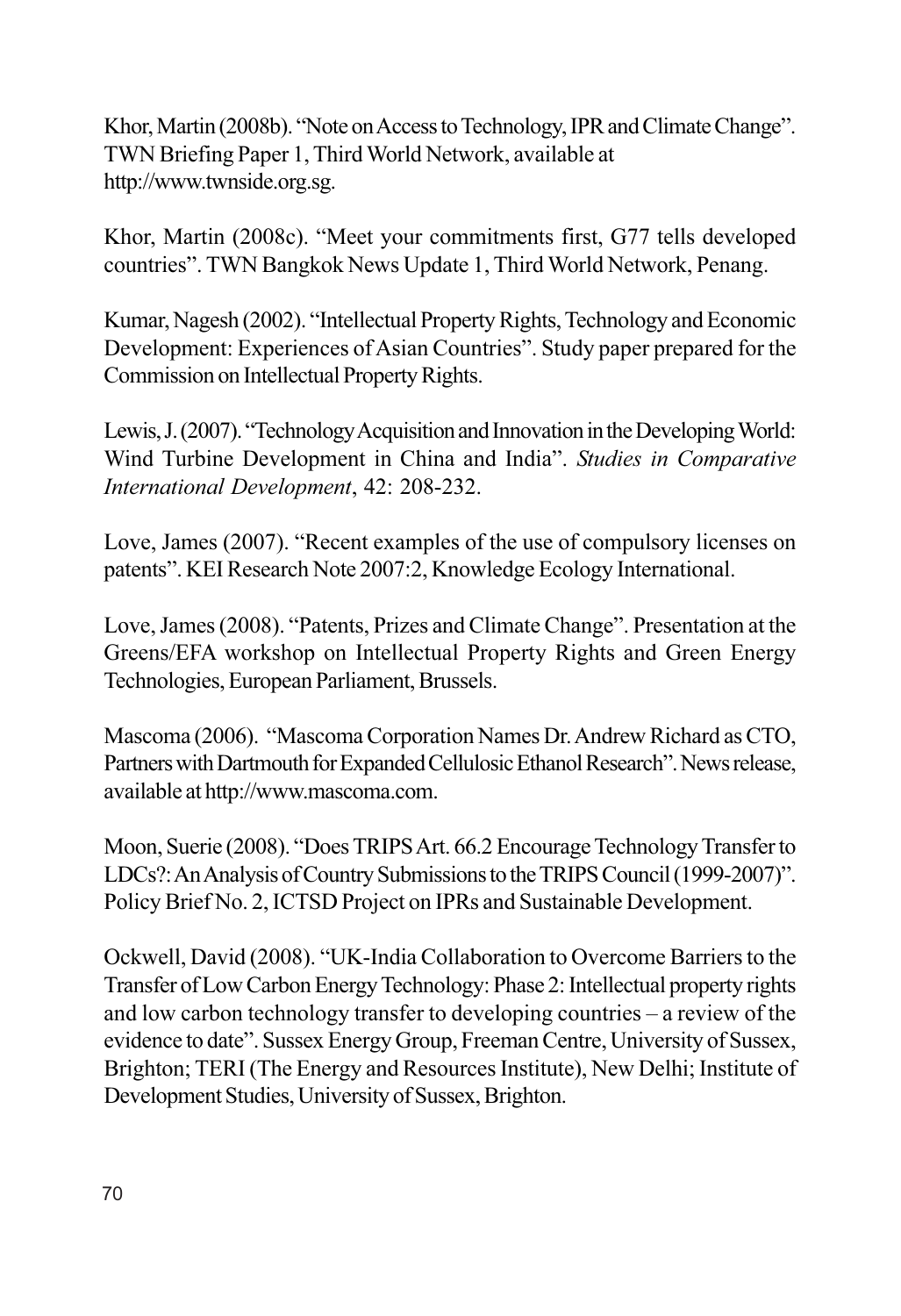Khor, Martin (2008b). "Note on Access to Technology, IPR and Climate Change". TWN Briefing Paper 1, Third World Network, available at http://www.twnside.org.sg.

Khor, Martin (2008c). "Meet your commitments first, G77 tells developed countries". TWN Bangkok News Update 1, Third World Network, Penang.

Kumar, Nagesh (2002). "Intellectual Property Rights, Technology and Economic Development: Experiences of Asian Countries". Study paper prepared for the Commission on Intellectual Property Rights.

Lewis, J. (2007). "Technology Acquisition and Innovation in the Developing World: Wind Turbine Development in China and India". *Studies in Comparative International Development*, 42: 208-232.

Love, James (2007). "Recent examples of the use of compulsory licenses on patents". KEI Research Note 2007:2, Knowledge Ecology International.

Love, James (2008). "Patents, Prizes and Climate Change". Presentation at the Greens/EFA workshop on Intellectual Property Rights and Green Energy Technologies, European Parliament, Brussels.

Mascoma (2006). "Mascoma Corporation Names Dr. Andrew Richard as CTO, Partners with Dartmouth for Expanded Cellulosic Ethanol Research". News release, available at http://www.mascoma.com.

Moon, Suerie (2008). "Does TRIPS Art. 66.2 Encourage Technology Transfer to LDCs?: An Analysis of Country Submissions to the TRIPS Council (1999-2007)". Policy Brief No. 2, ICTSD Project on IPRs and Sustainable Development.

Ockwell, David (2008). "UK-India Collaboration to Overcome Barriers to the Transfer of Low Carbon Energy Technology: Phase 2: Intellectual property rights and low carbon technology transfer to developing countries – a review of the evidence to date". Sussex Energy Group, Freeman Centre, University of Sussex, Brighton; TERI (The Energy and Resources Institute), New Delhi; Institute of Development Studies, University of Sussex, Brighton.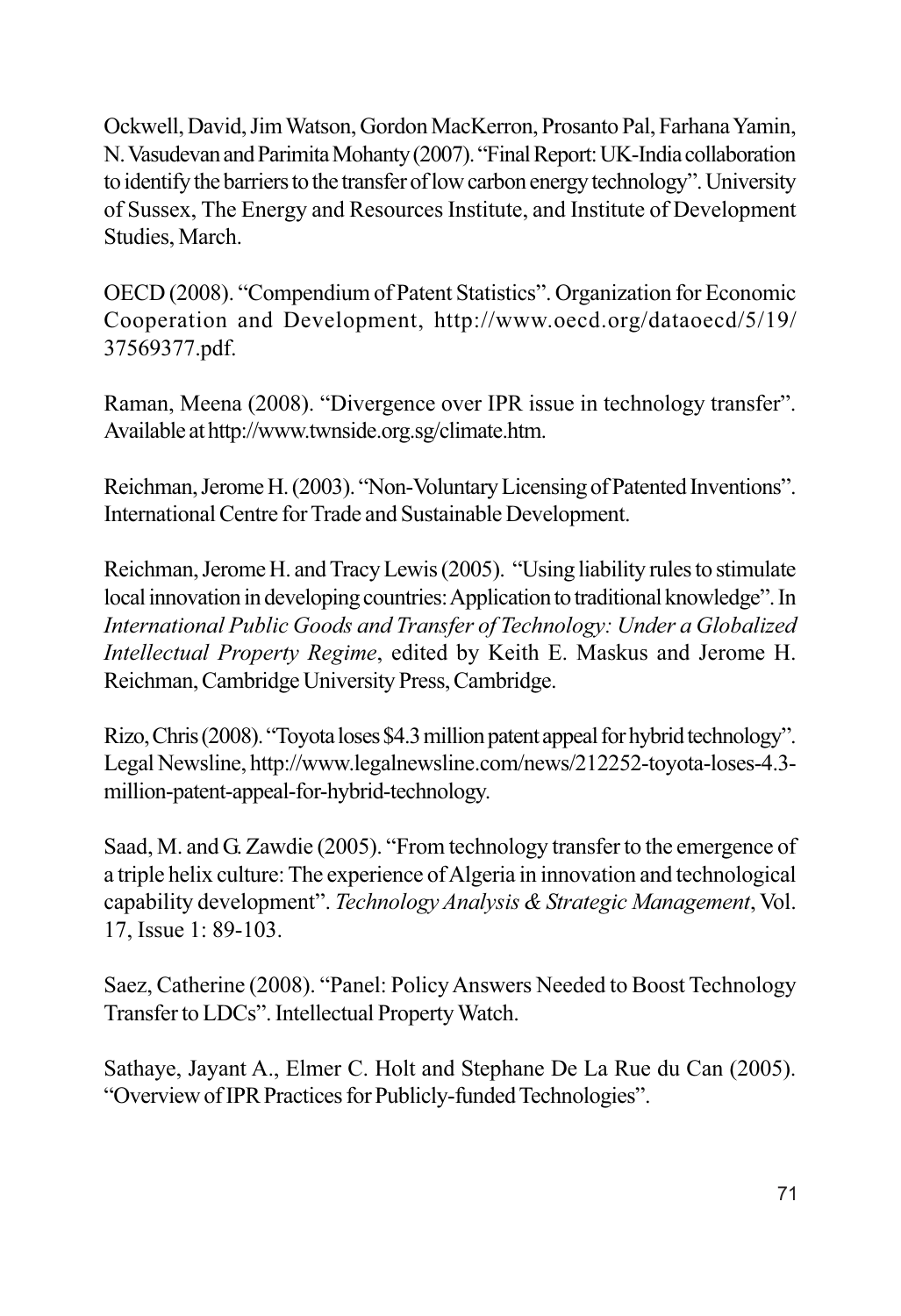Ockwell, David, Jim Watson, Gordon MacKerron, Prosanto Pal, Farhana Yamin, N. Vasudevan and Parimita Mohanty (2007). "Final Report: UK-India collaboration to identify the barriers to the transfer of low carbon energy technology". University of Sussex, The Energy and Resources Institute, and Institute of Development Studies, March.

OECD (2008). "Compendium of Patent Statistics". Organization for Economic Cooperation and Development, http://www.oecd.org/dataoecd/5/19/37569377.pdf.

Raman, Meena (2008). "Divergence over IPR issue in technology transfer". Available at http://www.twnside.org.sg/climate.htm.

Reichman, Jerome H. (2003). "Non-Voluntary Licensing of Patented Inventions". International Centre for Trade and Sustainable Development.

Reichman, Jerome H. and Tracy Lewis (2005). "Using liability rules to stimulate local innovation in developing countries: Application to traditional knowledge". In *International Public Goods and Transfer of Technology: Under a Globalized Intellectual Property Regime*, edited by Keith E. Maskus and Jerome H. Reichman, Cambridge University Press, Cambridge.

Rizo, Chris (2008). "Toyota loses $4.3 million patent appeal for hybrid technology". Legal Newsline, http://www.legalnewsline.com/news/212252-toyota-loses-4.3-million-patent-appeal-for-hybrid-technology.

Saad, M. and G. Zawdie (2005). "From technology transfer to the emergence of a triple helix culture: The experience of Algeria in innovation and technological capability development". *Technology Analysis & Strategic Management*, Vol. 17, Issue 1: 89-103.

Saez, Catherine (2008). "Panel: Policy Answers Needed to Boost Technology Transfer to LDCs". Intellectual Property Watch.

Sathaye, Jayant A., Elmer C. Holt and Stephane De La Rue du Can (2005). "Overview of IPR Practices for Publicly-funded Technologies".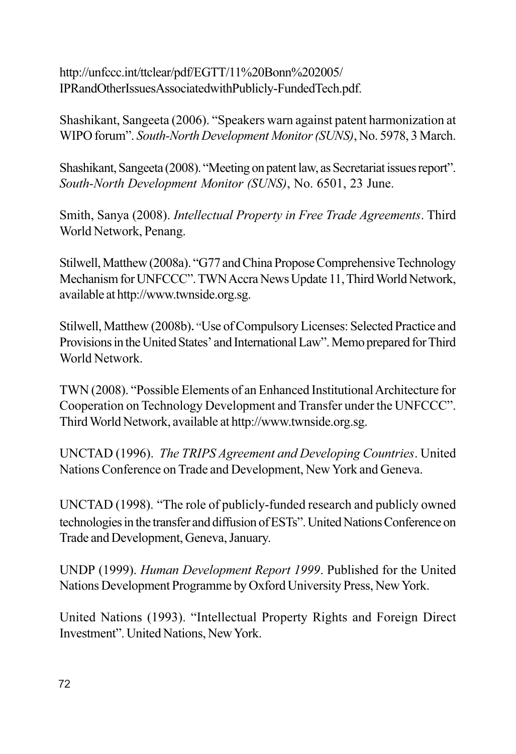http://unfccc.int/ttclear/pdf/EGTT/11%20Bonn%202005/IPRandOtherIssuesAssociatedwithPublicly-FundedTech.pdf.

Shashikant, Sangeeta (2006). "Speakers warn against patent harmonization at WIPO forum". *South-North Development Monitor (SUNS)*, No. 5978, 3 March.

Shashikant, Sangeeta (2008). "Meeting on patent law, as Secretariat issues report". *South-North Development Monitor (SUNS)*, No. 6501, 23 June.

Smith, Sanya (2008). *Intellectual Property in Free Trade Agreements*. Third World Network, Penang.

Stilwell, Matthew (2008a). "G77 and China Propose Comprehensive Technology Mechanism for UNFCCC". TWN Accra News Update 11, Third World Network, available at http://www.twnside.org.sg.

Stilwell, Matthew (2008b). "Use of Compulsory Licenses: Selected Practice and Provisions in the United States' and International Law". Memo prepared for Third World Network.

TWN (2008). "Possible Elements of an Enhanced Institutional Architecture for Cooperation on Technology Development and Transfer under the UNFCCC". Third World Network, available at http://www.twnside.org.sg.

UNCTAD (1996). *The TRIPS Agreement and Developing Countries*. United Nations Conference on Trade and Development, New York and Geneva.

UNCTAD (1998). "The role of publicly-funded research and publicly owned technologies in the transfer and diffusion of ESTs". United Nations Conference on Trade and Development, Geneva, January.

UNDP (1999). *Human Development Report 1999*. Published for the United Nations Development Programme by Oxford University Press, New York.

United Nations (1993). "Intellectual Property Rights and Foreign Direct Investment". United Nations, New York.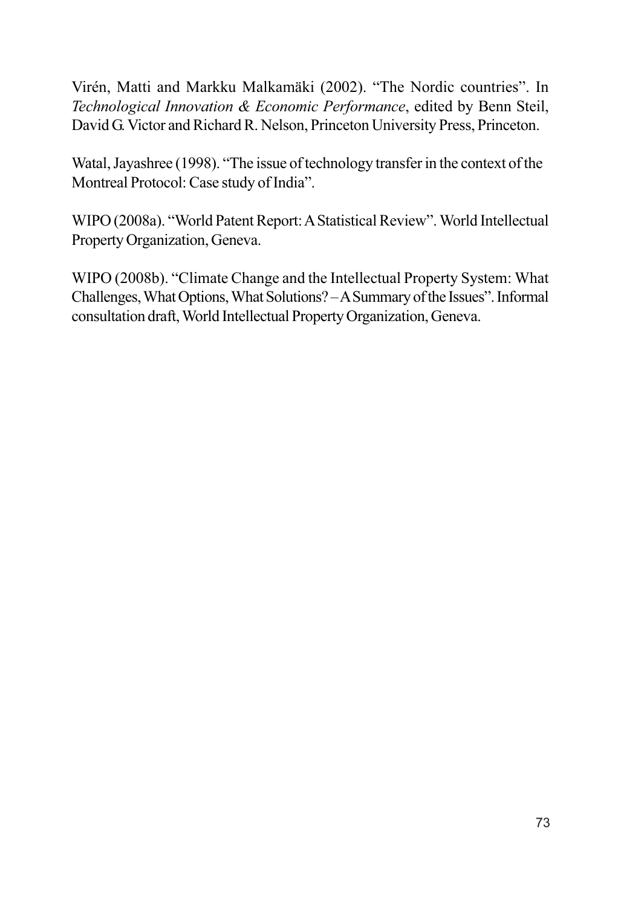Virén, Matti and Markku Malkamäki (2002). "The Nordic countries". In *Technological Innovation & Economic Performance*, edited by Benn Steil, David G. Victor and Richard R. Nelson, Princeton University Press, Princeton.

Watal, Jayashree (1998). "The issue of technology transfer in the context of the Montreal Protocol: Case study of India".

WIPO (2008a). "World Patent Report: A Statistical Review". World Intellectual Property Organization, Geneva.

WIPO (2008b). "Climate Change and the Intellectual Property System: What Challenges, What Options, What Solutions? – A Summary of the Issues". Informal consultation draft, World Intellectual Property Organization, Geneva.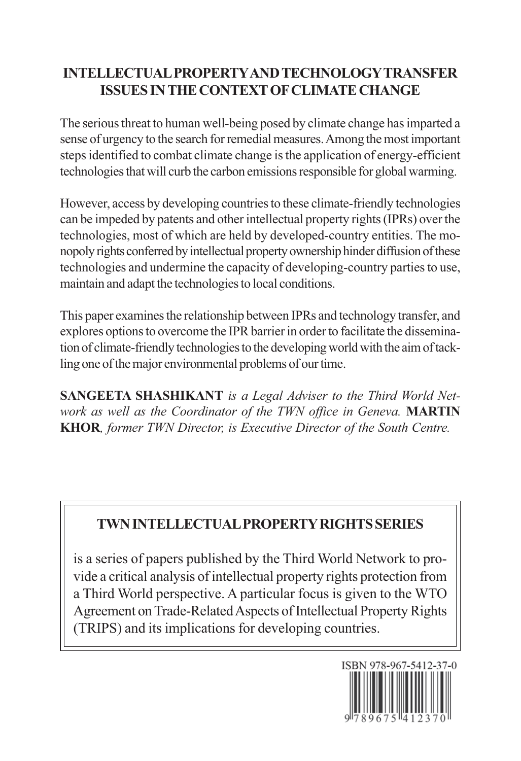## INTELLECTUAL PROPERTY AND TECHNOLOGY TRANSFER ISSUES IN THE CONTEXT OF CLIMATE CHANGE

The serious threat to human well-being posed by climate change has imparted a sense of urgency to the search for remedial measures. Among the most important steps identified to combat climate change is the application of energy-efficient technologies that will curb the carbon emissions responsible for global warming.

However, access by developing countries to these climate-friendly technologies can be impeded by patents and other intellectual property rights (IPRs) over the technologies, most of which are held by developed-country entities. The monopoly rights conferred by intellectual property ownership hinder diffusion of these technologies and undermine the capacity of developing-country parties to use, maintain and adapt the technologies to local conditions.

This paper examines the relationship between IPRs and technology transfer, and explores options to overcome the IPR barrier in order to facilitate the dissemination of climate-friendly technologies to the developing world with the aim of tackling one of the major environmental problems of our time.

**SANGEETA SHASHIKANT** *is a Legal Adviser to the Third World Network as well as the Coordinator of the TWN office in Geneva.* **MARTIN KHOR***, former TWN Director, is Executive Director of the South Centre.*

### TWN INTELLECTUAL PROPERTY RIGHTS SERIES

is a series of papers published by the Third World Network to provide a critical analysis of intellectual property rights protection from a Third World perspective. A particular focus is given to the WTO Agreement on Trade-Related Aspects of Intellectual Property Rights (TRIPS) and its implications for developing countries.

ISBN 978-967-5412-37-0

9 789675 412370